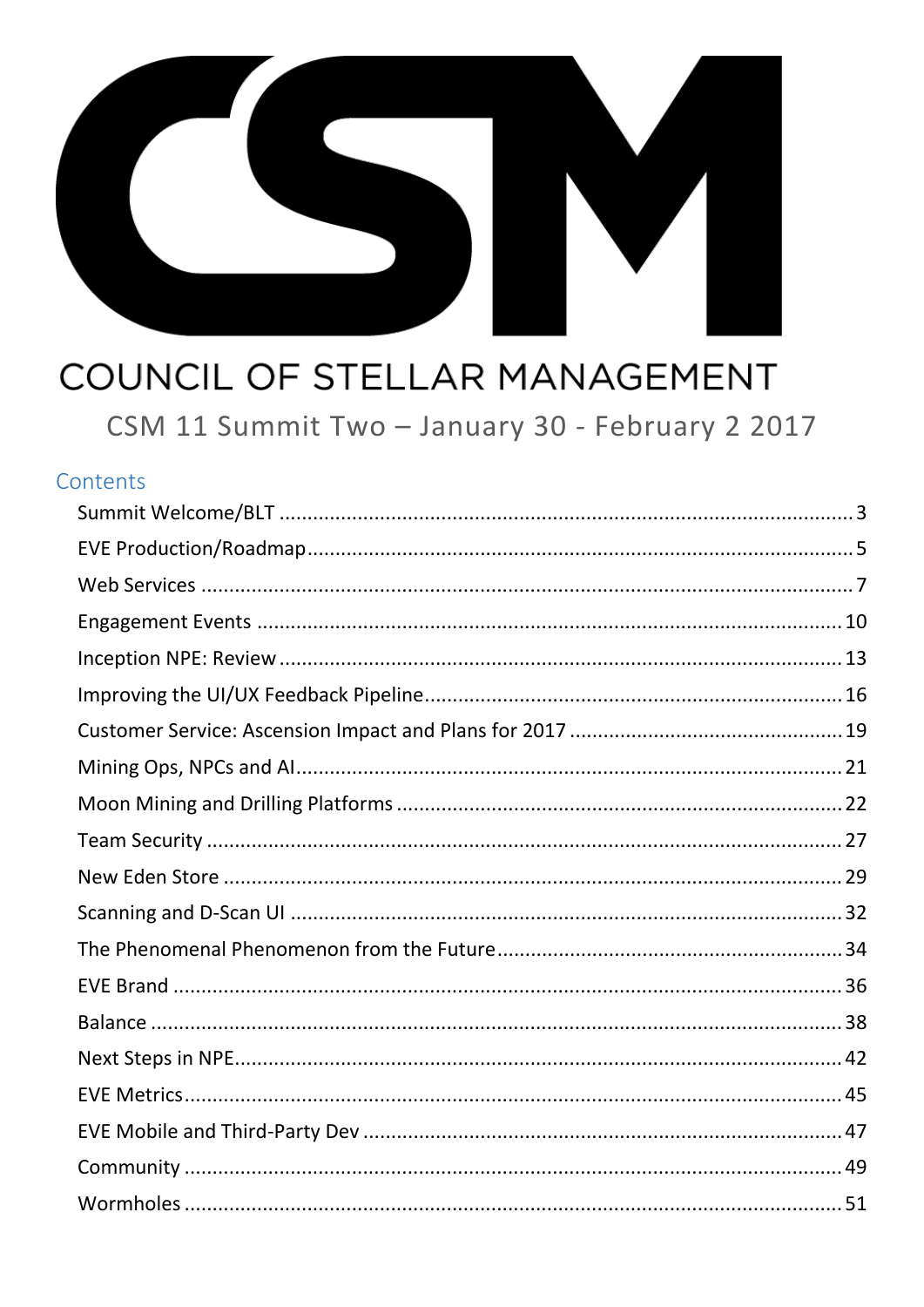# CSM

## COUNCIL OF STELLAR MANAGEMENT

CSM 11 Summit Two – January 30 - February 2 2017

### Contents

- Summit Welcome/BLT .......... 3
- EVE Production/Roadmap .......... 5
- Web Services .......... 7
- Engagement Events .......... 10
- Inception NPE: Review .......... 13
- Improving the UI/UX Feedback Pipeline .......... 16
- Customer Service: Ascension Impact and Plans for 2017 .......... 19
- Mining Ops, NPCs and AI .......... 21
- Moon Mining and Drilling Platforms .......... 22
- Team Security .......... 27
- New Eden Store .......... 29
- Scanning and D-Scan UI .......... 32
- The Phenomenal Phenomenon from the Future .......... 34
- EVE Brand .......... 36
- Balance .......... 38
- Next Steps in NPE .......... 42
- EVE Metrics .......... 45
- EVE Mobile and Third-Party Dev .......... 47
- Community .......... 49
- Wormholes .......... 51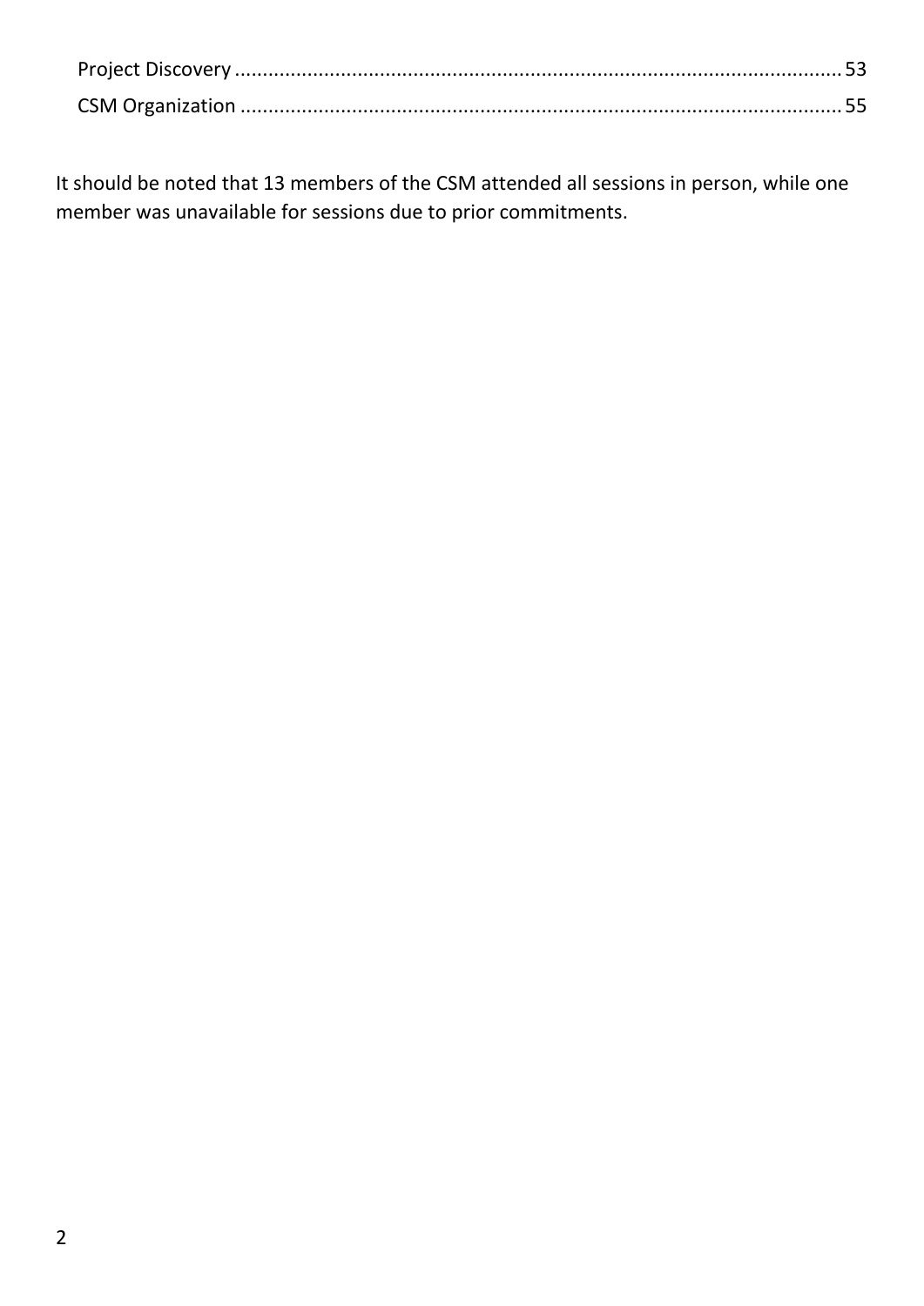Project Discovery ............................................................................................................ 53
CSM Organization ........................................................................................................... 55

It should be noted that 13 members of the CSM attended all sessions in person, while one member was unavailable for sessions due to prior commitments.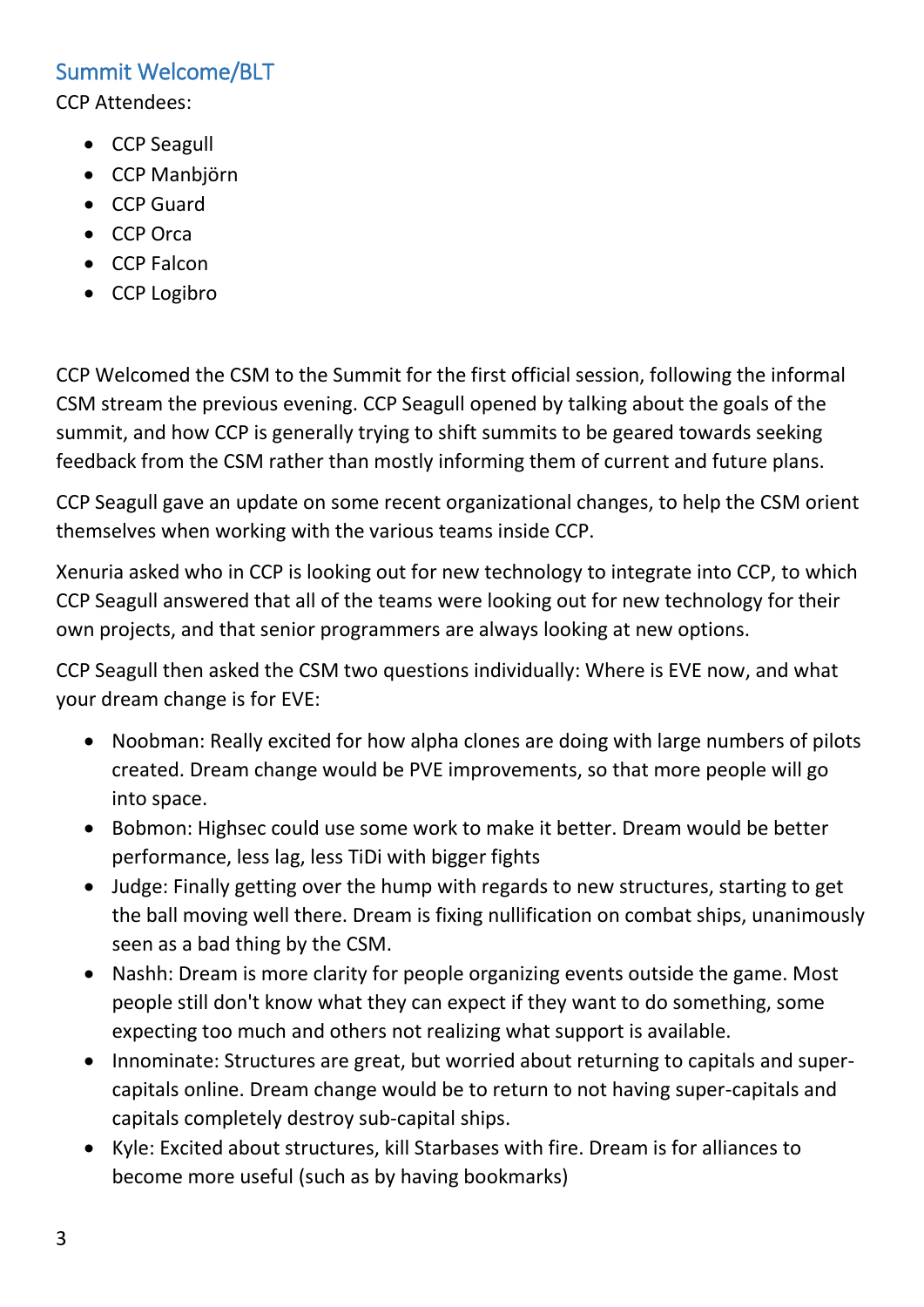## Summit Welcome/BLT

CCP Attendees:

- CCP Seagull
- CCP Manbjörn
- CCP Guard
- CCP Orca
- CCP Falcon
- CCP Logibro

CCP Welcomed the CSM to the Summit for the first official session, following the informal CSM stream the previous evening. CCP Seagull opened by talking about the goals of the summit, and how CCP is generally trying to shift summits to be geared towards seeking feedback from the CSM rather than mostly informing them of current and future plans.

CCP Seagull gave an update on some recent organizational changes, to help the CSM orient themselves when working with the various teams inside CCP.

Xenuria asked who in CCP is looking out for new technology to integrate into CCP, to which CCP Seagull answered that all of the teams were looking out for new technology for their own projects, and that senior programmers are always looking at new options.

CCP Seagull then asked the CSM two questions individually: Where is EVE now, and what your dream change is for EVE:

- Noobman: Really excited for how alpha clones are doing with large numbers of pilots created. Dream change would be PVE improvements, so that more people will go into space.
- Bobmon: Highsec could use some work to make it better. Dream would be better performance, less lag, less TiDi with bigger fights
- Judge: Finally getting over the hump with regards to new structures, starting to get the ball moving well there. Dream is fixing nullification on combat ships, unanimously seen as a bad thing by the CSM.
- Nashh: Dream is more clarity for people organizing events outside the game. Most people still don't know what they can expect if they want to do something, some expecting too much and others not realizing what support is available.
- Innominate: Structures are great, but worried about returning to capitals and super-capitals online. Dream change would be to return to not having super-capitals and capitals completely destroy sub-capital ships.
- Kyle: Excited about structures, kill Starbases with fire. Dream is for alliances to become more useful (such as by having bookmarks)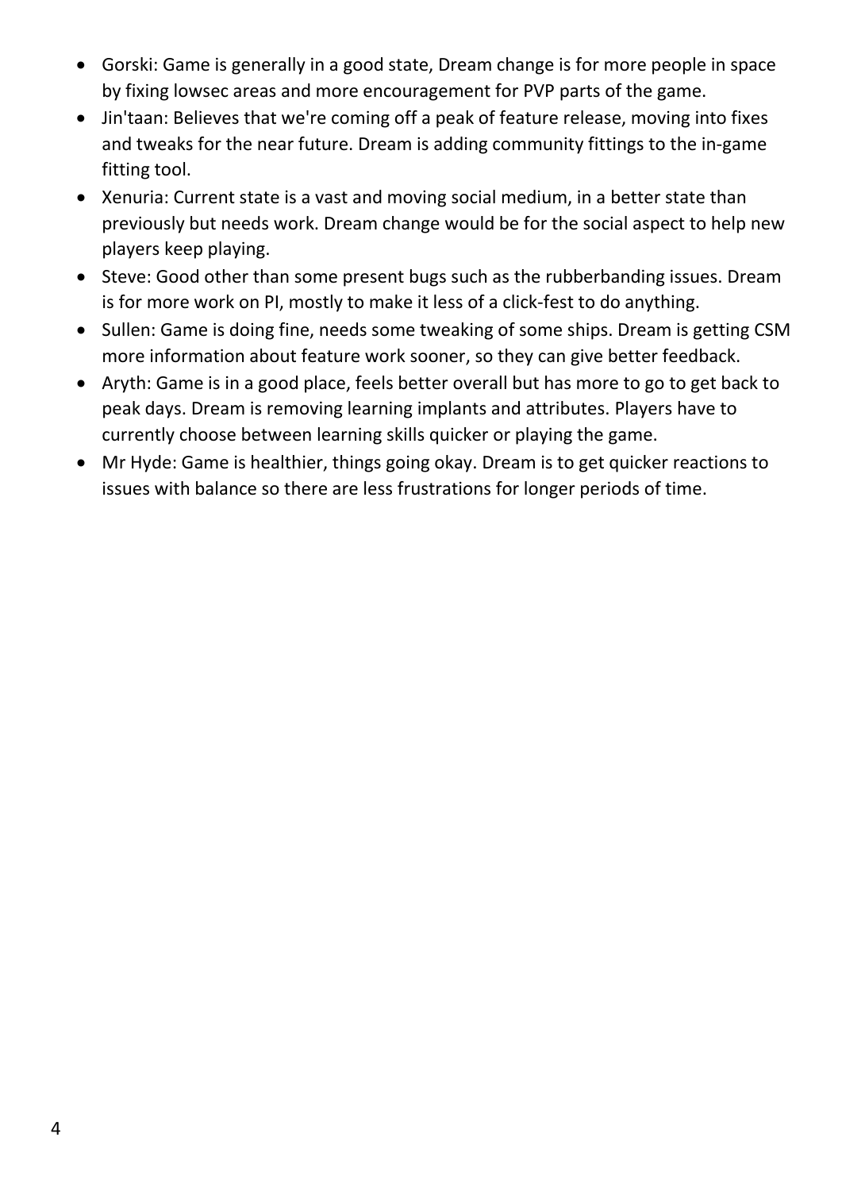- Gorski: Game is generally in a good state, Dream change is for more people in space by fixing lowsec areas and more encouragement for PVP parts of the game.
- Jin'taan: Believes that we're coming off a peak of feature release, moving into fixes and tweaks for the near future. Dream is adding community fittings to the in-game fitting tool.
- Xenuria: Current state is a vast and moving social medium, in a better state than previously but needs work. Dream change would be for the social aspect to help new players keep playing.
- Steve: Good other than some present bugs such as the rubberbanding issues. Dream is for more work on PI, mostly to make it less of a click-fest to do anything.
- Sullen: Game is doing fine, needs some tweaking of some ships. Dream is getting CSM more information about feature work sooner, so they can give better feedback.
- Aryth: Game is in a good place, feels better overall but has more to go to get back to peak days. Dream is removing learning implants and attributes. Players have to currently choose between learning skills quicker or playing the game.
- Mr Hyde: Game is healthier, things going okay. Dream is to get quicker reactions to issues with balance so there are less frustrations for longer periods of time.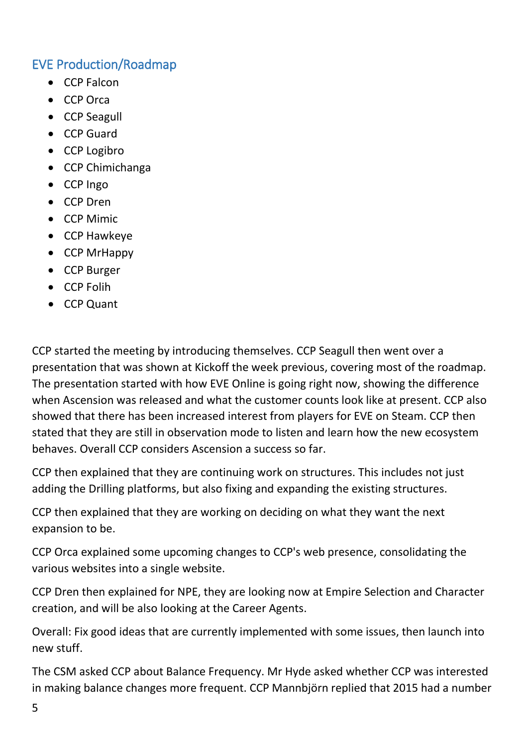## EVE Production/Roadmap

- CCP Falcon
- CCP Orca
- CCP Seagull
- CCP Guard
- CCP Logibro
- CCP Chimichanga
- CCP Ingo
- CCP Dren
- CCP Mimic
- CCP Hawkeye
- CCP MrHappy
- CCP Burger
- CCP Folih
- CCP Quant

CCP started the meeting by introducing themselves. CCP Seagull then went over a presentation that was shown at Kickoff the week previous, covering most of the roadmap. The presentation started with how EVE Online is going right now, showing the difference when Ascension was released and what the customer counts look like at present. CCP also showed that there has been increased interest from players for EVE on Steam. CCP then stated that they are still in observation mode to listen and learn how the new ecosystem behaves. Overall CCP considers Ascension a success so far.

CCP then explained that they are continuing work on structures. This includes not just adding the Drilling platforms, but also fixing and expanding the existing structures.

CCP then explained that they are working on deciding on what they want the next expansion to be.

CCP Orca explained some upcoming changes to CCP's web presence, consolidating the various websites into a single website.

CCP Dren then explained for NPE, they are looking now at Empire Selection and Character creation, and will be also looking at the Career Agents.

Overall: Fix good ideas that are currently implemented with some issues, then launch into new stuff.

The CSM asked CCP about Balance Frequency. Mr Hyde asked whether CCP was interested in making balance changes more frequent. CCP Mannbjörn replied that 2015 had a number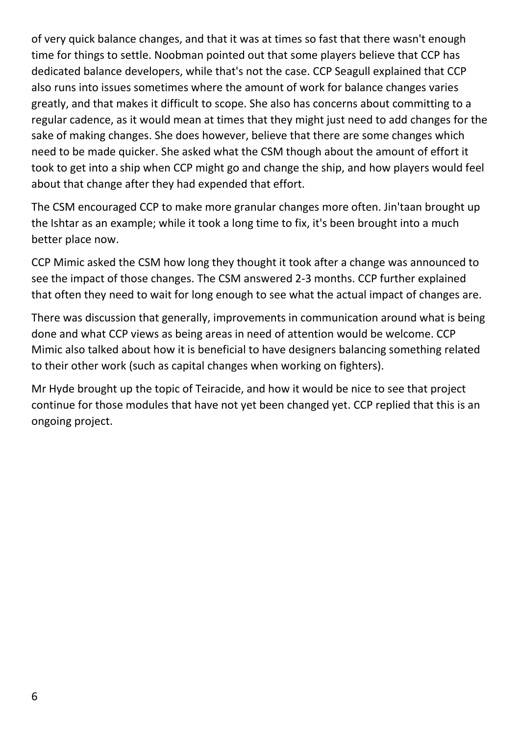of very quick balance changes, and that it was at times so fast that there wasn't enough time for things to settle. Noobman pointed out that some players believe that CCP has dedicated balance developers, while that's not the case. CCP Seagull explained that CCP also runs into issues sometimes where the amount of work for balance changes varies greatly, and that makes it difficult to scope. She also has concerns about committing to a regular cadence, as it would mean at times that they might just need to add changes for the sake of making changes. She does however, believe that there are some changes which need to be made quicker. She asked what the CSM though about the amount of effort it took to get into a ship when CCP might go and change the ship, and how players would feel about that change after they had expended that effort.

The CSM encouraged CCP to make more granular changes more often. Jin'taan brought up the Ishtar as an example; while it took a long time to fix, it's been brought into a much better place now.

CCP Mimic asked the CSM how long they thought it took after a change was announced to see the impact of those changes. The CSM answered 2-3 months. CCP further explained that often they need to wait for long enough to see what the actual impact of changes are.

There was discussion that generally, improvements in communication around what is being done and what CCP views as being areas in need of attention would be welcome. CCP Mimic also talked about how it is beneficial to have designers balancing something related to their other work (such as capital changes when working on fighters).

Mr Hyde brought up the topic of Teiracide, and how it would be nice to see that project continue for those modules that have not yet been changed yet. CCP replied that this is an ongoing project.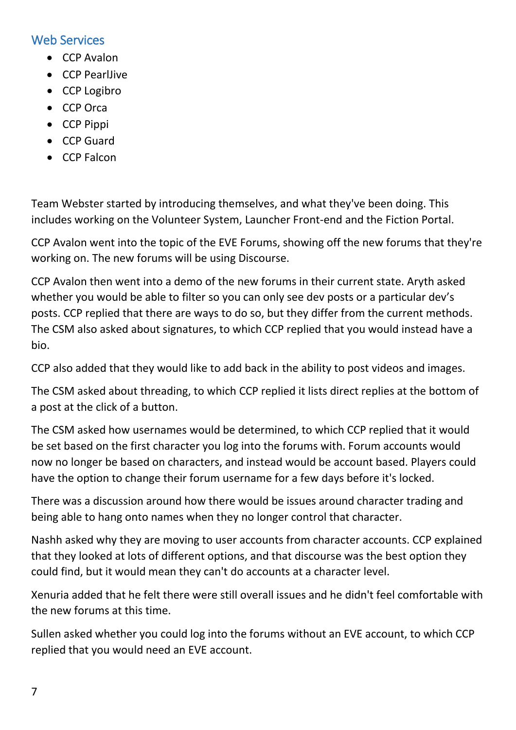## Web Services

- CCP Avalon
- CCP PearlJive
- CCP Logibro
- CCP Orca
- CCP Pippi
- CCP Guard
- CCP Falcon

Team Webster started by introducing themselves, and what they've been doing. This includes working on the Volunteer System, Launcher Front-end and the Fiction Portal.

CCP Avalon went into the topic of the EVE Forums, showing off the new forums that they're working on. The new forums will be using Discourse.

CCP Avalon then went into a demo of the new forums in their current state. Aryth asked whether you would be able to filter so you can only see dev posts or a particular dev's posts. CCP replied that there are ways to do so, but they differ from the current methods. The CSM also asked about signatures, to which CCP replied that you would instead have a bio.

CCP also added that they would like to add back in the ability to post videos and images.

The CSM asked about threading, to which CCP replied it lists direct replies at the bottom of a post at the click of a button.

The CSM asked how usernames would be determined, to which CCP replied that it would be set based on the first character you log into the forums with. Forum accounts would now no longer be based on characters, and instead would be account based. Players could have the option to change their forum username for a few days before it's locked.

There was a discussion around how there would be issues around character trading and being able to hang onto names when they no longer control that character.

Nashh asked why they are moving to user accounts from character accounts. CCP explained that they looked at lots of different options, and that discourse was the best option they could find, but it would mean they can't do accounts at a character level.

Xenuria added that he felt there were still overall issues and he didn't feel comfortable with the new forums at this time.

Sullen asked whether you could log into the forums without an EVE account, to which CCP replied that you would need an EVE account.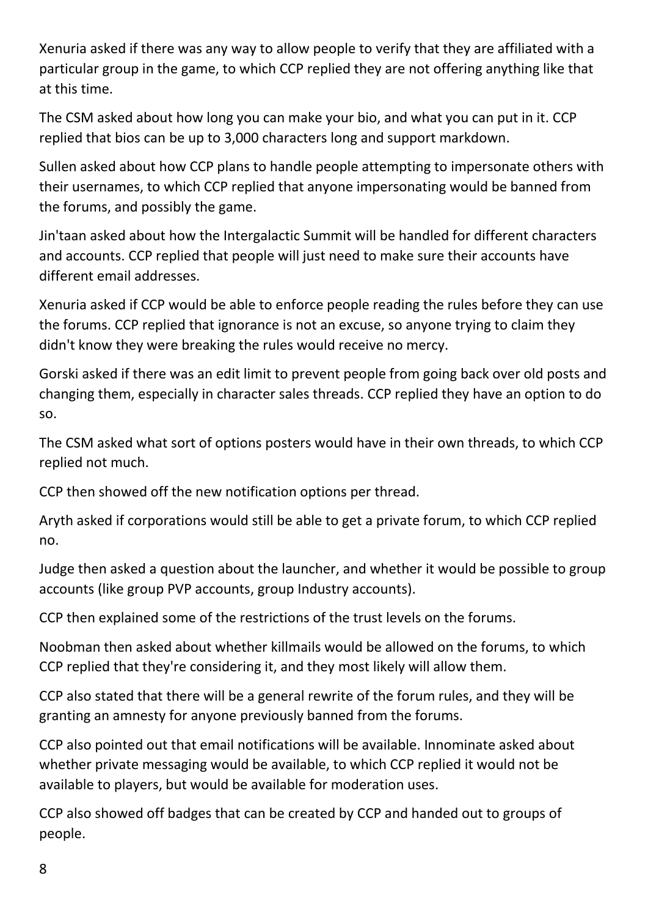Xenuria asked if there was any way to allow people to verify that they are affiliated with a particular group in the game, to which CCP replied they are not offering anything like that at this time.

The CSM asked about how long you can make your bio, and what you can put in it. CCP replied that bios can be up to 3,000 characters long and support markdown.

Sullen asked about how CCP plans to handle people attempting to impersonate others with their usernames, to which CCP replied that anyone impersonating would be banned from the forums, and possibly the game.

Jin'taan asked about how the Intergalactic Summit will be handled for different characters and accounts. CCP replied that people will just need to make sure their accounts have different email addresses.

Xenuria asked if CCP would be able to enforce people reading the rules before they can use the forums. CCP replied that ignorance is not an excuse, so anyone trying to claim they didn't know they were breaking the rules would receive no mercy.

Gorski asked if there was an edit limit to prevent people from going back over old posts and changing them, especially in character sales threads. CCP replied they have an option to do so.

The CSM asked what sort of options posters would have in their own threads, to which CCP replied not much.

CCP then showed off the new notification options per thread.

Aryth asked if corporations would still be able to get a private forum, to which CCP replied no.

Judge then asked a question about the launcher, and whether it would be possible to group accounts (like group PVP accounts, group Industry accounts).

CCP then explained some of the restrictions of the trust levels on the forums.

Noobman then asked about whether killmails would be allowed on the forums, to which CCP replied that they're considering it, and they most likely will allow them.

CCP also stated that there will be a general rewrite of the forum rules, and they will be granting an amnesty for anyone previously banned from the forums.

CCP also pointed out that email notifications will be available. Innominate asked about whether private messaging would be available, to which CCP replied it would not be available to players, but would be available for moderation uses.

CCP also showed off badges that can be created by CCP and handed out to groups of people.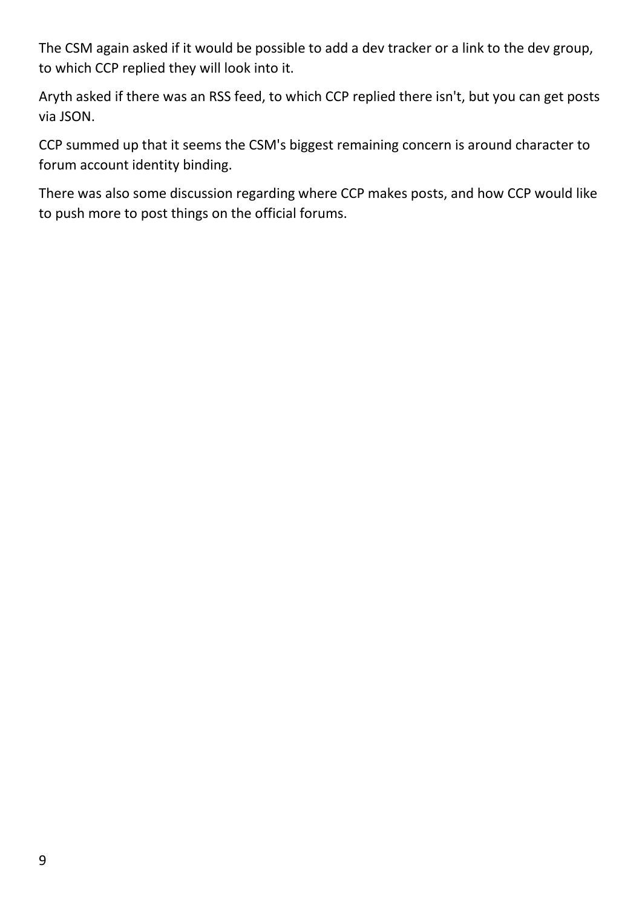The CSM again asked if it would be possible to add a dev tracker or a link to the dev group, to which CCP replied they will look into it.

Aryth asked if there was an RSS feed, to which CCP replied there isn't, but you can get posts via JSON.

CCP summed up that it seems the CSM's biggest remaining concern is around character to forum account identity binding.

There was also some discussion regarding where CCP makes posts, and how CCP would like to push more to post things on the official forums.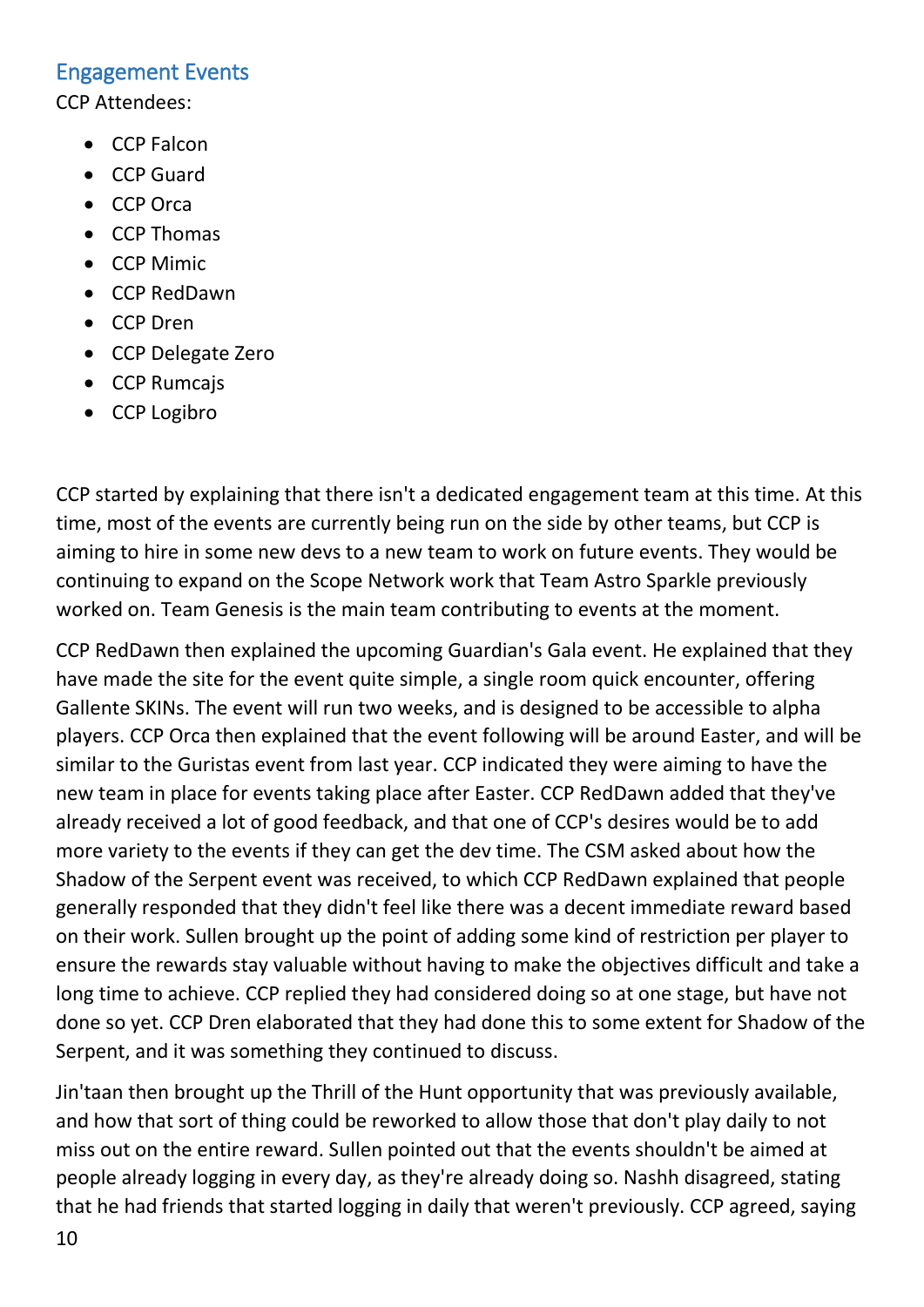## Engagement Events

CCP Attendees:

- CCP Falcon
- CCP Guard
- CCP Orca
- CCP Thomas
- CCP Mimic
- CCP RedDawn
- CCP Dren
- CCP Delegate Zero
- CCP Rumcajs
- CCP Logibro

CCP started by explaining that there isn't a dedicated engagement team at this time. At this time, most of the events are currently being run on the side by other teams, but CCP is aiming to hire in some new devs to a new team to work on future events. They would be continuing to expand on the Scope Network work that Team Astro Sparkle previously worked on. Team Genesis is the main team contributing to events at the moment.

CCP RedDawn then explained the upcoming Guardian's Gala event. He explained that they have made the site for the event quite simple, a single room quick encounter, offering Gallente SKINs. The event will run two weeks, and is designed to be accessible to alpha players. CCP Orca then explained that the event following will be around Easter, and will be similar to the Guristas event from last year. CCP indicated they were aiming to have the new team in place for events taking place after Easter. CCP RedDawn added that they've already received a lot of good feedback, and that one of CCP's desires would be to add more variety to the events if they can get the dev time. The CSM asked about how the Shadow of the Serpent event was received, to which CCP RedDawn explained that people generally responded that they didn't feel like there was a decent immediate reward based on their work. Sullen brought up the point of adding some kind of restriction per player to ensure the rewards stay valuable without having to make the objectives difficult and take a long time to achieve. CCP replied they had considered doing so at one stage, but have not done so yet. CCP Dren elaborated that they had done this to some extent for Shadow of the Serpent, and it was something they continued to discuss.

Jin'taan then brought up the Thrill of the Hunt opportunity that was previously available, and how that sort of thing could be reworked to allow those that don't play daily to not miss out on the entire reward. Sullen pointed out that the events shouldn't be aimed at people already logging in every day, as they're already doing so. Nashh disagreed, stating that he had friends that started logging in daily that weren't previously. CCP agreed, saying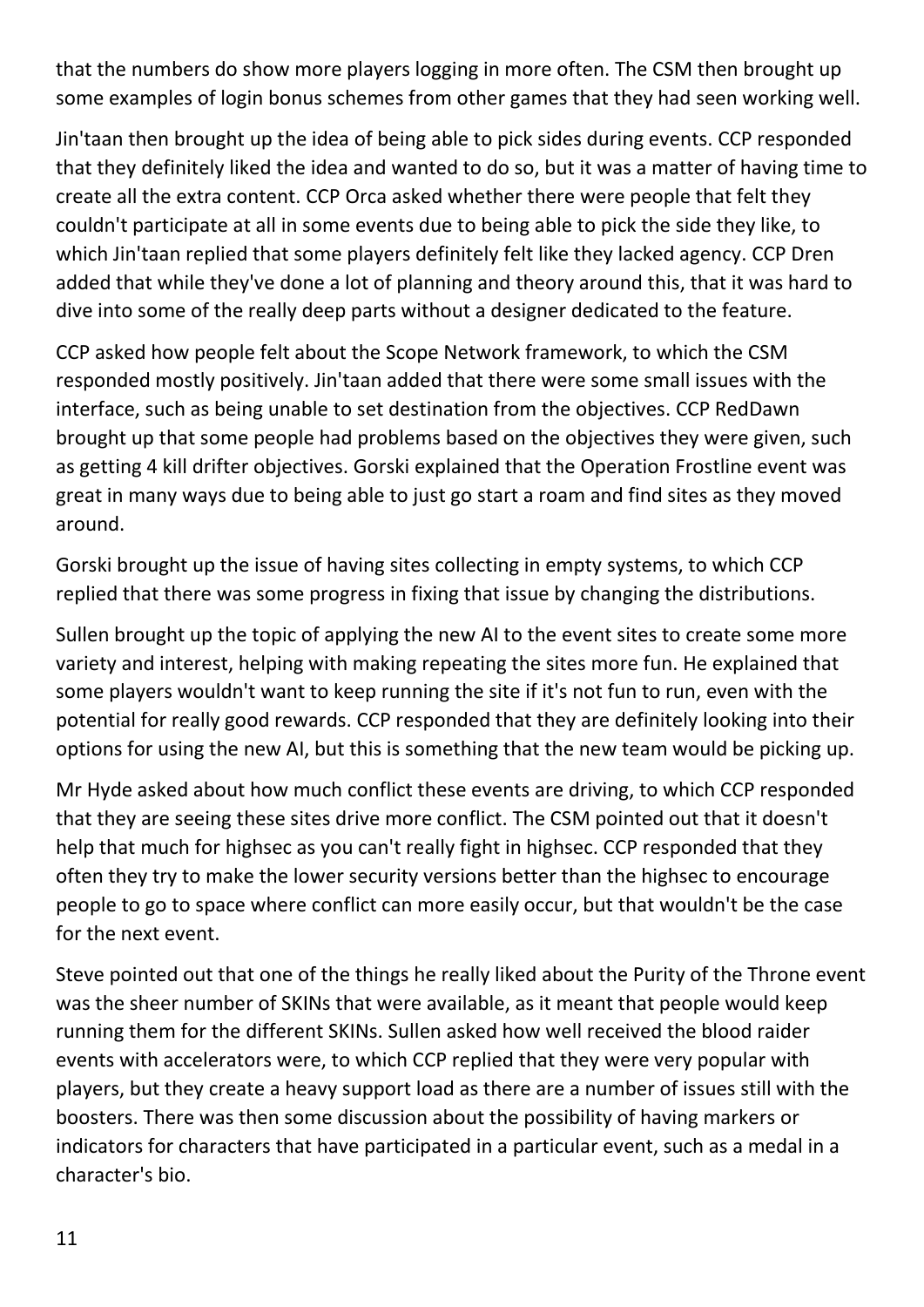that the numbers do show more players logging in more often. The CSM then brought up some examples of login bonus schemes from other games that they had seen working well.

Jin'taan then brought up the idea of being able to pick sides during events. CCP responded that they definitely liked the idea and wanted to do so, but it was a matter of having time to create all the extra content. CCP Orca asked whether there were people that felt they couldn't participate at all in some events due to being able to pick the side they like, to which Jin'taan replied that some players definitely felt like they lacked agency. CCP Dren added that while they've done a lot of planning and theory around this, that it was hard to dive into some of the really deep parts without a designer dedicated to the feature.

CCP asked how people felt about the Scope Network framework, to which the CSM responded mostly positively. Jin'taan added that there were some small issues with the interface, such as being unable to set destination from the objectives. CCP RedDawn brought up that some people had problems based on the objectives they were given, such as getting 4 kill drifter objectives. Gorski explained that the Operation Frostline event was great in many ways due to being able to just go start a roam and find sites as they moved around.

Gorski brought up the issue of having sites collecting in empty systems, to which CCP replied that there was some progress in fixing that issue by changing the distributions.

Sullen brought up the topic of applying the new AI to the event sites to create some more variety and interest, helping with making repeating the sites more fun. He explained that some players wouldn't want to keep running the site if it's not fun to run, even with the potential for really good rewards. CCP responded that they are definitely looking into their options for using the new AI, but this is something that the new team would be picking up.

Mr Hyde asked about how much conflict these events are driving, to which CCP responded that they are seeing these sites drive more conflict. The CSM pointed out that it doesn't help that much for highsec as you can't really fight in highsec. CCP responded that they often they try to make the lower security versions better than the highsec to encourage people to go to space where conflict can more easily occur, but that wouldn't be the case for the next event.

Steve pointed out that one of the things he really liked about the Purity of the Throne event was the sheer number of SKINs that were available, as it meant that people would keep running them for the different SKINs. Sullen asked how well received the blood raider events with accelerators were, to which CCP replied that they were very popular with players, but they create a heavy support load as there are a number of issues still with the boosters. There was then some discussion about the possibility of having markers or indicators for characters that have participated in a particular event, such as a medal in a character's bio.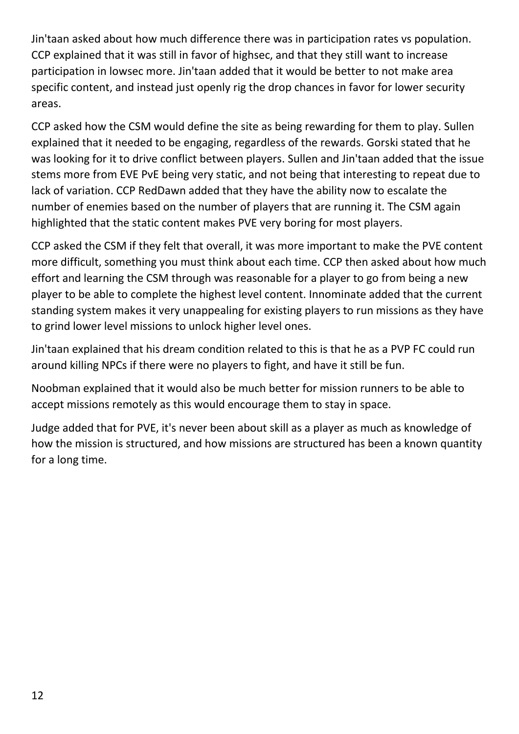Jin'taan asked about how much difference there was in participation rates vs population. CCP explained that it was still in favor of highsec, and that they still want to increase participation in lowsec more. Jin'taan added that it would be better to not make area specific content, and instead just openly rig the drop chances in favor for lower security areas.

CCP asked how the CSM would define the site as being rewarding for them to play. Sullen explained that it needed to be engaging, regardless of the rewards. Gorski stated that he was looking for it to drive conflict between players. Sullen and Jin'taan added that the issue stems more from EVE PvE being very static, and not being that interesting to repeat due to lack of variation. CCP RedDawn added that they have the ability now to escalate the number of enemies based on the number of players that are running it. The CSM again highlighted that the static content makes PVE very boring for most players.

CCP asked the CSM if they felt that overall, it was more important to make the PVE content more difficult, something you must think about each time. CCP then asked about how much effort and learning the CSM through was reasonable for a player to go from being a new player to be able to complete the highest level content. Innominate added that the current standing system makes it very unappealing for existing players to run missions as they have to grind lower level missions to unlock higher level ones.

Jin'taan explained that his dream condition related to this is that he as a PVP FC could run around killing NPCs if there were no players to fight, and have it still be fun.

Noobman explained that it would also be much better for mission runners to be able to accept missions remotely as this would encourage them to stay in space.

Judge added that for PVE, it's never been about skill as a player as much as knowledge of how the mission is structured, and how missions are structured has been a known quantity for a long time.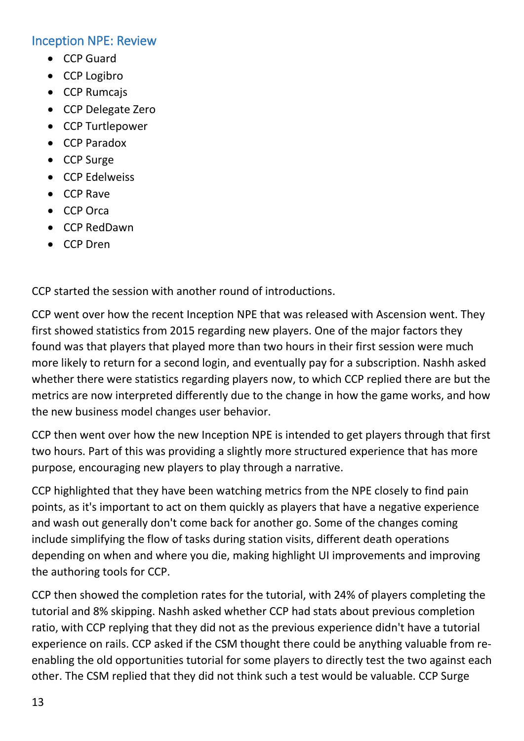## Inception NPE: Review

- CCP Guard
- CCP Logibro
- CCP Rumcajs
- CCP Delegate Zero
- CCP Turtlepower
- CCP Paradox
- CCP Surge
- CCP Edelweiss
- CCP Rave
- CCP Orca
- CCP RedDawn
- CCP Dren

CCP started the session with another round of introductions.

CCP went over how the recent Inception NPE that was released with Ascension went. They first showed statistics from 2015 regarding new players. One of the major factors they found was that players that played more than two hours in their first session were much more likely to return for a second login, and eventually pay for a subscription. Nashh asked whether there were statistics regarding players now, to which CCP replied there are but the metrics are now interpreted differently due to the change in how the game works, and how the new business model changes user behavior.

CCP then went over how the new Inception NPE is intended to get players through that first two hours. Part of this was providing a slightly more structured experience that has more purpose, encouraging new players to play through a narrative.

CCP highlighted that they have been watching metrics from the NPE closely to find pain points, as it's important to act on them quickly as players that have a negative experience and wash out generally don't come back for another go. Some of the changes coming include simplifying the flow of tasks during station visits, different death operations depending on when and where you die, making highlight UI improvements and improving the authoring tools for CCP.

CCP then showed the completion rates for the tutorial, with 24% of players completing the tutorial and 8% skipping. Nashh asked whether CCP had stats about previous completion ratio, with CCP replying that they did not as the previous experience didn't have a tutorial experience on rails. CCP asked if the CSM thought there could be anything valuable from re-enabling the old opportunities tutorial for some players to directly test the two against each other. The CSM replied that they did not think such a test would be valuable. CCP Surge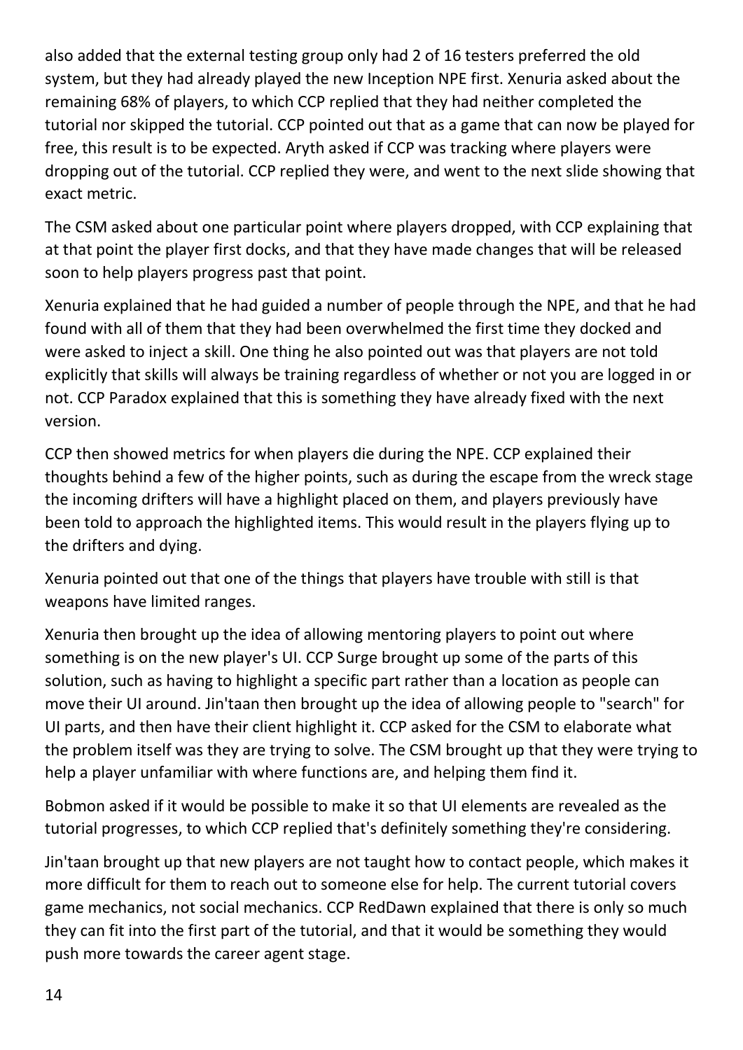also added that the external testing group only had 2 of 16 testers preferred the old system, but they had already played the new Inception NPE first. Xenuria asked about the remaining 68% of players, to which CCP replied that they had neither completed the tutorial nor skipped the tutorial. CCP pointed out that as a game that can now be played for free, this result is to be expected. Aryth asked if CCP was tracking where players were dropping out of the tutorial. CCP replied they were, and went to the next slide showing that exact metric.

The CSM asked about one particular point where players dropped, with CCP explaining that at that point the player first docks, and that they have made changes that will be released soon to help players progress past that point.

Xenuria explained that he had guided a number of people through the NPE, and that he had found with all of them that they had been overwhelmed the first time they docked and were asked to inject a skill. One thing he also pointed out was that players are not told explicitly that skills will always be training regardless of whether or not you are logged in or not. CCP Paradox explained that this is something they have already fixed with the next version.

CCP then showed metrics for when players die during the NPE. CCP explained their thoughts behind a few of the higher points, such as during the escape from the wreck stage the incoming drifters will have a highlight placed on them, and players previously have been told to approach the highlighted items. This would result in the players flying up to the drifters and dying.

Xenuria pointed out that one of the things that players have trouble with still is that weapons have limited ranges.

Xenuria then brought up the idea of allowing mentoring players to point out where something is on the new player's UI. CCP Surge brought up some of the parts of this solution, such as having to highlight a specific part rather than a location as people can move their UI around. Jin'taan then brought up the idea of allowing people to "search" for UI parts, and then have their client highlight it. CCP asked for the CSM to elaborate what the problem itself was they are trying to solve. The CSM brought up that they were trying to help a player unfamiliar with where functions are, and helping them find it.

Bobmon asked if it would be possible to make it so that UI elements are revealed as the tutorial progresses, to which CCP replied that's definitely something they're considering.

Jin'taan brought up that new players are not taught how to contact people, which makes it more difficult for them to reach out to someone else for help. The current tutorial covers game mechanics, not social mechanics. CCP RedDawn explained that there is only so much they can fit into the first part of the tutorial, and that it would be something they would push more towards the career agent stage.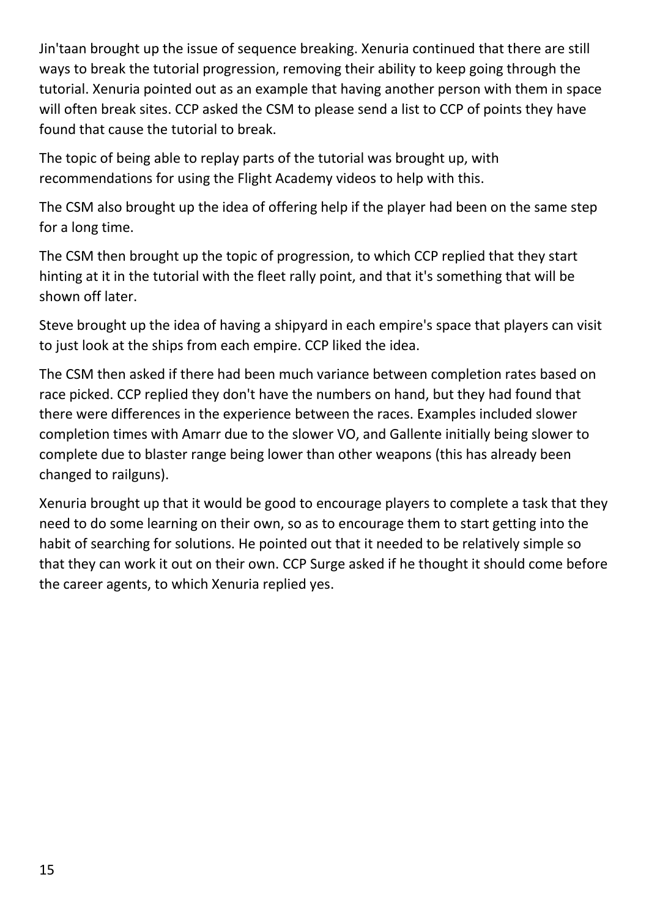Jin'taan brought up the issue of sequence breaking. Xenuria continued that there are still ways to break the tutorial progression, removing their ability to keep going through the tutorial. Xenuria pointed out as an example that having another person with them in space will often break sites. CCP asked the CSM to please send a list to CCP of points they have found that cause the tutorial to break.

The topic of being able to replay parts of the tutorial was brought up, with recommendations for using the Flight Academy videos to help with this.

The CSM also brought up the idea of offering help if the player had been on the same step for a long time.

The CSM then brought up the topic of progression, to which CCP replied that they start hinting at it in the tutorial with the fleet rally point, and that it's something that will be shown off later.

Steve brought up the idea of having a shipyard in each empire's space that players can visit to just look at the ships from each empire. CCP liked the idea.

The CSM then asked if there had been much variance between completion rates based on race picked. CCP replied they don't have the numbers on hand, but they had found that there were differences in the experience between the races. Examples included slower completion times with Amarr due to the slower VO, and Gallente initially being slower to complete due to blaster range being lower than other weapons (this has already been changed to railguns).

Xenuria brought up that it would be good to encourage players to complete a task that they need to do some learning on their own, so as to encourage them to start getting into the habit of searching for solutions. He pointed out that it needed to be relatively simple so that they can work it out on their own. CCP Surge asked if he thought it should come before the career agents, to which Xenuria replied yes.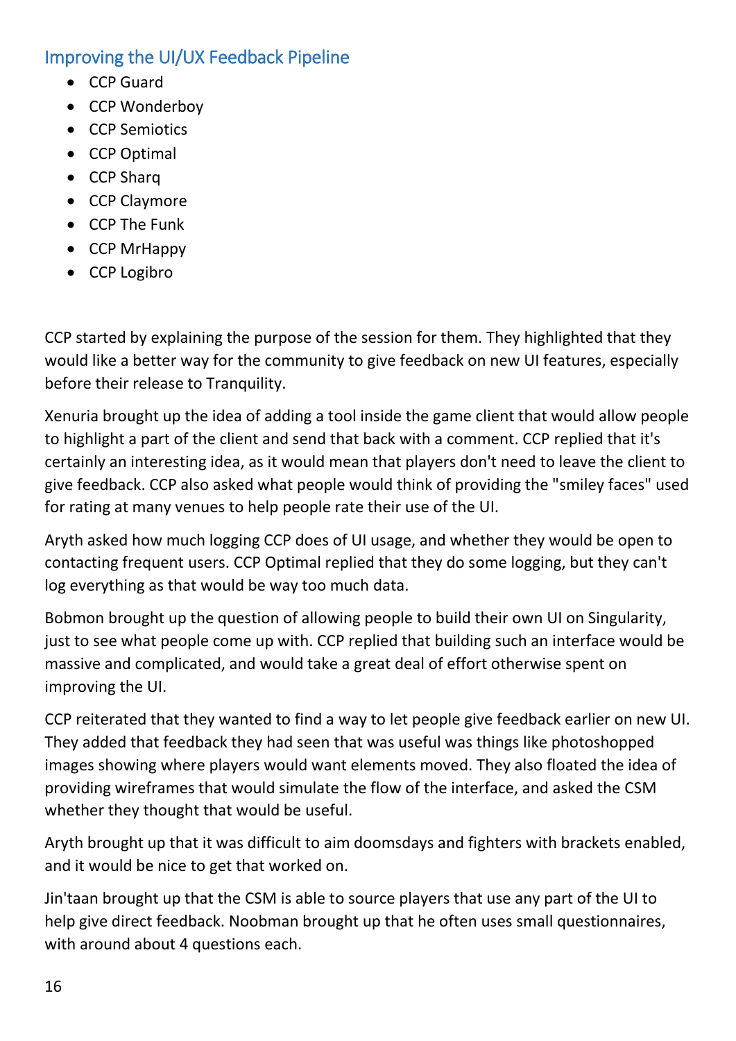## Improving the UI/UX Feedback Pipeline

- CCP Guard
- CCP Wonderboy
- CCP Semiotics
- CCP Optimal
- CCP Sharq
- CCP Claymore
- CCP The Funk
- CCP MrHappy
- CCP Logibro

CCP started by explaining the purpose of the session for them. They highlighted that they would like a better way for the community to give feedback on new UI features, especially before their release to Tranquility.

Xenuria brought up the idea of adding a tool inside the game client that would allow people to highlight a part of the client and send that back with a comment. CCP replied that it's certainly an interesting idea, as it would mean that players don't need to leave the client to give feedback. CCP also asked what people would think of providing the "smiley faces" used for rating at many venues to help people rate their use of the UI.

Aryth asked how much logging CCP does of UI usage, and whether they would be open to contacting frequent users. CCP Optimal replied that they do some logging, but they can't log everything as that would be way too much data.

Bobmon brought up the question of allowing people to build their own UI on Singularity, just to see what people come up with. CCP replied that building such an interface would be massive and complicated, and would take a great deal of effort otherwise spent on improving the UI.

CCP reiterated that they wanted to find a way to let people give feedback earlier on new UI. They added that feedback they had seen that was useful was things like photoshopped images showing where players would want elements moved. They also floated the idea of providing wireframes that would simulate the flow of the interface, and asked the CSM whether they thought that would be useful.

Aryth brought up that it was difficult to aim doomsdays and fighters with brackets enabled, and it would be nice to get that worked on.

Jin'taan brought up that the CSM is able to source players that use any part of the UI to help give direct feedback. Noobman brought up that he often uses small questionnaires, with around about 4 questions each.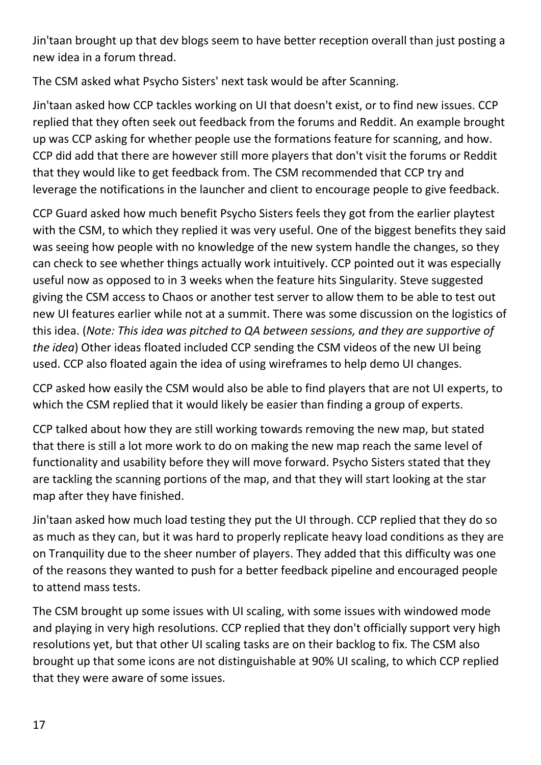Jin'taan brought up that dev blogs seem to have better reception overall than just posting a new idea in a forum thread.

The CSM asked what Psycho Sisters' next task would be after Scanning.

Jin'taan asked how CCP tackles working on UI that doesn't exist, or to find new issues. CCP replied that they often seek out feedback from the forums and Reddit. An example brought up was CCP asking for whether people use the formations feature for scanning, and how. CCP did add that there are however still more players that don't visit the forums or Reddit that they would like to get feedback from. The CSM recommended that CCP try and leverage the notifications in the launcher and client to encourage people to give feedback.

CCP Guard asked how much benefit Psycho Sisters feels they got from the earlier playtest with the CSM, to which they replied it was very useful. One of the biggest benefits they said was seeing how people with no knowledge of the new system handle the changes, so they can check to see whether things actually work intuitively. CCP pointed out it was especially useful now as opposed to in 3 weeks when the feature hits Singularity. Steve suggested giving the CSM access to Chaos or another test server to allow them to be able to test out new UI features earlier while not at a summit. There was some discussion on the logistics of this idea. (*Note: This idea was pitched to QA between sessions, and they are supportive of the idea*) Other ideas floated included CCP sending the CSM videos of the new UI being used. CCP also floated again the idea of using wireframes to help demo UI changes.

CCP asked how easily the CSM would also be able to find players that are not UI experts, to which the CSM replied that it would likely be easier than finding a group of experts.

CCP talked about how they are still working towards removing the new map, but stated that there is still a lot more work to do on making the new map reach the same level of functionality and usability before they will move forward. Psycho Sisters stated that they are tackling the scanning portions of the map, and that they will start looking at the star map after they have finished.

Jin'taan asked how much load testing they put the UI through. CCP replied that they do so as much as they can, but it was hard to properly replicate heavy load conditions as they are on Tranquility due to the sheer number of players. They added that this difficulty was one of the reasons they wanted to push for a better feedback pipeline and encouraged people to attend mass tests.

The CSM brought up some issues with UI scaling, with some issues with windowed mode and playing in very high resolutions. CCP replied that they don't officially support very high resolutions yet, but that other UI scaling tasks are on their backlog to fix. The CSM also brought up that some icons are not distinguishable at 90% UI scaling, to which CCP replied that they were aware of some issues.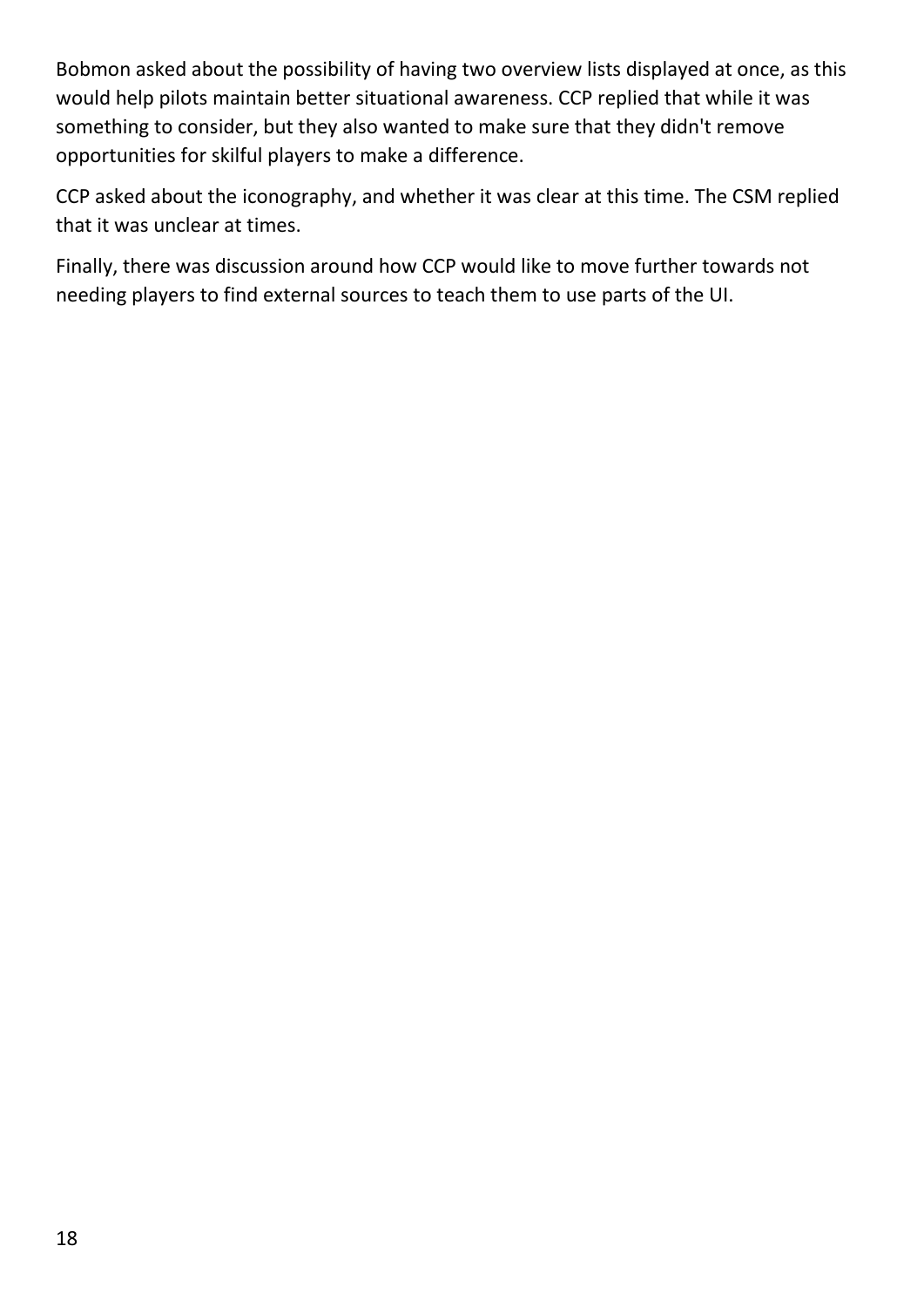Bobmon asked about the possibility of having two overview lists displayed at once, as this would help pilots maintain better situational awareness. CCP replied that while it was something to consider, but they also wanted to make sure that they didn't remove opportunities for skilful players to make a difference.

CCP asked about the iconography, and whether it was clear at this time. The CSM replied that it was unclear at times.

Finally, there was discussion around how CCP would like to move further towards not needing players to find external sources to teach them to use parts of the UI.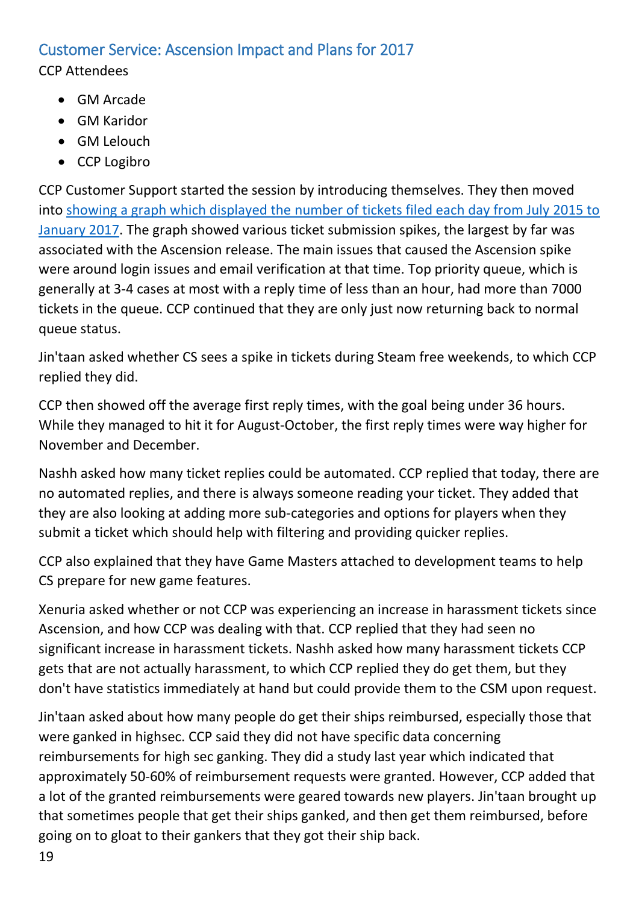## Customer Service: Ascension Impact and Plans for 2017

CCP Attendees

- GM Arcade
- GM Karidor
- GM Lelouch
- CCP Logibro

CCP Customer Support started the session by introducing themselves. They then moved into showing a graph which displayed the number of tickets filed each day from July 2015 to January 2017. The graph showed various ticket submission spikes, the largest by far was associated with the Ascension release. The main issues that caused the Ascension spike were around login issues and email verification at that time. Top priority queue, which is generally at 3-4 cases at most with a reply time of less than an hour, had more than 7000 tickets in the queue. CCP continued that they are only just now returning back to normal queue status.

Jin'taan asked whether CS sees a spike in tickets during Steam free weekends, to which CCP replied they did.

CCP then showed off the average first reply times, with the goal being under 36 hours. While they managed to hit it for August-October, the first reply times were way higher for November and December.

Nashh asked how many ticket replies could be automated. CCP replied that today, there are no automated replies, and there is always someone reading your ticket. They added that they are also looking at adding more sub-categories and options for players when they submit a ticket which should help with filtering and providing quicker replies.

CCP also explained that they have Game Masters attached to development teams to help CS prepare for new game features.

Xenuria asked whether or not CCP was experiencing an increase in harassment tickets since Ascension, and how CCP was dealing with that. CCP replied that they had seen no significant increase in harassment tickets. Nashh asked how many harassment tickets CCP gets that are not actually harassment, to which CCP replied they do get them, but they don't have statistics immediately at hand but could provide them to the CSM upon request.

Jin'taan asked about how many people do get their ships reimbursed, especially those that were ganked in highsec. CCP said they did not have specific data concerning reimbursements for high sec ganking. They did a study last year which indicated that approximately 50-60% of reimbursement requests were granted. However, CCP added that a lot of the granted reimbursements were geared towards new players. Jin'taan brought up that sometimes people that get their ships ganked, and then get them reimbursed, before going on to gloat to their gankers that they got their ship back.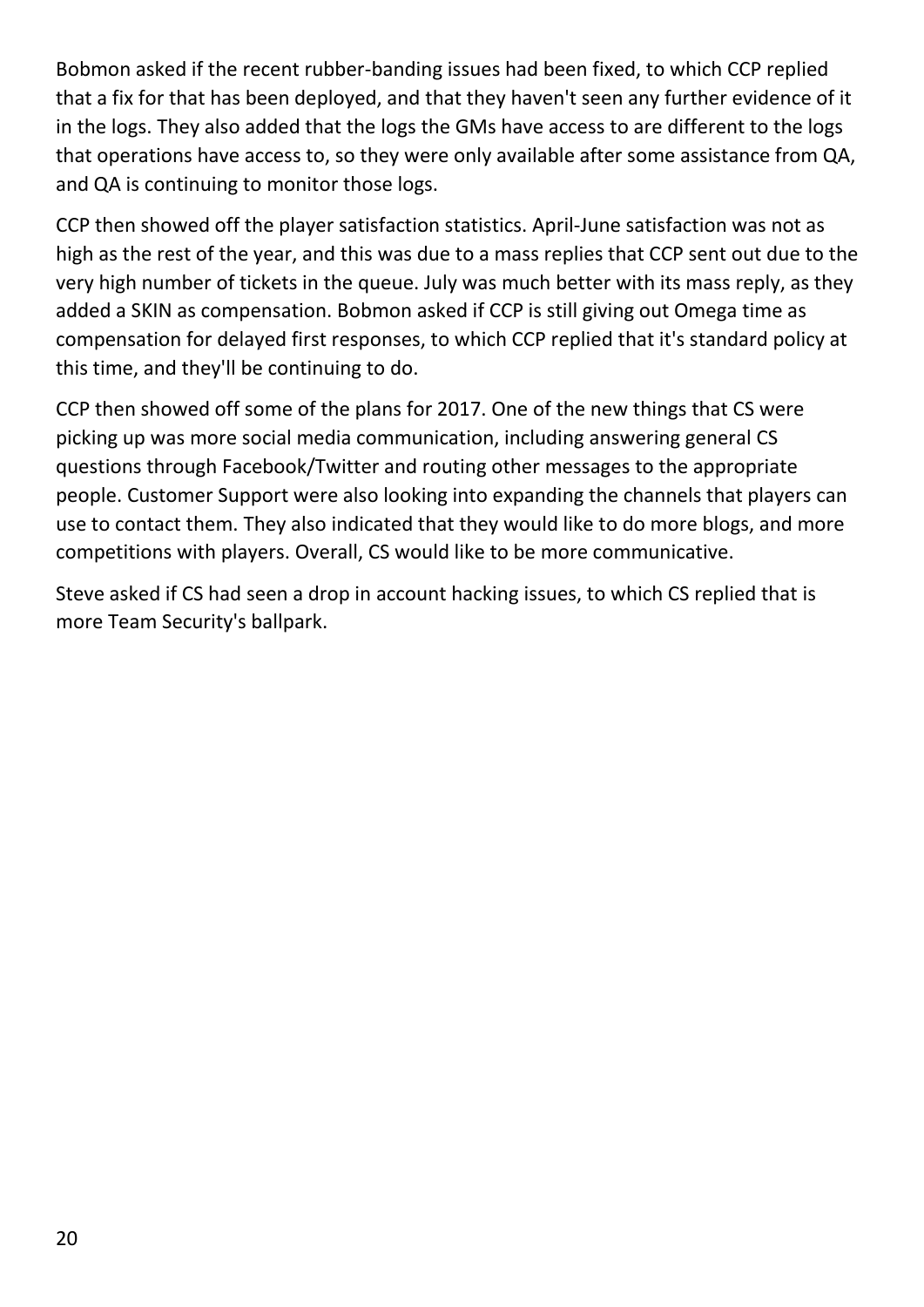Bobmon asked if the recent rubber-banding issues had been fixed, to which CCP replied that a fix for that has been deployed, and that they haven't seen any further evidence of it in the logs. They also added that the logs the GMs have access to are different to the logs that operations have access to, so they were only available after some assistance from QA, and QA is continuing to monitor those logs.

CCP then showed off the player satisfaction statistics. April-June satisfaction was not as high as the rest of the year, and this was due to a mass replies that CCP sent out due to the very high number of tickets in the queue. July was much better with its mass reply, as they added a SKIN as compensation. Bobmon asked if CCP is still giving out Omega time as compensation for delayed first responses, to which CCP replied that it's standard policy at this time, and they'll be continuing to do.

CCP then showed off some of the plans for 2017. One of the new things that CS were picking up was more social media communication, including answering general CS questions through Facebook/Twitter and routing other messages to the appropriate people. Customer Support were also looking into expanding the channels that players can use to contact them. They also indicated that they would like to do more blogs, and more competitions with players. Overall, CS would like to be more communicative.

Steve asked if CS had seen a drop in account hacking issues, to which CS replied that is more Team Security's ballpark.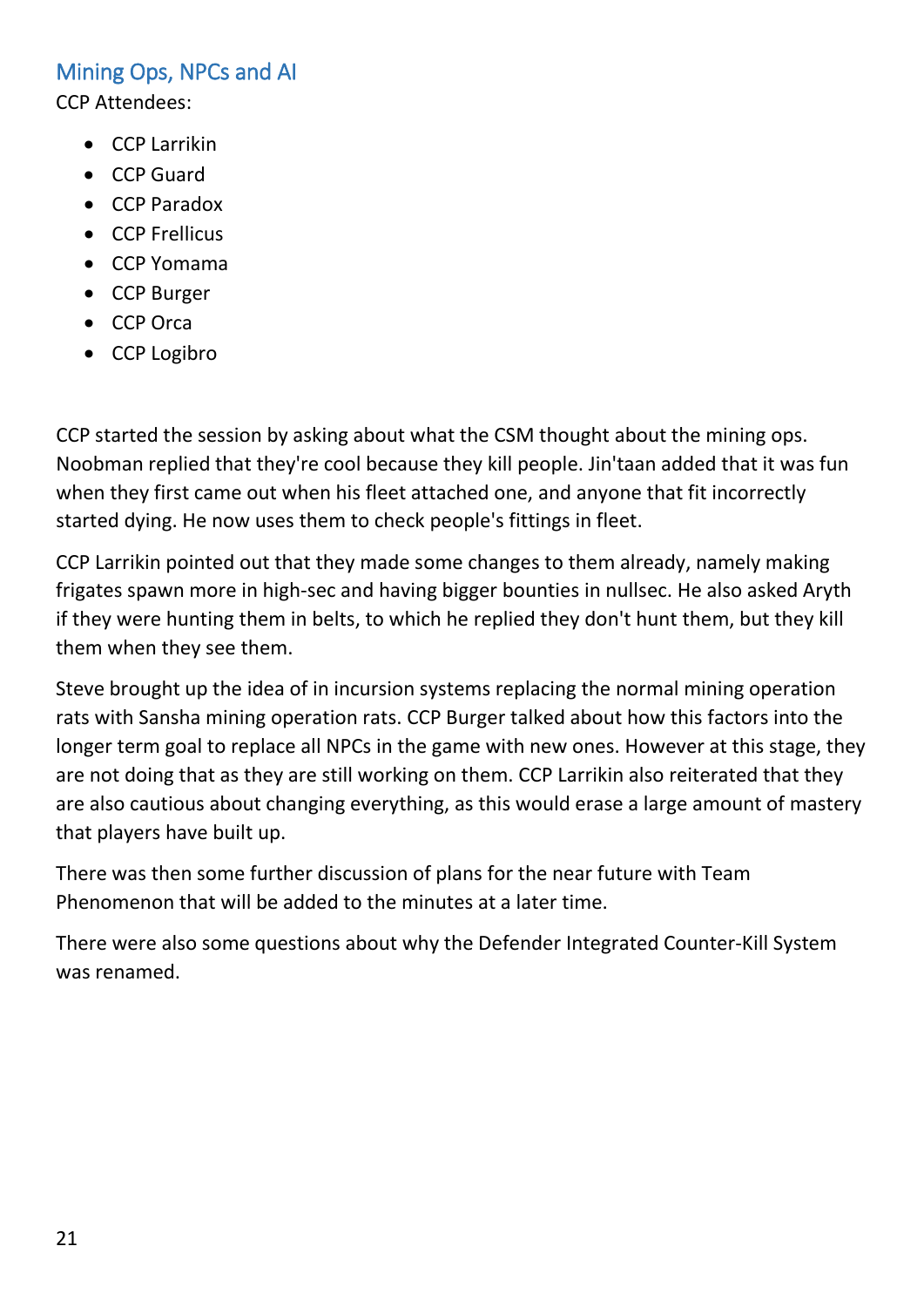## Mining Ops, NPCs and AI

CCP Attendees:

- CCP Larrikin
- CCP Guard
- CCP Paradox
- CCP Frellicus
- CCP Yomama
- CCP Burger
- CCP Orca
- CCP Logibro

CCP started the session by asking about what the CSM thought about the mining ops. Noobman replied that they're cool because they kill people. Jin'taan added that it was fun when they first came out when his fleet attached one, and anyone that fit incorrectly started dying. He now uses them to check people's fittings in fleet.

CCP Larrikin pointed out that they made some changes to them already, namely making frigates spawn more in high-sec and having bigger bounties in nullsec. He also asked Aryth if they were hunting them in belts, to which he replied they don't hunt them, but they kill them when they see them.

Steve brought up the idea of in incursion systems replacing the normal mining operation rats with Sansha mining operation rats. CCP Burger talked about how this factors into the longer term goal to replace all NPCs in the game with new ones. However at this stage, they are not doing that as they are still working on them. CCP Larrikin also reiterated that they are also cautious about changing everything, as this would erase a large amount of mastery that players have built up.

There was then some further discussion of plans for the near future with Team Phenomenon that will be added to the minutes at a later time.

There were also some questions about why the Defender Integrated Counter-Kill System was renamed.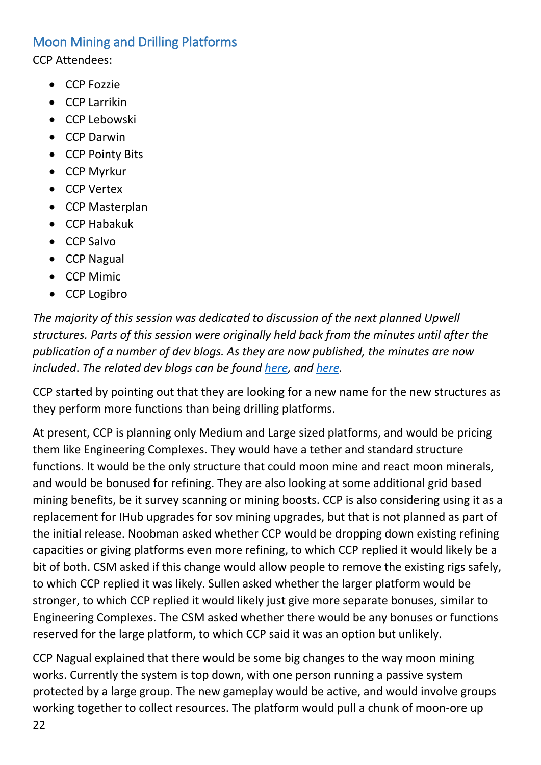## Moon Mining and Drilling Platforms

CCP Attendees:

- CCP Fozzie
- CCP Larrikin
- CCP Lebowski
- CCP Darwin
- CCP Pointy Bits
- CCP Myrkur
- CCP Vertex
- CCP Masterplan
- CCP Habakuk
- CCP Salvo
- CCP Nagual
- CCP Mimic
- CCP Logibro

*The majority of this session was dedicated to discussion of the next planned Upwell structures. Parts of this session were originally held back from the minutes until after the publication of a number of dev blogs. As they are now published, the minutes are now included. The related dev blogs can be found [here](), and [here]().*

CCP started by pointing out that they are looking for a new name for the new structures as they perform more functions than being drilling platforms.

At present, CCP is planning only Medium and Large sized platforms, and would be pricing them like Engineering Complexes. They would have a tether and standard structure functions. It would be the only structure that could moon mine and react moon minerals, and would be bonused for refining. They are also looking at some additional grid based mining benefits, be it survey scanning or mining boosts. CCP is also considering using it as a replacement for IHub upgrades for sov mining upgrades, but that is not planned as part of the initial release. Noobman asked whether CCP would be dropping down existing refining capacities or giving platforms even more refining, to which CCP replied it would likely be a bit of both. CSM asked if this change would allow people to remove the existing rigs safely, to which CCP replied it was likely. Sullen asked whether the larger platform would be stronger, to which CCP replied it would likely just give more separate bonuses, similar to Engineering Complexes. The CSM asked whether there would be any bonuses or functions reserved for the large platform, to which CCP said it was an option but unlikely.

CCP Nagual explained that there would be some big changes to the way moon mining works. Currently the system is top down, with one person running a passive system protected by a large group. The new gameplay would be active, and would involve groups working together to collect resources. The platform would pull a chunk of moon-ore up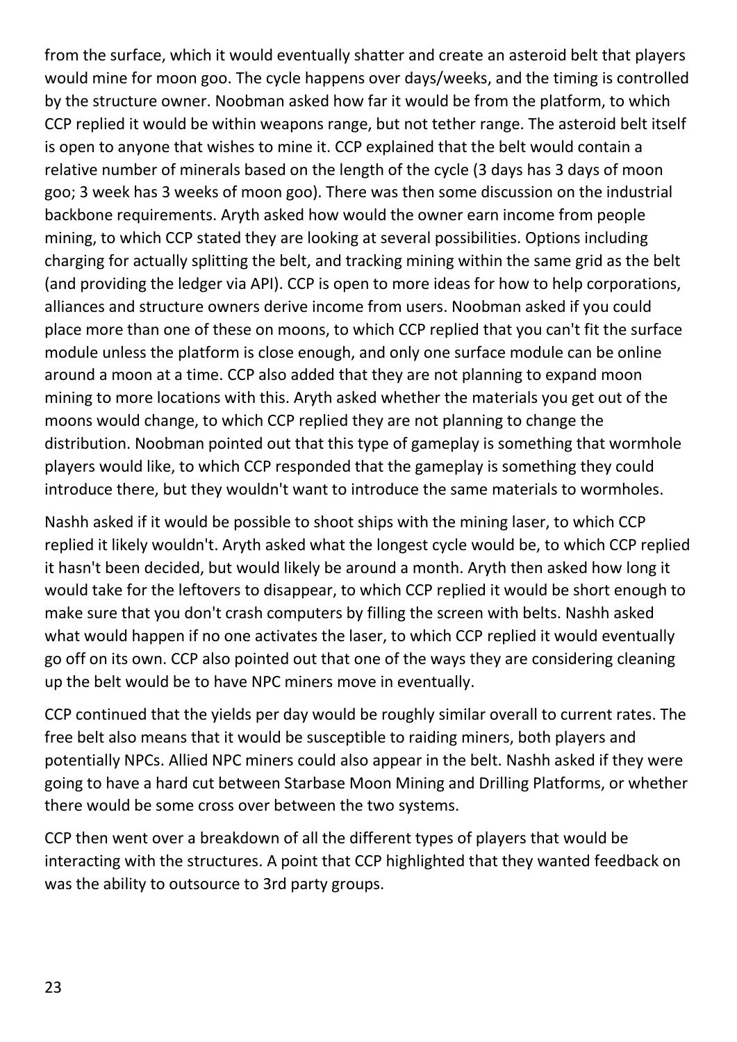from the surface, which it would eventually shatter and create an asteroid belt that players would mine for moon goo. The cycle happens over days/weeks, and the timing is controlled by the structure owner. Noobman asked how far it would be from the platform, to which CCP replied it would be within weapons range, but not tether range. The asteroid belt itself is open to anyone that wishes to mine it. CCP explained that the belt would contain a relative number of minerals based on the length of the cycle (3 days has 3 days of moon goo; 3 week has 3 weeks of moon goo). There was then some discussion on the industrial backbone requirements. Aryth asked how would the owner earn income from people mining, to which CCP stated they are looking at several possibilities. Options including charging for actually splitting the belt, and tracking mining within the same grid as the belt (and providing the ledger via API). CCP is open to more ideas for how to help corporations, alliances and structure owners derive income from users. Noobman asked if you could place more than one of these on moons, to which CCP replied that you can't fit the surface module unless the platform is close enough, and only one surface module can be online around a moon at a time. CCP also added that they are not planning to expand moon mining to more locations with this. Aryth asked whether the materials you get out of the moons would change, to which CCP replied they are not planning to change the distribution. Noobman pointed out that this type of gameplay is something that wormhole players would like, to which CCP responded that the gameplay is something they could introduce there, but they wouldn't want to introduce the same materials to wormholes.

Nashh asked if it would be possible to shoot ships with the mining laser, to which CCP replied it likely wouldn't. Aryth asked what the longest cycle would be, to which CCP replied it hasn't been decided, but would likely be around a month. Aryth then asked how long it would take for the leftovers to disappear, to which CCP replied it would be short enough to make sure that you don't crash computers by filling the screen with belts. Nashh asked what would happen if no one activates the laser, to which CCP replied it would eventually go off on its own. CCP also pointed out that one of the ways they are considering cleaning up the belt would be to have NPC miners move in eventually.

CCP continued that the yields per day would be roughly similar overall to current rates. The free belt also means that it would be susceptible to raiding miners, both players and potentially NPCs. Allied NPC miners could also appear in the belt. Nashh asked if they were going to have a hard cut between Starbase Moon Mining and Drilling Platforms, or whether there would be some cross over between the two systems.

CCP then went over a breakdown of all the different types of players that would be interacting with the structures. A point that CCP highlighted that they wanted feedback on was the ability to outsource to 3rd party groups.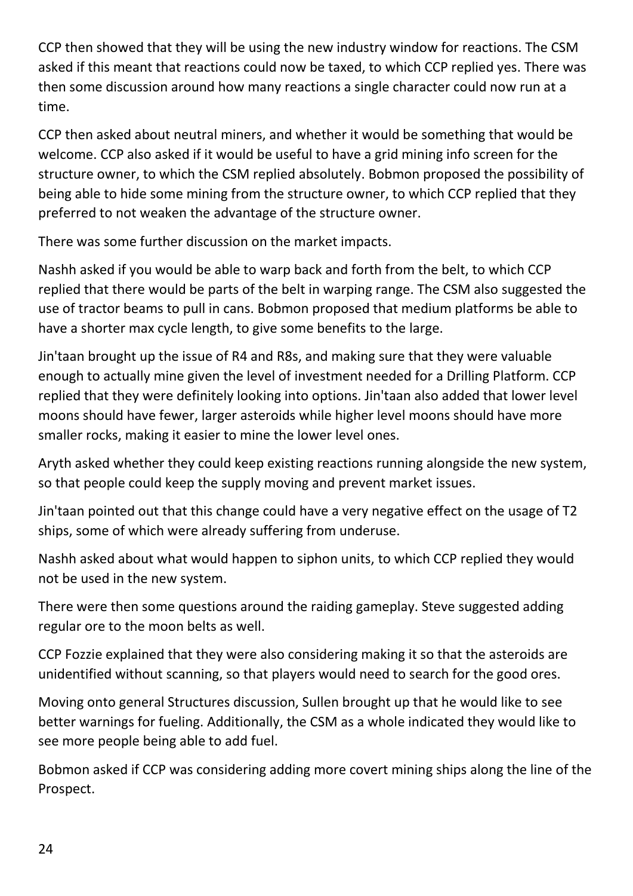CCP then showed that they will be using the new industry window for reactions. The CSM asked if this meant that reactions could now be taxed, to which CCP replied yes. There was then some discussion around how many reactions a single character could now run at a time.

CCP then asked about neutral miners, and whether it would be something that would be welcome. CCP also asked if it would be useful to have a grid mining info screen for the structure owner, to which the CSM replied absolutely. Bobmon proposed the possibility of being able to hide some mining from the structure owner, to which CCP replied that they preferred to not weaken the advantage of the structure owner.

There was some further discussion on the market impacts.

Nashh asked if you would be able to warp back and forth from the belt, to which CCP replied that there would be parts of the belt in warping range. The CSM also suggested the use of tractor beams to pull in cans. Bobmon proposed that medium platforms be able to have a shorter max cycle length, to give some benefits to the large.

Jin'taan brought up the issue of R4 and R8s, and making sure that they were valuable enough to actually mine given the level of investment needed for a Drilling Platform. CCP replied that they were definitely looking into options. Jin'taan also added that lower level moons should have fewer, larger asteroids while higher level moons should have more smaller rocks, making it easier to mine the lower level ones.

Aryth asked whether they could keep existing reactions running alongside the new system, so that people could keep the supply moving and prevent market issues.

Jin'taan pointed out that this change could have a very negative effect on the usage of T2 ships, some of which were already suffering from underuse.

Nashh asked about what would happen to siphon units, to which CCP replied they would not be used in the new system.

There were then some questions around the raiding gameplay. Steve suggested adding regular ore to the moon belts as well.

CCP Fozzie explained that they were also considering making it so that the asteroids are unidentified without scanning, so that players would need to search for the good ores.

Moving onto general Structures discussion, Sullen brought up that he would like to see better warnings for fueling. Additionally, the CSM as a whole indicated they would like to see more people being able to add fuel.

Bobmon asked if CCP was considering adding more covert mining ships along the line of the Prospect.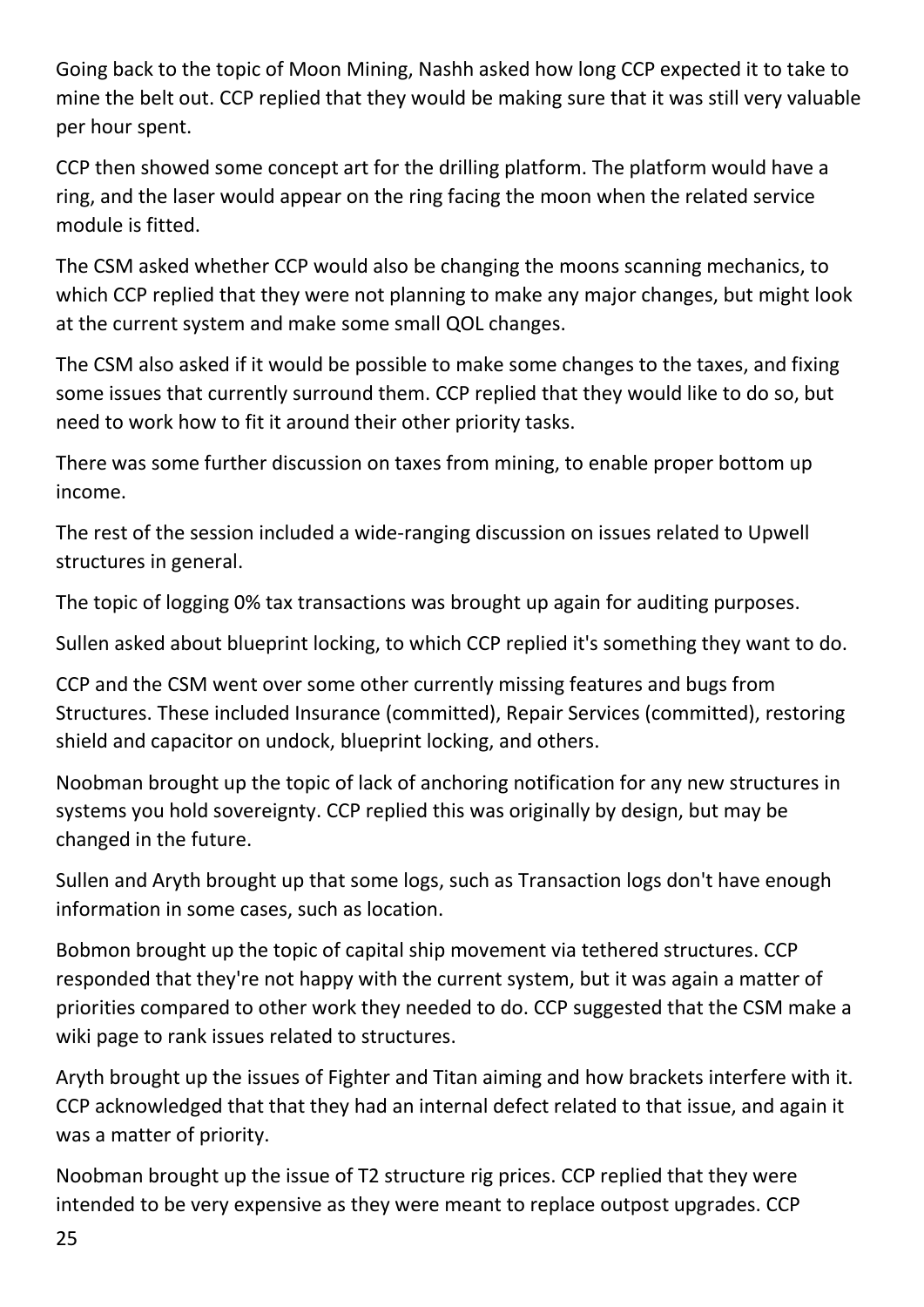Going back to the topic of Moon Mining, Nashh asked how long CCP expected it to take to mine the belt out. CCP replied that they would be making sure that it was still very valuable per hour spent.

CCP then showed some concept art for the drilling platform. The platform would have a ring, and the laser would appear on the ring facing the moon when the related service module is fitted.

The CSM asked whether CCP would also be changing the moons scanning mechanics, to which CCP replied that they were not planning to make any major changes, but might look at the current system and make some small QOL changes.

The CSM also asked if it would be possible to make some changes to the taxes, and fixing some issues that currently surround them. CCP replied that they would like to do so, but need to work how to fit it around their other priority tasks.

There was some further discussion on taxes from mining, to enable proper bottom up income.

The rest of the session included a wide-ranging discussion on issues related to Upwell structures in general.

The topic of logging 0% tax transactions was brought up again for auditing purposes.

Sullen asked about blueprint locking, to which CCP replied it's something they want to do.

CCP and the CSM went over some other currently missing features and bugs from Structures. These included Insurance (committed), Repair Services (committed), restoring shield and capacitor on undock, blueprint locking, and others.

Noobman brought up the topic of lack of anchoring notification for any new structures in systems you hold sovereignty. CCP replied this was originally by design, but may be changed in the future.

Sullen and Aryth brought up that some logs, such as Transaction logs don't have enough information in some cases, such as location.

Bobmon brought up the topic of capital ship movement via tethered structures. CCP responded that they're not happy with the current system, but it was again a matter of priorities compared to other work they needed to do. CCP suggested that the CSM make a wiki page to rank issues related to structures.

Aryth brought up the issues of Fighter and Titan aiming and how brackets interfere with it. CCP acknowledged that that they had an internal defect related to that issue, and again it was a matter of priority.

Noobman brought up the issue of T2 structure rig prices. CCP replied that they were intended to be very expensive as they were meant to replace outpost upgrades. CCP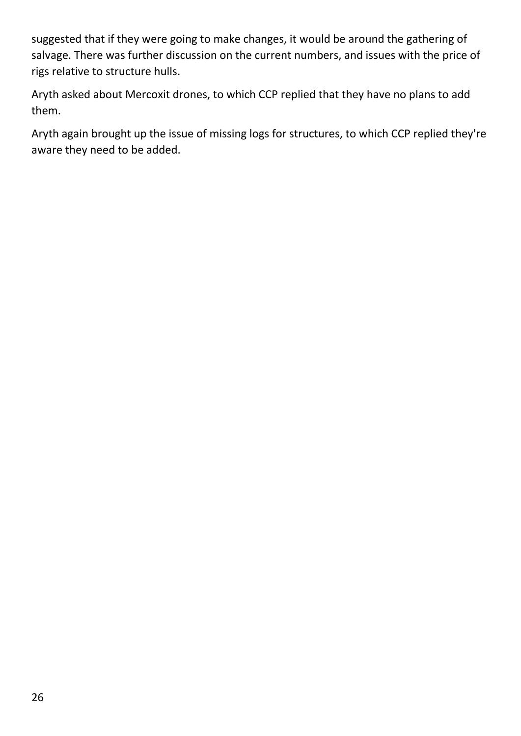suggested that if they were going to make changes, it would be around the gathering of salvage. There was further discussion on the current numbers, and issues with the price of rigs relative to structure hulls.

Aryth asked about Mercoxit drones, to which CCP replied that they have no plans to add them.

Aryth again brought up the issue of missing logs for structures, to which CCP replied they're aware they need to be added.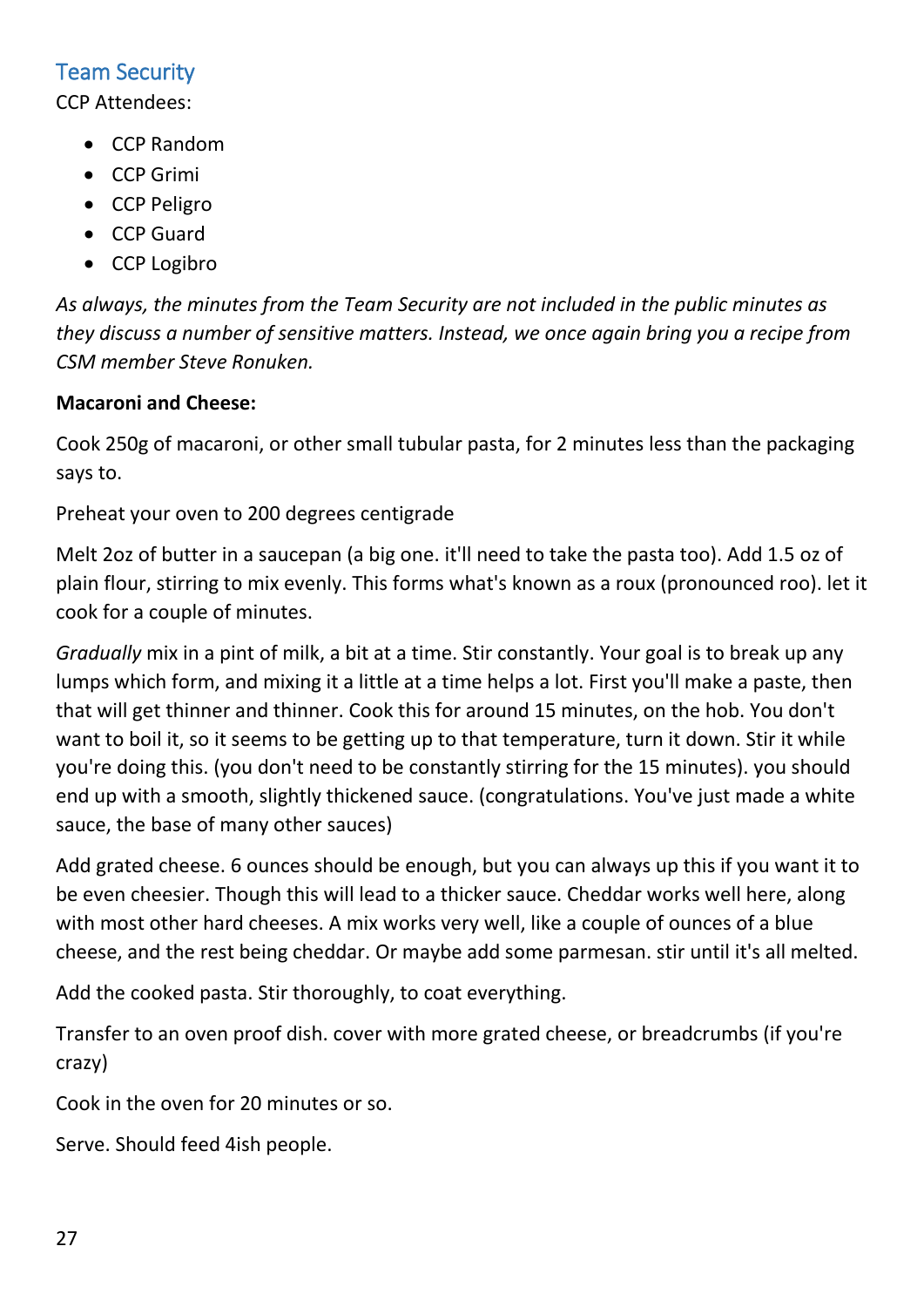## Team Security

CCP Attendees:

- CCP Random
- CCP Grimi
- CCP Peligro
- CCP Guard
- CCP Logibro

*As always, the minutes from the Team Security are not included in the public minutes as they discuss a number of sensitive matters. Instead, we once again bring you a recipe from CSM member Steve Ronuken.*

**Macaroni and Cheese:**

Cook 250g of macaroni, or other small tubular pasta, for 2 minutes less than the packaging says to.

Preheat your oven to 200 degrees centigrade

Melt 2oz of butter in a saucepan (a big one. it'll need to take the pasta too). Add 1.5 oz of plain flour, stirring to mix evenly. This forms what's known as a roux (pronounced roo). let it cook for a couple of minutes.

*Gradually* mix in a pint of milk, a bit at a time. Stir constantly. Your goal is to break up any lumps which form, and mixing it a little at a time helps a lot. First you'll make a paste, then that will get thinner and thinner. Cook this for around 15 minutes, on the hob. You don't want to boil it, so it seems to be getting up to that temperature, turn it down. Stir it while you're doing this. (you don't need to be constantly stirring for the 15 minutes). you should end up with a smooth, slightly thickened sauce. (congratulations. You've just made a white sauce, the base of many other sauces)

Add grated cheese. 6 ounces should be enough, but you can always up this if you want it to be even cheesier. Though this will lead to a thicker sauce. Cheddar works well here, along with most other hard cheeses. A mix works very well, like a couple of ounces of a blue cheese, and the rest being cheddar. Or maybe add some parmesan. stir until it's all melted.

Add the cooked pasta. Stir thoroughly, to coat everything.

Transfer to an oven proof dish. cover with more grated cheese, or breadcrumbs (if you're crazy)

Cook in the oven for 20 minutes or so.

Serve. Should feed 4ish people.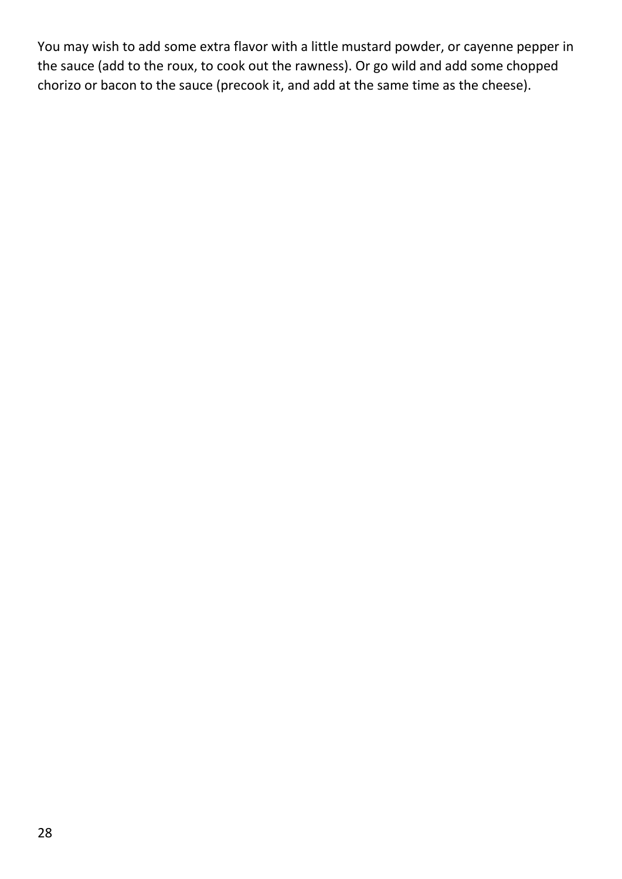You may wish to add some extra flavor with a little mustard powder, or cayenne pepper in the sauce (add to the roux, to cook out the rawness). Or go wild and add some chopped chorizo or bacon to the sauce (precook it, and add at the same time as the cheese).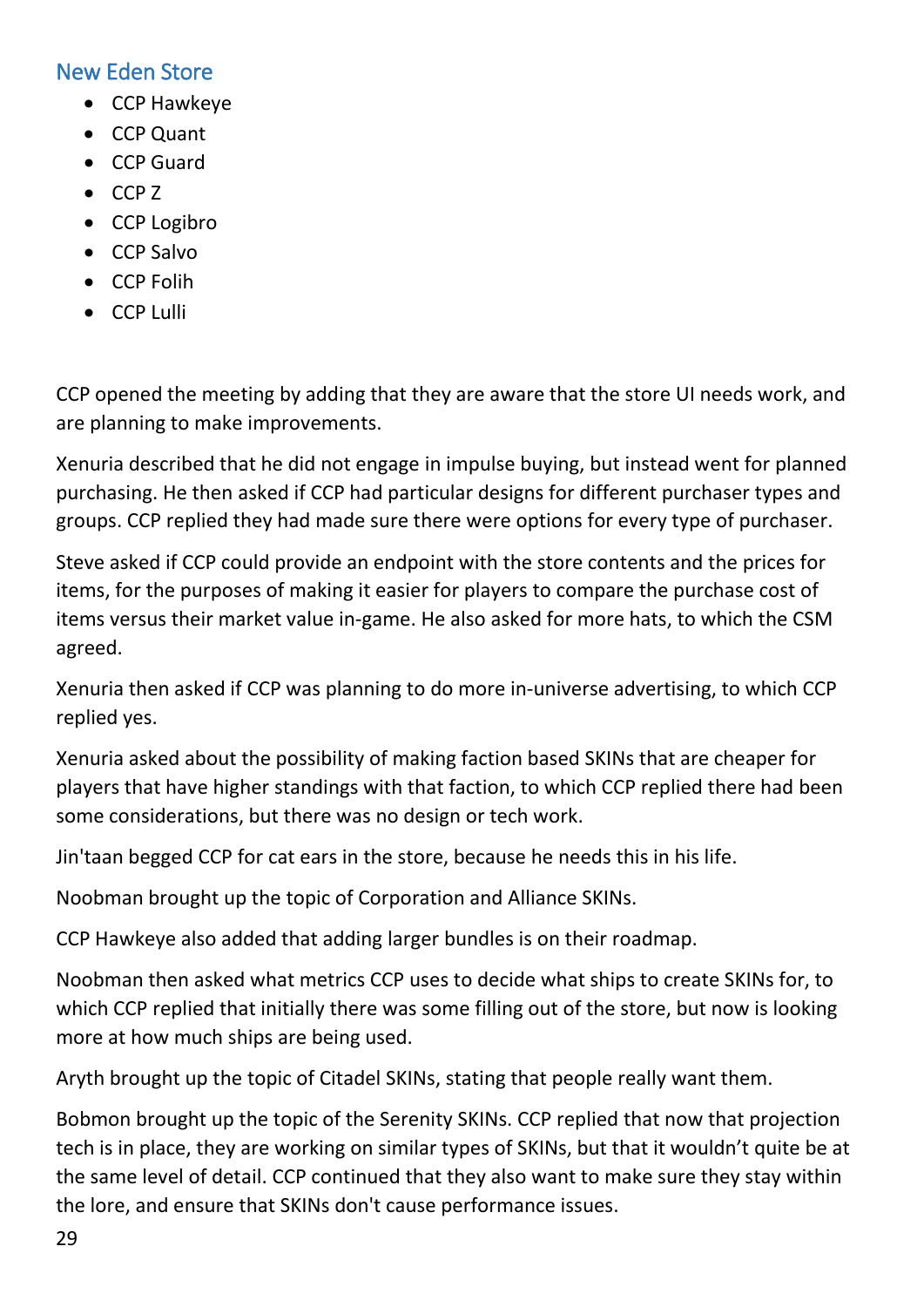## New Eden Store

- CCP Hawkeye
- CCP Quant
- CCP Guard
- CCP Z
- CCP Logibro
- CCP Salvo
- CCP Folih
- CCP Lulli

CCP opened the meeting by adding that they are aware that the store UI needs work, and are planning to make improvements.

Xenuria described that he did not engage in impulse buying, but instead went for planned purchasing. He then asked if CCP had particular designs for different purchaser types and groups. CCP replied they had made sure there were options for every type of purchaser.

Steve asked if CCP could provide an endpoint with the store contents and the prices for items, for the purposes of making it easier for players to compare the purchase cost of items versus their market value in-game. He also asked for more hats, to which the CSM agreed.

Xenuria then asked if CCP was planning to do more in-universe advertising, to which CCP replied yes.

Xenuria asked about the possibility of making faction based SKINs that are cheaper for players that have higher standings with that faction, to which CCP replied there had been some considerations, but there was no design or tech work.

Jin'taan begged CCP for cat ears in the store, because he needs this in his life.

Noobman brought up the topic of Corporation and Alliance SKINs.

CCP Hawkeye also added that adding larger bundles is on their roadmap.

Noobman then asked what metrics CCP uses to decide what ships to create SKINs for, to which CCP replied that initially there was some filling out of the store, but now is looking more at how much ships are being used.

Aryth brought up the topic of Citadel SKINs, stating that people really want them.

Bobmon brought up the topic of the Serenity SKINs. CCP replied that now that projection tech is in place, they are working on similar types of SKINs, but that it wouldn't quite be at the same level of detail. CCP continued that they also want to make sure they stay within the lore, and ensure that SKINs don't cause performance issues.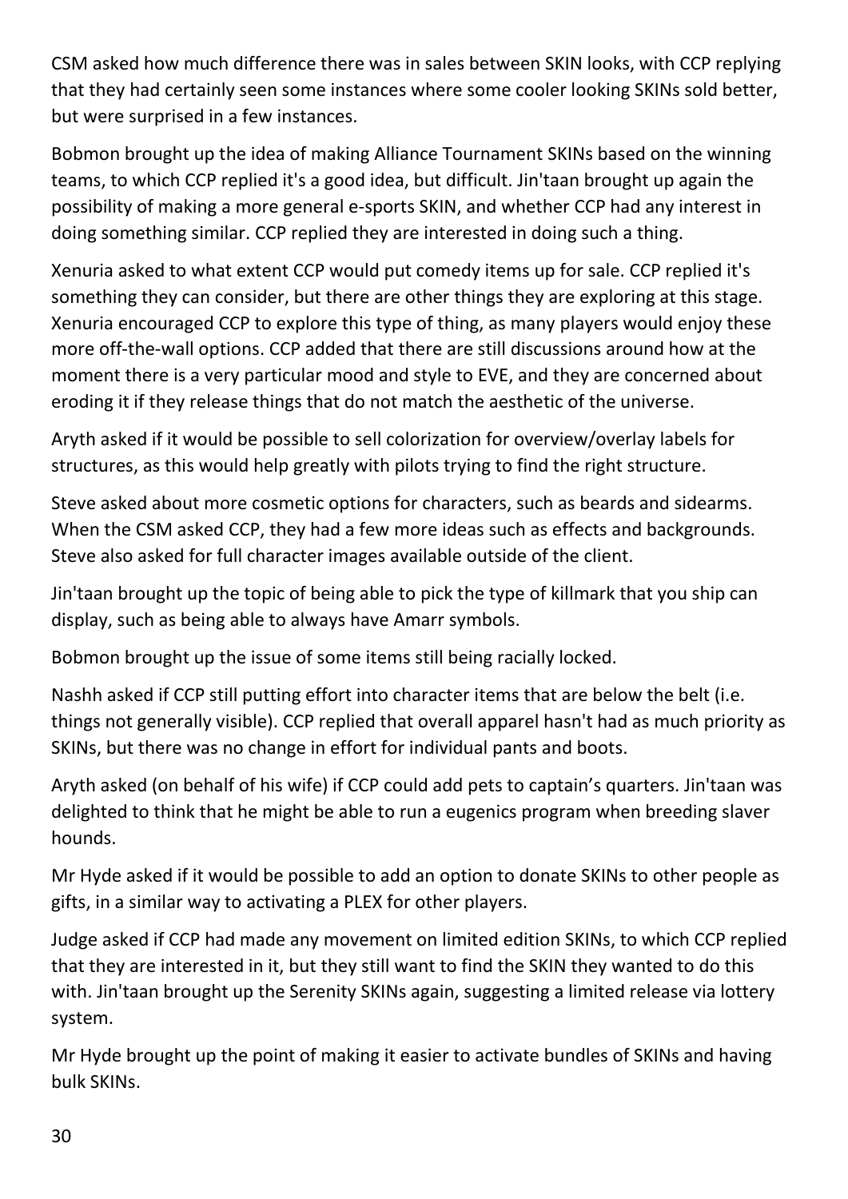CSM asked how much difference there was in sales between SKIN looks, with CCP replying that they had certainly seen some instances where some cooler looking SKINs sold better, but were surprised in a few instances.

Bobmon brought up the idea of making Alliance Tournament SKINs based on the winning teams, to which CCP replied it's a good idea, but difficult. Jin'taan brought up again the possibility of making a more general e-sports SKIN, and whether CCP had any interest in doing something similar. CCP replied they are interested in doing such a thing.

Xenuria asked to what extent CCP would put comedy items up for sale. CCP replied it's something they can consider, but there are other things they are exploring at this stage. Xenuria encouraged CCP to explore this type of thing, as many players would enjoy these more off-the-wall options. CCP added that there are still discussions around how at the moment there is a very particular mood and style to EVE, and they are concerned about eroding it if they release things that do not match the aesthetic of the universe.

Aryth asked if it would be possible to sell colorization for overview/overlay labels for structures, as this would help greatly with pilots trying to find the right structure.

Steve asked about more cosmetic options for characters, such as beards and sidearms. When the CSM asked CCP, they had a few more ideas such as effects and backgrounds. Steve also asked for full character images available outside of the client.

Jin'taan brought up the topic of being able to pick the type of killmark that you ship can display, such as being able to always have Amarr symbols.

Bobmon brought up the issue of some items still being racially locked.

Nashh asked if CCP still putting effort into character items that are below the belt (i.e. things not generally visible). CCP replied that overall apparel hasn't had as much priority as SKINs, but there was no change in effort for individual pants and boots.

Aryth asked (on behalf of his wife) if CCP could add pets to captain's quarters. Jin'taan was delighted to think that he might be able to run a eugenics program when breeding slaver hounds.

Mr Hyde asked if it would be possible to add an option to donate SKINs to other people as gifts, in a similar way to activating a PLEX for other players.

Judge asked if CCP had made any movement on limited edition SKINs, to which CCP replied that they are interested in it, but they still want to find the SKIN they wanted to do this with. Jin'taan brought up the Serenity SKINs again, suggesting a limited release via lottery system.

Mr Hyde brought up the point of making it easier to activate bundles of SKINs and having bulk SKINs.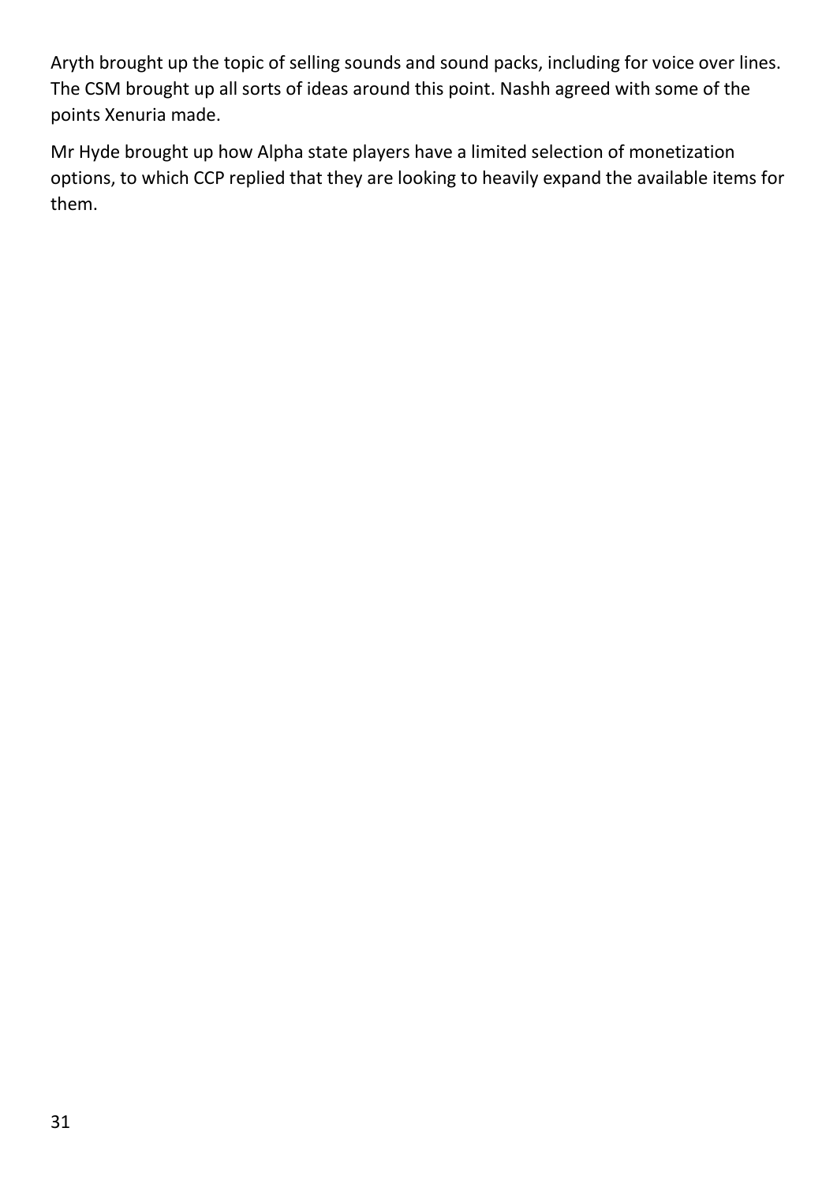Aryth brought up the topic of selling sounds and sound packs, including for voice over lines. The CSM brought up all sorts of ideas around this point. Nashh agreed with some of the points Xenuria made.

Mr Hyde brought up how Alpha state players have a limited selection of monetization options, to which CCP replied that they are looking to heavily expand the available items for them.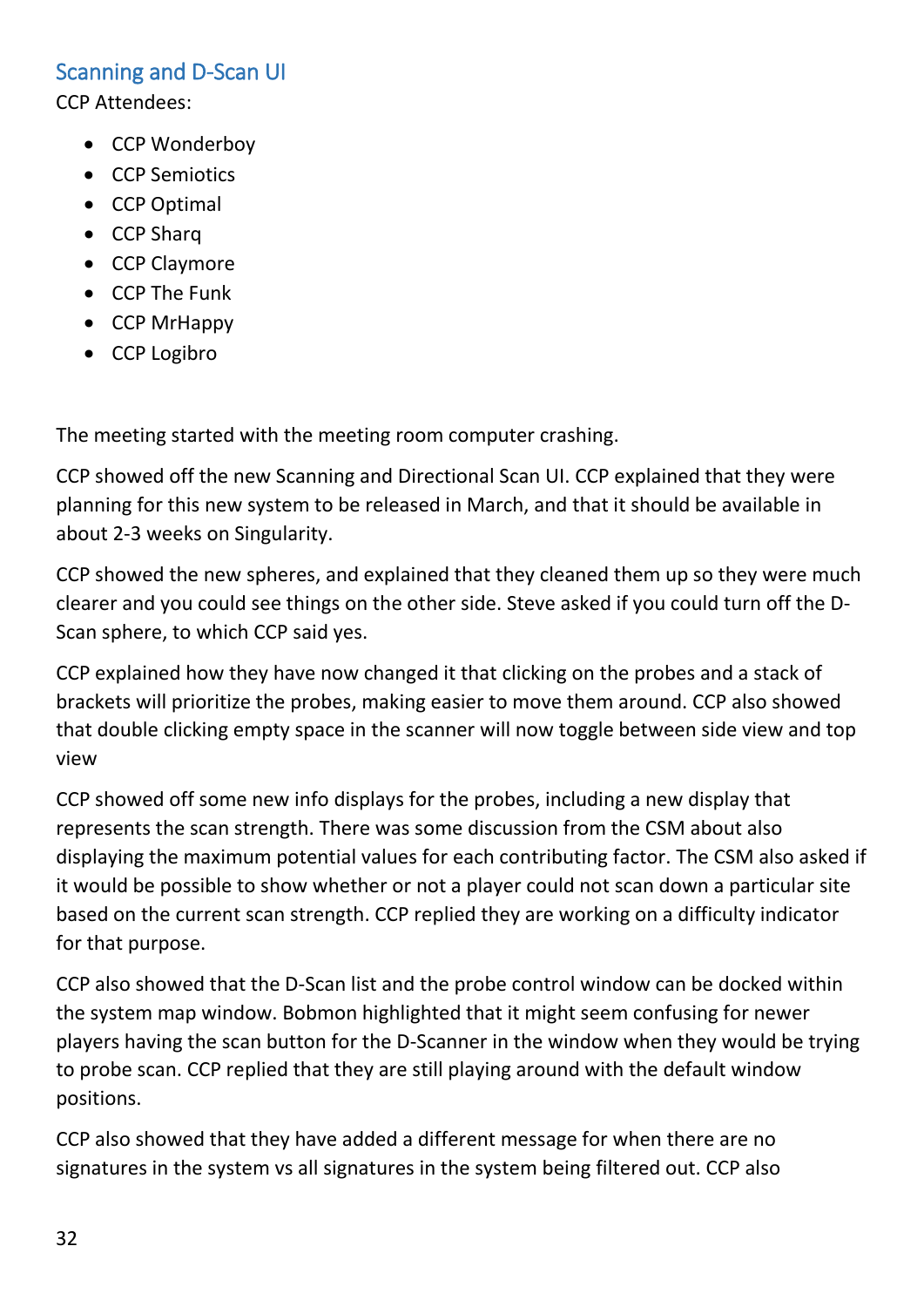## Scanning and D-Scan UI

CCP Attendees:

- CCP Wonderboy
- CCP Semiotics
- CCP Optimal
- CCP Sharq
- CCP Claymore
- CCP The Funk
- CCP MrHappy
- CCP Logibro

The meeting started with the meeting room computer crashing.

CCP showed off the new Scanning and Directional Scan UI. CCP explained that they were planning for this new system to be released in March, and that it should be available in about 2-3 weeks on Singularity.

CCP showed the new spheres, and explained that they cleaned them up so they were much clearer and you could see things on the other side. Steve asked if you could turn off the D-Scan sphere, to which CCP said yes.

CCP explained how they have now changed it that clicking on the probes and a stack of brackets will prioritize the probes, making easier to move them around. CCP also showed that double clicking empty space in the scanner will now toggle between side view and top view

CCP showed off some new info displays for the probes, including a new display that represents the scan strength. There was some discussion from the CSM about also displaying the maximum potential values for each contributing factor. The CSM also asked if it would be possible to show whether or not a player could not scan down a particular site based on the current scan strength. CCP replied they are working on a difficulty indicator for that purpose.

CCP also showed that the D-Scan list and the probe control window can be docked within the system map window. Bobmon highlighted that it might seem confusing for newer players having the scan button for the D-Scanner in the window when they would be trying to probe scan. CCP replied that they are still playing around with the default window positions.

CCP also showed that they have added a different message for when there are no signatures in the system vs all signatures in the system being filtered out. CCP also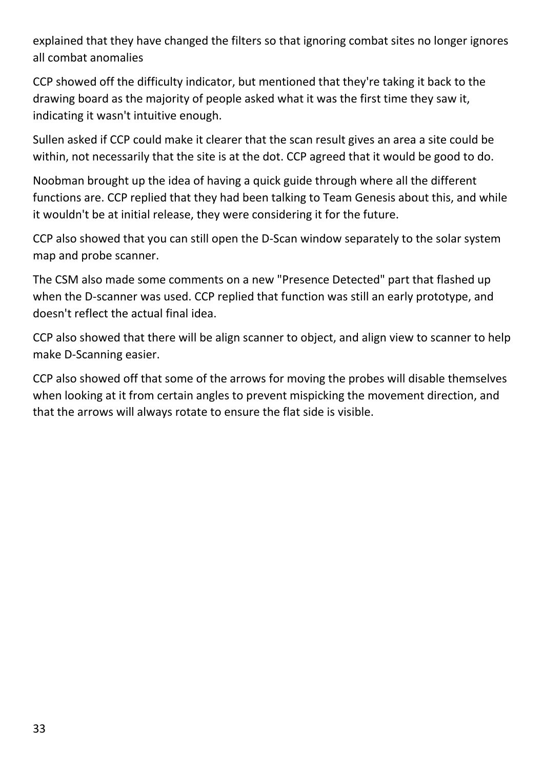explained that they have changed the filters so that ignoring combat sites no longer ignores all combat anomalies

CCP showed off the difficulty indicator, but mentioned that they're taking it back to the drawing board as the majority of people asked what it was the first time they saw it, indicating it wasn't intuitive enough.

Sullen asked if CCP could make it clearer that the scan result gives an area a site could be within, not necessarily that the site is at the dot. CCP agreed that it would be good to do.

Noobman brought up the idea of having a quick guide through where all the different functions are. CCP replied that they had been talking to Team Genesis about this, and while it wouldn't be at initial release, they were considering it for the future.

CCP also showed that you can still open the D-Scan window separately to the solar system map and probe scanner.

The CSM also made some comments on a new "Presence Detected" part that flashed up when the D-scanner was used. CCP replied that function was still an early prototype, and doesn't reflect the actual final idea.

CCP also showed that there will be align scanner to object, and align view to scanner to help make D-Scanning easier.

CCP also showed off that some of the arrows for moving the probes will disable themselves when looking at it from certain angles to prevent mispicking the movement direction, and that the arrows will always rotate to ensure the flat side is visible.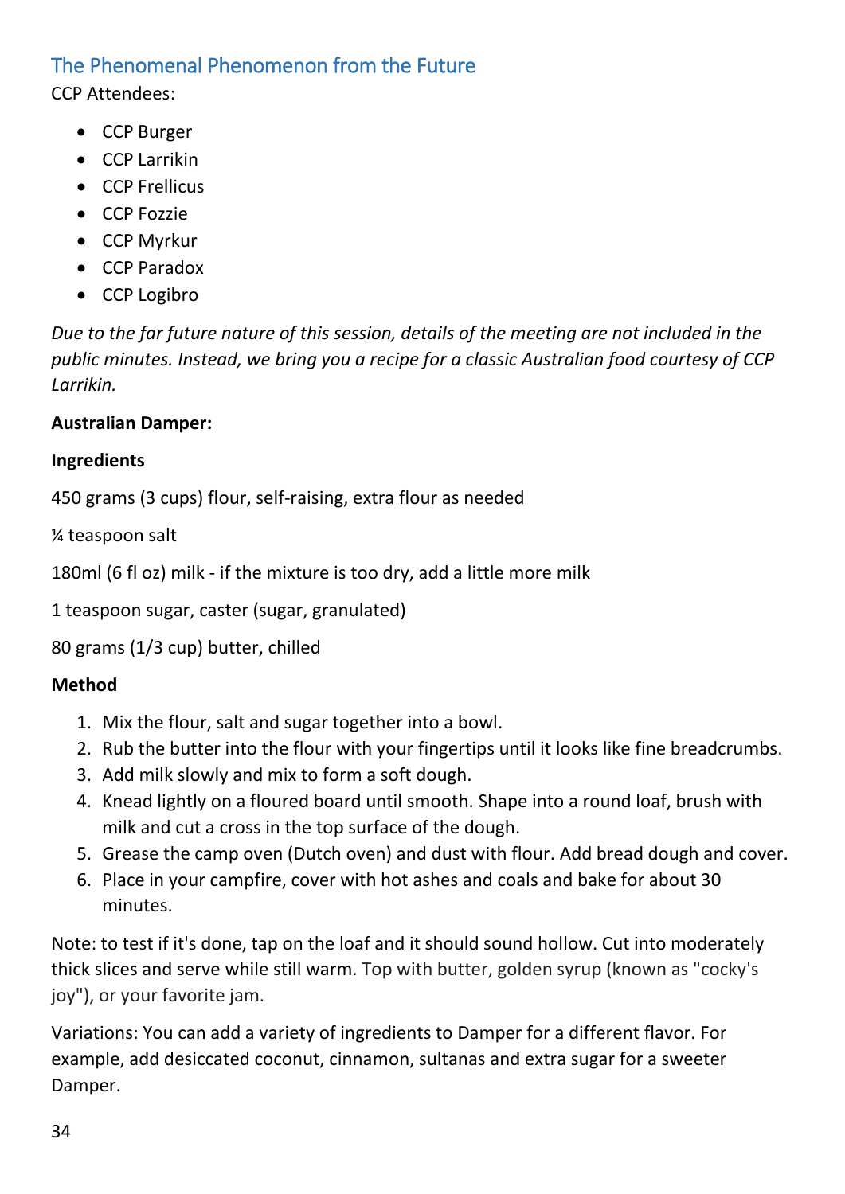## The Phenomenal Phenomenon from the Future

CCP Attendees:

- CCP Burger
- CCP Larrikin
- CCP Frellicus
- CCP Fozzie
- CCP Myrkur
- CCP Paradox
- CCP Logibro

*Due to the far future nature of this session, details of the meeting are not included in the public minutes. Instead, we bring you a recipe for a classic Australian food courtesy of CCP Larrikin.*

**Australian Damper:**

**Ingredients**

450 grams (3 cups) flour, self-raising, extra flour as needed

¼ teaspoon salt

180ml (6 fl oz) milk - if the mixture is too dry, add a little more milk

1 teaspoon sugar, caster (sugar, granulated)

80 grams (1/3 cup) butter, chilled

**Method**

1. Mix the flour, salt and sugar together into a bowl.
2. Rub the butter into the flour with your fingertips until it looks like fine breadcrumbs.
3. Add milk slowly and mix to form a soft dough.
4. Knead lightly on a floured board until smooth. Shape into a round loaf, brush with milk and cut a cross in the top surface of the dough.
5. Grease the camp oven (Dutch oven) and dust with flour. Add bread dough and cover.
6. Place in your campfire, cover with hot ashes and coals and bake for about 30 minutes.

Note: to test if it's done, tap on the loaf and it should sound hollow. Cut into moderately thick slices and serve while still warm. Top with butter, golden syrup (known as "cocky's joy"), or your favorite jam.

Variations: You can add a variety of ingredients to Damper for a different flavor. For example, add desiccated coconut, cinnamon, sultanas and extra sugar for a sweeter Damper.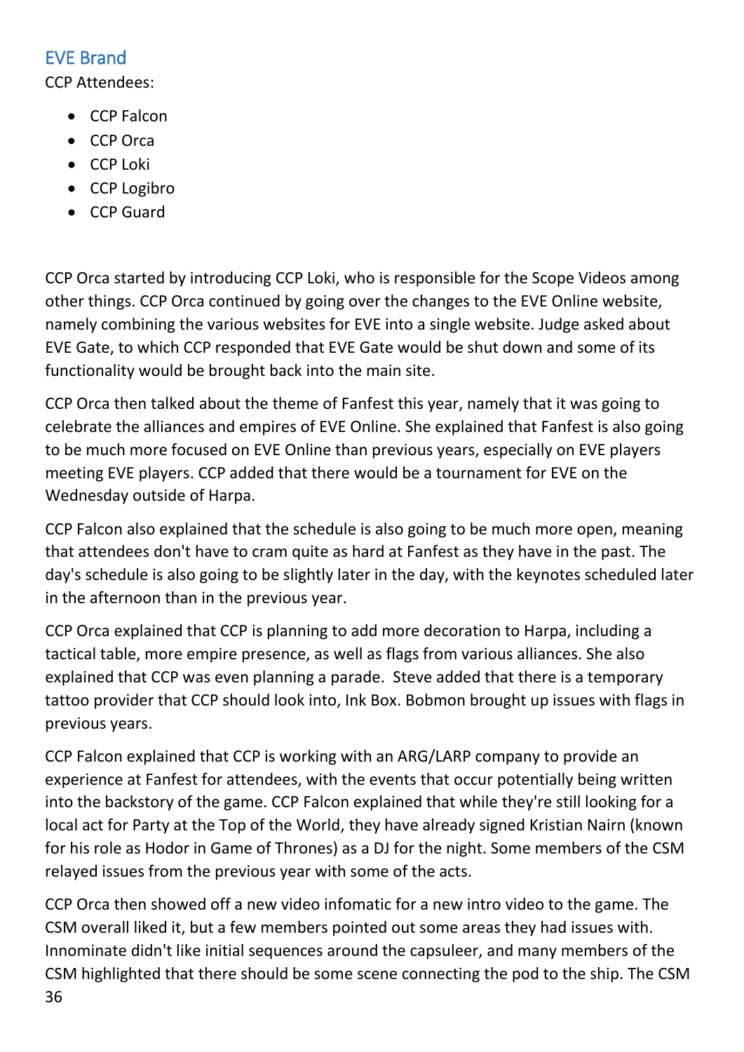## EVE Brand

CCP Attendees:

- CCP Falcon
- CCP Orca
- CCP Loki
- CCP Logibro
- CCP Guard

CCP Orca started by introducing CCP Loki, who is responsible for the Scope Videos among other things. CCP Orca continued by going over the changes to the EVE Online website, namely combining the various websites for EVE into a single website. Judge asked about EVE Gate, to which CCP responded that EVE Gate would be shut down and some of its functionality would be brought back into the main site.

CCP Orca then talked about the theme of Fanfest this year, namely that it was going to celebrate the alliances and empires of EVE Online. She explained that Fanfest is also going to be much more focused on EVE Online than previous years, especially on EVE players meeting EVE players. CCP added that there would be a tournament for EVE on the Wednesday outside of Harpa.

CCP Falcon also explained that the schedule is also going to be much more open, meaning that attendees don't have to cram quite as hard at Fanfest as they have in the past. The day's schedule is also going to be slightly later in the day, with the keynotes scheduled later in the afternoon than in the previous year.

CCP Orca explained that CCP is planning to add more decoration to Harpa, including a tactical table, more empire presence, as well as flags from various alliances. She also explained that CCP was even planning a parade. Steve added that there is a temporary tattoo provider that CCP should look into, Ink Box. Bobmon brought up issues with flags in previous years.

CCP Falcon explained that CCP is working with an ARG/LARP company to provide an experience at Fanfest for attendees, with the events that occur potentially being written into the backstory of the game. CCP Falcon explained that while they're still looking for a local act for Party at the Top of the World, they have already signed Kristian Nairn (known for his role as Hodor in Game of Thrones) as a DJ for the night. Some members of the CSM relayed issues from the previous year with some of the acts.

CCP Orca then showed off a new video infomatic for a new intro video to the game. The CSM overall liked it, but a few members pointed out some areas they had issues with. Innominate didn't like initial sequences around the capsuleer, and many members of the CSM highlighted that there should be some scene connecting the pod to the ship. The CSM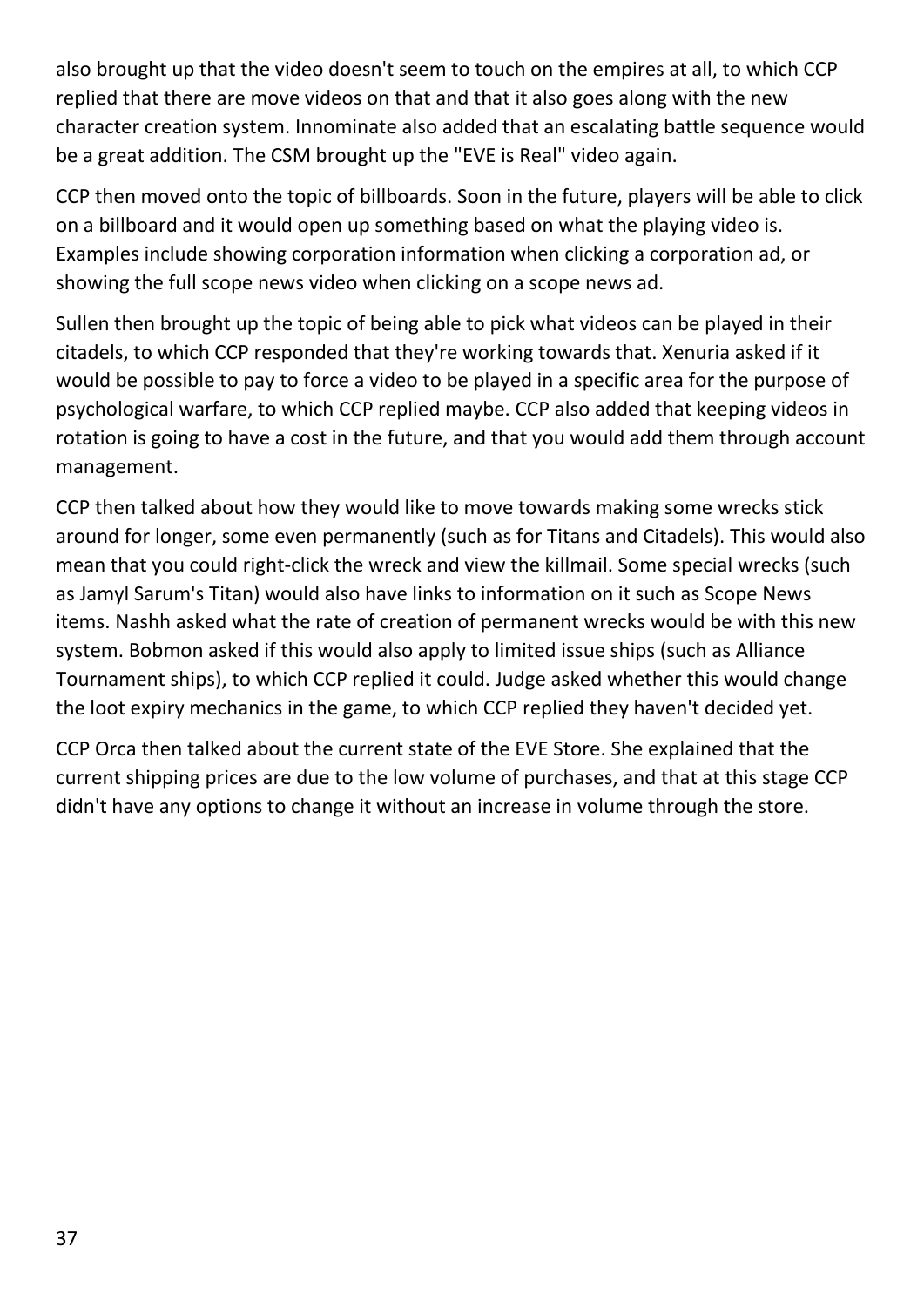also brought up that the video doesn't seem to touch on the empires at all, to which CCP replied that there are move videos on that and that it also goes along with the new character creation system. Innominate also added that an escalating battle sequence would be a great addition. The CSM brought up the "EVE is Real" video again.

CCP then moved onto the topic of billboards. Soon in the future, players will be able to click on a billboard and it would open up something based on what the playing video is. Examples include showing corporation information when clicking a corporation ad, or showing the full scope news video when clicking on a scope news ad.

Sullen then brought up the topic of being able to pick what videos can be played in their citadels, to which CCP responded that they're working towards that. Xenuria asked if it would be possible to pay to force a video to be played in a specific area for the purpose of psychological warfare, to which CCP replied maybe. CCP also added that keeping videos in rotation is going to have a cost in the future, and that you would add them through account management.

CCP then talked about how they would like to move towards making some wrecks stick around for longer, some even permanently (such as for Titans and Citadels). This would also mean that you could right-click the wreck and view the killmail. Some special wrecks (such as Jamyl Sarum's Titan) would also have links to information on it such as Scope News items. Nashh asked what the rate of creation of permanent wrecks would be with this new system. Bobmon asked if this would also apply to limited issue ships (such as Alliance Tournament ships), to which CCP replied it could. Judge asked whether this would change the loot expiry mechanics in the game, to which CCP replied they haven't decided yet.

CCP Orca then talked about the current state of the EVE Store. She explained that the current shipping prices are due to the low volume of purchases, and that at this stage CCP didn't have any options to change it without an increase in volume through the store.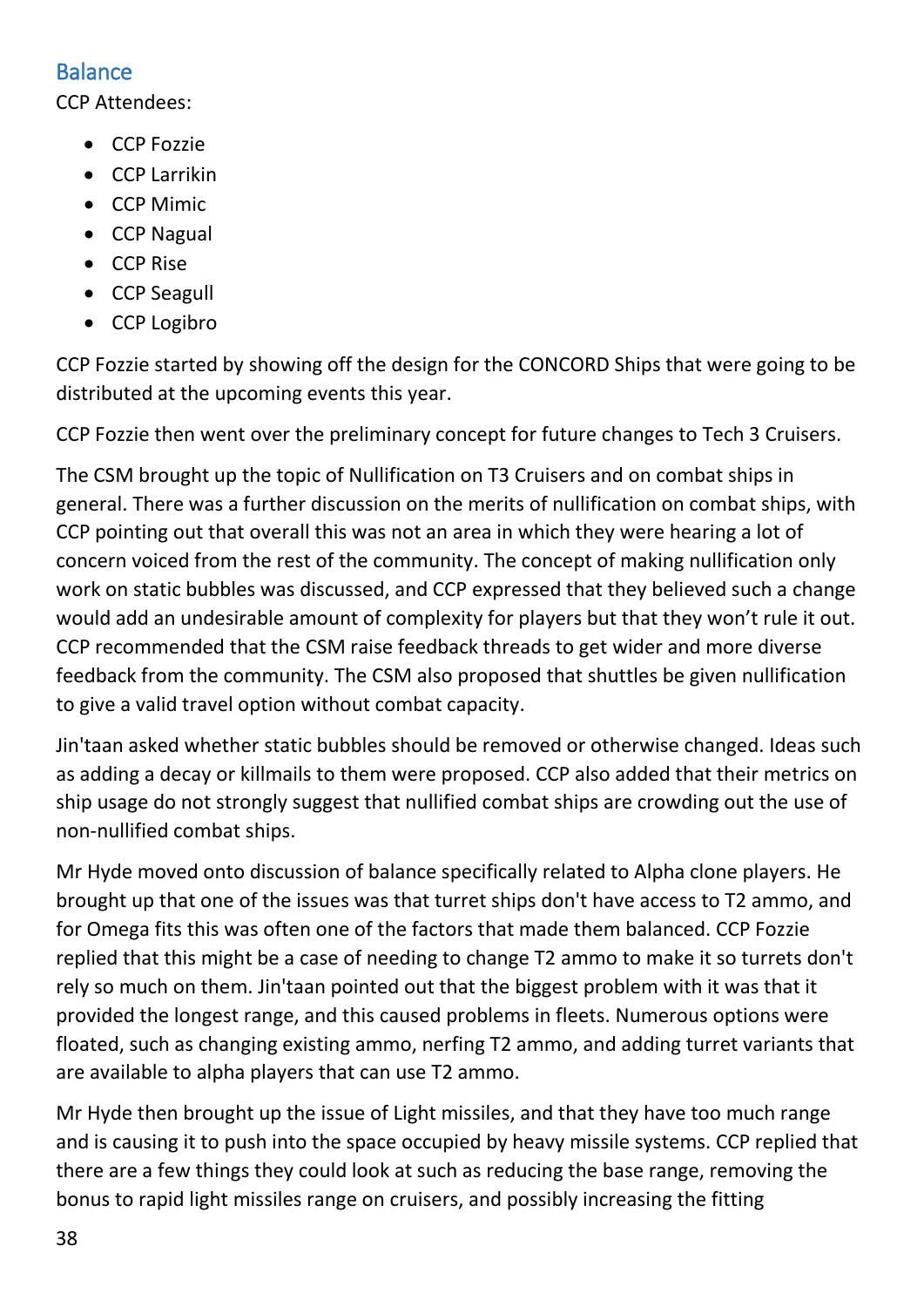## Balance

CCP Attendees:

- CCP Fozzie
- CCP Larrikin
- CCP Mimic
- CCP Nagual
- CCP Rise
- CCP Seagull
- CCP Logibro

CCP Fozzie started by showing off the design for the CONCORD Ships that were going to be distributed at the upcoming events this year.

CCP Fozzie then went over the preliminary concept for future changes to Tech 3 Cruisers.

The CSM brought up the topic of Nullification on T3 Cruisers and on combat ships in general. There was a further discussion on the merits of nullification on combat ships, with CCP pointing out that overall this was not an area in which they were hearing a lot of concern voiced from the rest of the community. The concept of making nullification only work on static bubbles was discussed, and CCP expressed that they believed such a change would add an undesirable amount of complexity for players but that they won't rule it out. CCP recommended that the CSM raise feedback threads to get wider and more diverse feedback from the community. The CSM also proposed that shuttles be given nullification to give a valid travel option without combat capacity.

Jin'taan asked whether static bubbles should be removed or otherwise changed. Ideas such as adding a decay or killmails to them were proposed. CCP also added that their metrics on ship usage do not strongly suggest that nullified combat ships are crowding out the use of non-nullified combat ships.

Mr Hyde moved onto discussion of balance specifically related to Alpha clone players. He brought up that one of the issues was that turret ships don't have access to T2 ammo, and for Omega fits this was often one of the factors that made them balanced. CCP Fozzie replied that this might be a case of needing to change T2 ammo to make it so turrets don't rely so much on them. Jin'taan pointed out that the biggest problem with it was that it provided the longest range, and this caused problems in fleets. Numerous options were floated, such as changing existing ammo, nerfing T2 ammo, and adding turret variants that are available to alpha players that can use T2 ammo.

Mr Hyde then brought up the issue of Light missiles, and that they have too much range and is causing it to push into the space occupied by heavy missile systems. CCP replied that there are a few things they could look at such as reducing the base range, removing the bonus to rapid light missiles range on cruisers, and possibly increasing the fitting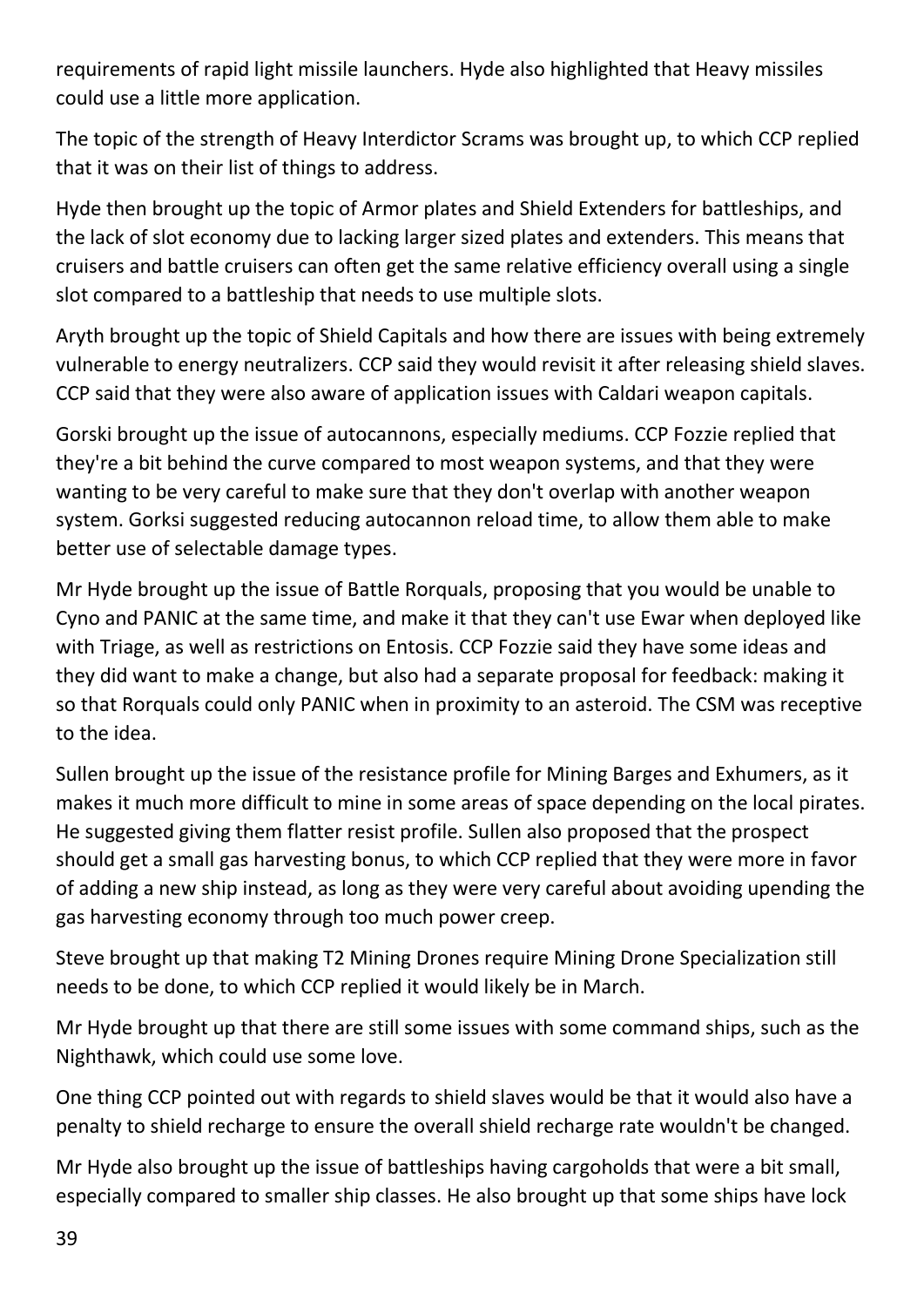requirements of rapid light missile launchers. Hyde also highlighted that Heavy missiles could use a little more application.

The topic of the strength of Heavy Interdictor Scrams was brought up, to which CCP replied that it was on their list of things to address.

Hyde then brought up the topic of Armor plates and Shield Extenders for battleships, and the lack of slot economy due to lacking larger sized plates and extenders. This means that cruisers and battle cruisers can often get the same relative efficiency overall using a single slot compared to a battleship that needs to use multiple slots.

Aryth brought up the topic of Shield Capitals and how there are issues with being extremely vulnerable to energy neutralizers. CCP said they would revisit it after releasing shield slaves. CCP said that they were also aware of application issues with Caldari weapon capitals.

Gorski brought up the issue of autocannons, especially mediums. CCP Fozzie replied that they're a bit behind the curve compared to most weapon systems, and that they were wanting to be very careful to make sure that they don't overlap with another weapon system. Gorksi suggested reducing autocannon reload time, to allow them able to make better use of selectable damage types.

Mr Hyde brought up the issue of Battle Rorquals, proposing that you would be unable to Cyno and PANIC at the same time, and make it that they can't use Ewar when deployed like with Triage, as well as restrictions on Entosis. CCP Fozzie said they have some ideas and they did want to make a change, but also had a separate proposal for feedback: making it so that Rorquals could only PANIC when in proximity to an asteroid. The CSM was receptive to the idea.

Sullen brought up the issue of the resistance profile for Mining Barges and Exhumers, as it makes it much more difficult to mine in some areas of space depending on the local pirates. He suggested giving them flatter resist profile. Sullen also proposed that the prospect should get a small gas harvesting bonus, to which CCP replied that they were more in favor of adding a new ship instead, as long as they were very careful about avoiding upending the gas harvesting economy through too much power creep.

Steve brought up that making T2 Mining Drones require Mining Drone Specialization still needs to be done, to which CCP replied it would likely be in March.

Mr Hyde brought up that there are still some issues with some command ships, such as the Nighthawk, which could use some love.

One thing CCP pointed out with regards to shield slaves would be that it would also have a penalty to shield recharge to ensure the overall shield recharge rate wouldn't be changed.

Mr Hyde also brought up the issue of battleships having cargoholds that were a bit small, especially compared to smaller ship classes. He also brought up that some ships have lock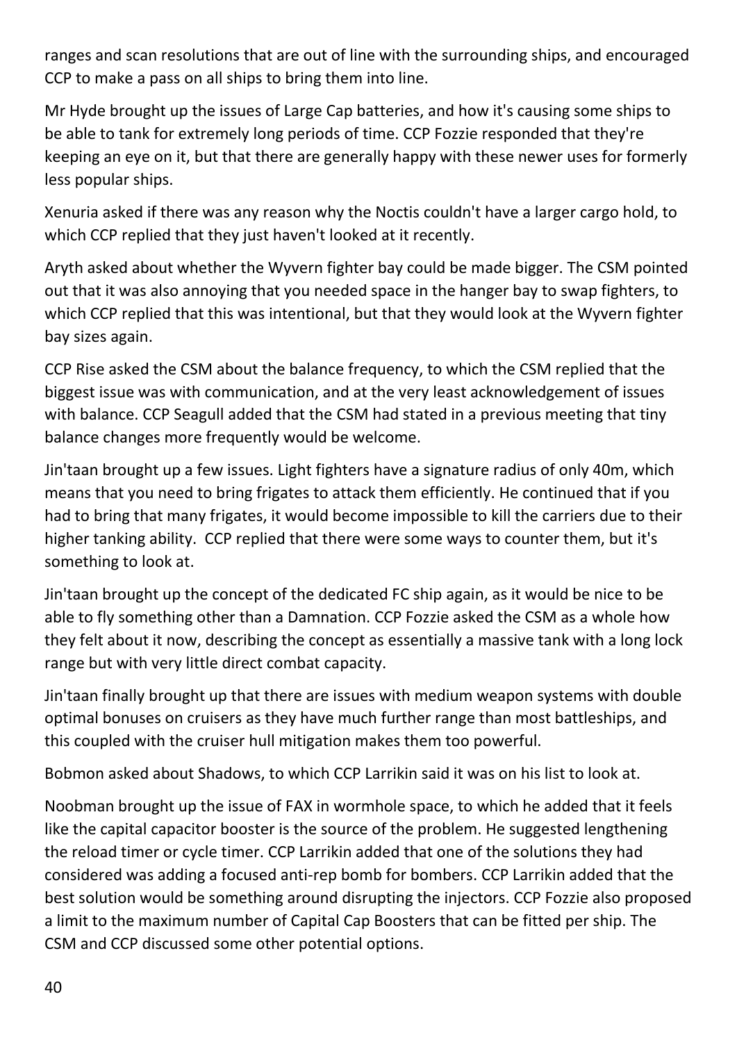ranges and scan resolutions that are out of line with the surrounding ships, and encouraged CCP to make a pass on all ships to bring them into line.

Mr Hyde brought up the issues of Large Cap batteries, and how it's causing some ships to be able to tank for extremely long periods of time. CCP Fozzie responded that they're keeping an eye on it, but that there are generally happy with these newer uses for formerly less popular ships.

Xenuria asked if there was any reason why the Noctis couldn't have a larger cargo hold, to which CCP replied that they just haven't looked at it recently.

Aryth asked about whether the Wyvern fighter bay could be made bigger. The CSM pointed out that it was also annoying that you needed space in the hanger bay to swap fighters, to which CCP replied that this was intentional, but that they would look at the Wyvern fighter bay sizes again.

CCP Rise asked the CSM about the balance frequency, to which the CSM replied that the biggest issue was with communication, and at the very least acknowledgement of issues with balance. CCP Seagull added that the CSM had stated in a previous meeting that tiny balance changes more frequently would be welcome.

Jin'taan brought up a few issues. Light fighters have a signature radius of only 40m, which means that you need to bring frigates to attack them efficiently. He continued that if you had to bring that many frigates, it would become impossible to kill the carriers due to their higher tanking ability. CCP replied that there were some ways to counter them, but it's something to look at.

Jin'taan brought up the concept of the dedicated FC ship again, as it would be nice to be able to fly something other than a Damnation. CCP Fozzie asked the CSM as a whole how they felt about it now, describing the concept as essentially a massive tank with a long lock range but with very little direct combat capacity.

Jin'taan finally brought up that there are issues with medium weapon systems with double optimal bonuses on cruisers as they have much further range than most battleships, and this coupled with the cruiser hull mitigation makes them too powerful.

Bobmon asked about Shadows, to which CCP Larrikin said it was on his list to look at.

Noobman brought up the issue of FAX in wormhole space, to which he added that it feels like the capital capacitor booster is the source of the problem. He suggested lengthening the reload timer or cycle timer. CCP Larrikin added that one of the solutions they had considered was adding a focused anti-rep bomb for bombers. CCP Larrikin added that the best solution would be something around disrupting the injectors. CCP Fozzie also proposed a limit to the maximum number of Capital Cap Boosters that can be fitted per ship. The CSM and CCP discussed some other potential options.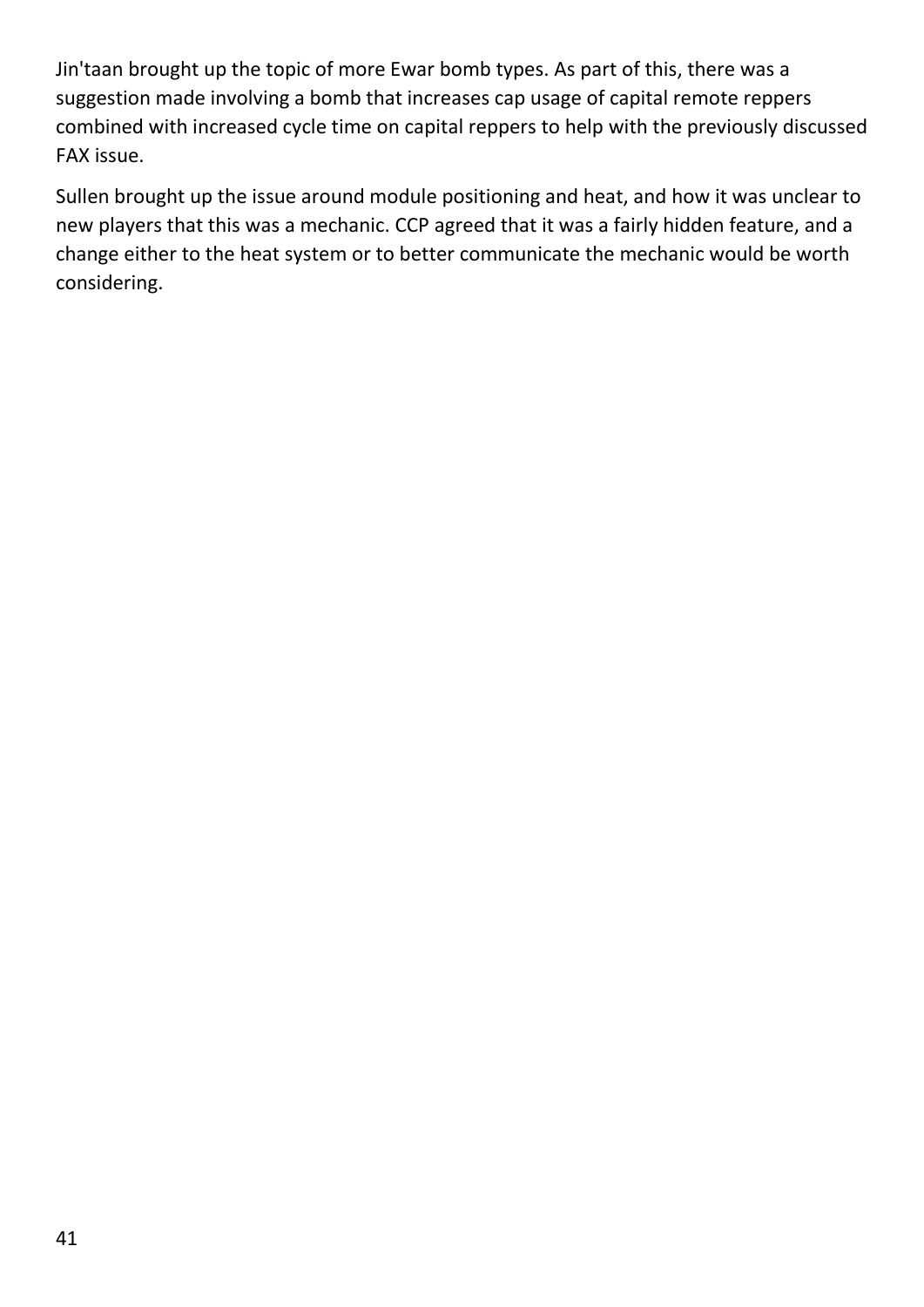Jin'taan brought up the topic of more Ewar bomb types. As part of this, there was a suggestion made involving a bomb that increases cap usage of capital remote reppers combined with increased cycle time on capital reppers to help with the previously discussed FAX issue.

Sullen brought up the issue around module positioning and heat, and how it was unclear to new players that this was a mechanic. CCP agreed that it was a fairly hidden feature, and a change either to the heat system or to better communicate the mechanic would be worth considering.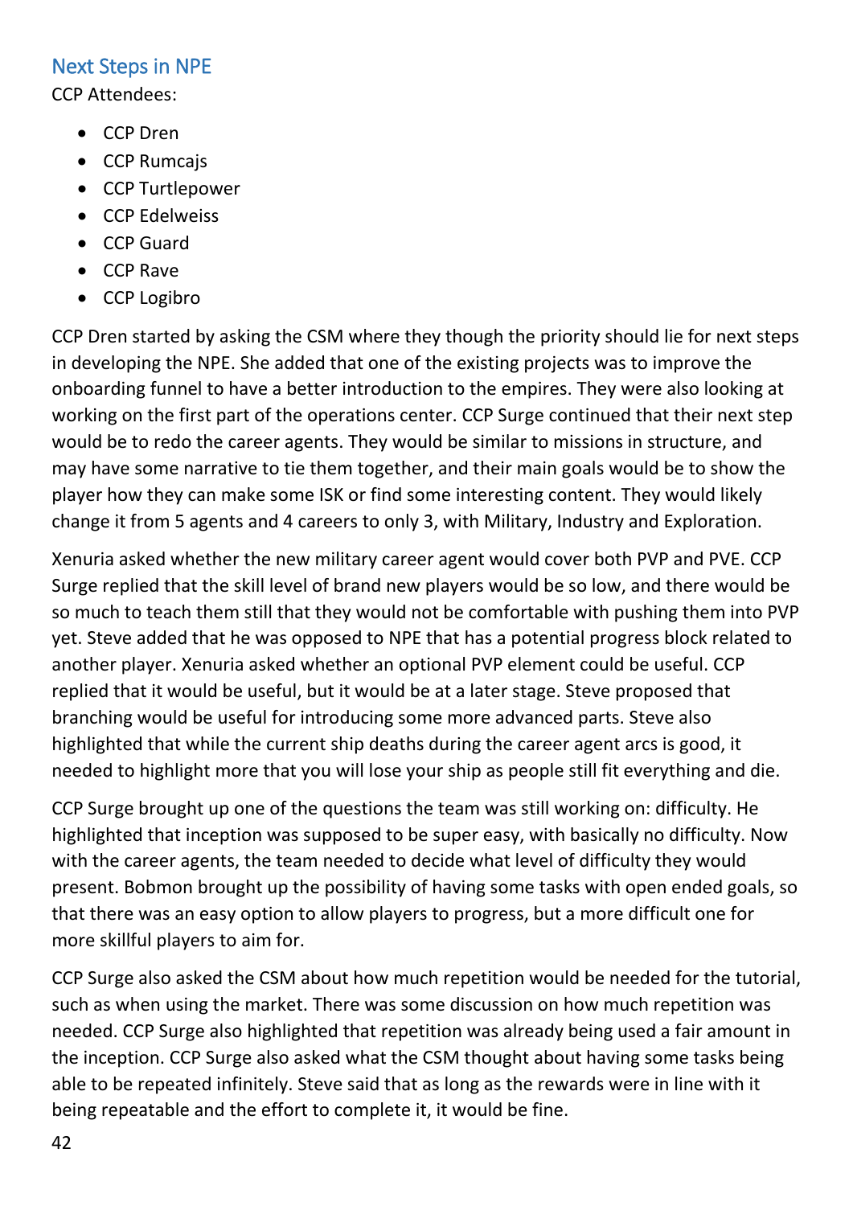## Next Steps in NPE

CCP Attendees:

- CCP Dren
- CCP Rumcajs
- CCP Turtlepower
- CCP Edelweiss
- CCP Guard
- CCP Rave
- CCP Logibro

CCP Dren started by asking the CSM where they though the priority should lie for next steps in developing the NPE. She added that one of the existing projects was to improve the onboarding funnel to have a better introduction to the empires. They were also looking at working on the first part of the operations center. CCP Surge continued that their next step would be to redo the career agents. They would be similar to missions in structure, and may have some narrative to tie them together, and their main goals would be to show the player how they can make some ISK or find some interesting content. They would likely change it from 5 agents and 4 careers to only 3, with Military, Industry and Exploration.

Xenuria asked whether the new military career agent would cover both PVP and PVE. CCP Surge replied that the skill level of brand new players would be so low, and there would be so much to teach them still that they would not be comfortable with pushing them into PVP yet. Steve added that he was opposed to NPE that has a potential progress block related to another player. Xenuria asked whether an optional PVP element could be useful. CCP replied that it would be useful, but it would be at a later stage. Steve proposed that branching would be useful for introducing some more advanced parts. Steve also highlighted that while the current ship deaths during the career agent arcs is good, it needed to highlight more that you will lose your ship as people still fit everything and die.

CCP Surge brought up one of the questions the team was still working on: difficulty. He highlighted that inception was supposed to be super easy, with basically no difficulty. Now with the career agents, the team needed to decide what level of difficulty they would present. Bobmon brought up the possibility of having some tasks with open ended goals, so that there was an easy option to allow players to progress, but a more difficult one for more skillful players to aim for.

CCP Surge also asked the CSM about how much repetition would be needed for the tutorial, such as when using the market. There was some discussion on how much repetition was needed. CCP Surge also highlighted that repetition was already being used a fair amount in the inception. CCP Surge also asked what the CSM thought about having some tasks being able to be repeated infinitely. Steve said that as long as the rewards were in line with it being repeatable and the effort to complete it, it would be fine.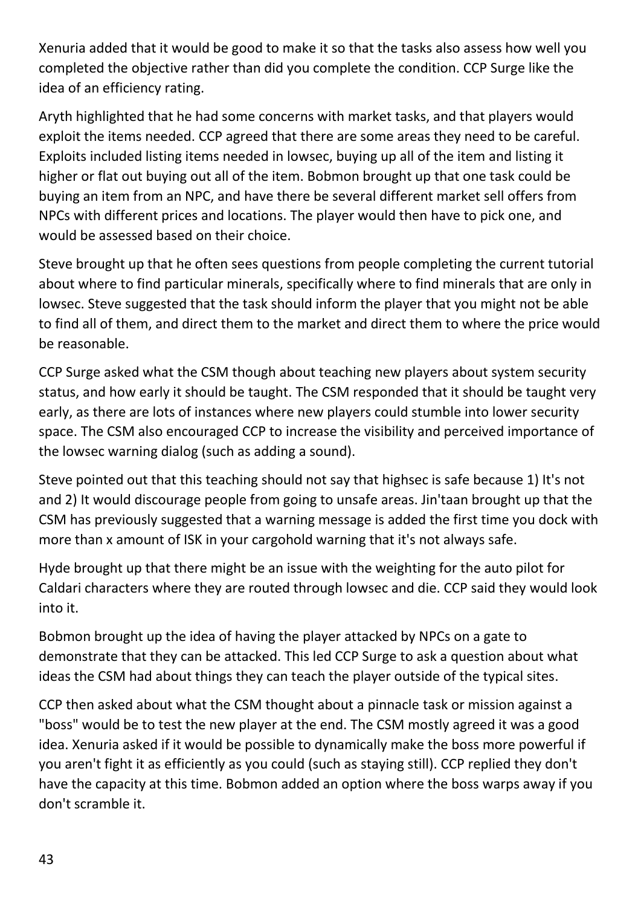Xenuria added that it would be good to make it so that the tasks also assess how well you completed the objective rather than did you complete the condition. CCP Surge like the idea of an efficiency rating.

Aryth highlighted that he had some concerns with market tasks, and that players would exploit the items needed. CCP agreed that there are some areas they need to be careful. Exploits included listing items needed in lowsec, buying up all of the item and listing it higher or flat out buying out all of the item. Bobmon brought up that one task could be buying an item from an NPC, and have there be several different market sell offers from NPCs with different prices and locations. The player would then have to pick one, and would be assessed based on their choice.

Steve brought up that he often sees questions from people completing the current tutorial about where to find particular minerals, specifically where to find minerals that are only in lowsec. Steve suggested that the task should inform the player that you might not be able to find all of them, and direct them to the market and direct them to where the price would be reasonable.

CCP Surge asked what the CSM though about teaching new players about system security status, and how early it should be taught. The CSM responded that it should be taught very early, as there are lots of instances where new players could stumble into lower security space. The CSM also encouraged CCP to increase the visibility and perceived importance of the lowsec warning dialog (such as adding a sound).

Steve pointed out that this teaching should not say that highsec is safe because 1) It's not and 2) It would discourage people from going to unsafe areas. Jin'taan brought up that the CSM has previously suggested that a warning message is added the first time you dock with more than x amount of ISK in your cargohold warning that it's not always safe.

Hyde brought up that there might be an issue with the weighting for the auto pilot for Caldari characters where they are routed through lowsec and die. CCP said they would look into it.

Bobmon brought up the idea of having the player attacked by NPCs on a gate to demonstrate that they can be attacked. This led CCP Surge to ask a question about what ideas the CSM had about things they can teach the player outside of the typical sites.

CCP then asked about what the CSM thought about a pinnacle task or mission against a "boss" would be to test the new player at the end. The CSM mostly agreed it was a good idea. Xenuria asked if it would be possible to dynamically make the boss more powerful if you aren't fight it as efficiently as you could (such as staying still). CCP replied they don't have the capacity at this time. Bobmon added an option where the boss warps away if you don't scramble it.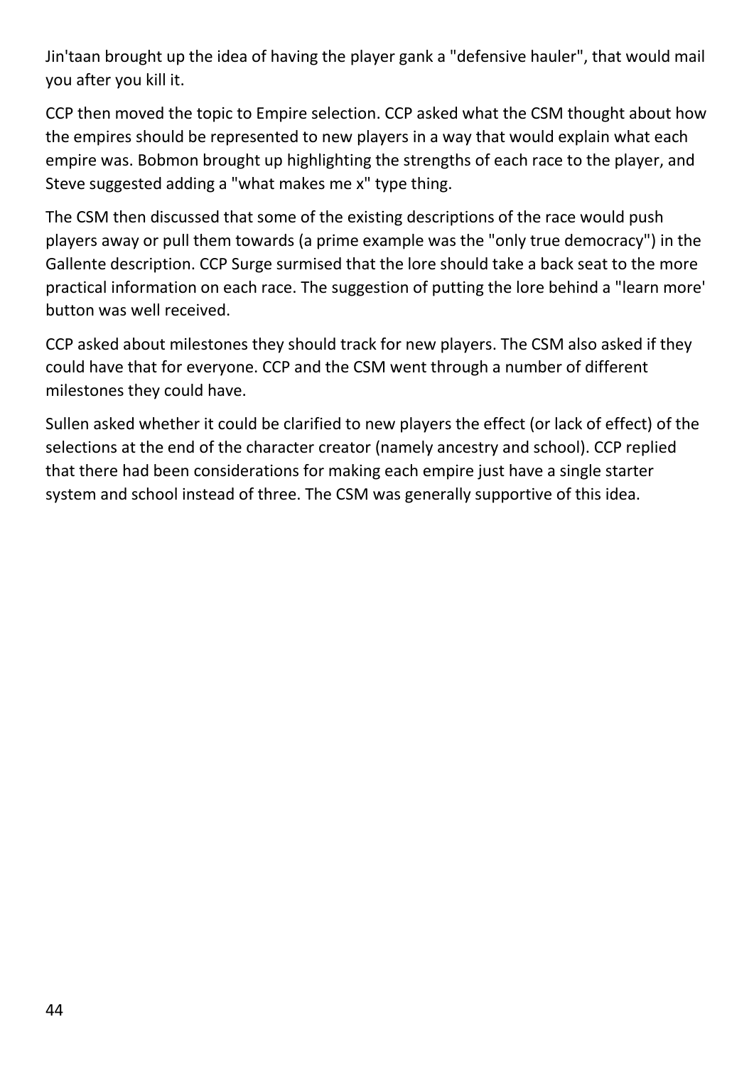Jin'taan brought up the idea of having the player gank a "defensive hauler", that would mail you after you kill it.

CCP then moved the topic to Empire selection. CCP asked what the CSM thought about how the empires should be represented to new players in a way that would explain what each empire was. Bobmon brought up highlighting the strengths of each race to the player, and Steve suggested adding a "what makes me x" type thing.

The CSM then discussed that some of the existing descriptions of the race would push players away or pull them towards (a prime example was the "only true democracy") in the Gallente description. CCP Surge surmised that the lore should take a back seat to the more practical information on each race. The suggestion of putting the lore behind a "learn more' button was well received.

CCP asked about milestones they should track for new players. The CSM also asked if they could have that for everyone. CCP and the CSM went through a number of different milestones they could have.

Sullen asked whether it could be clarified to new players the effect (or lack of effect) of the selections at the end of the character creator (namely ancestry and school). CCP replied that there had been considerations for making each empire just have a single starter system and school instead of three. The CSM was generally supportive of this idea.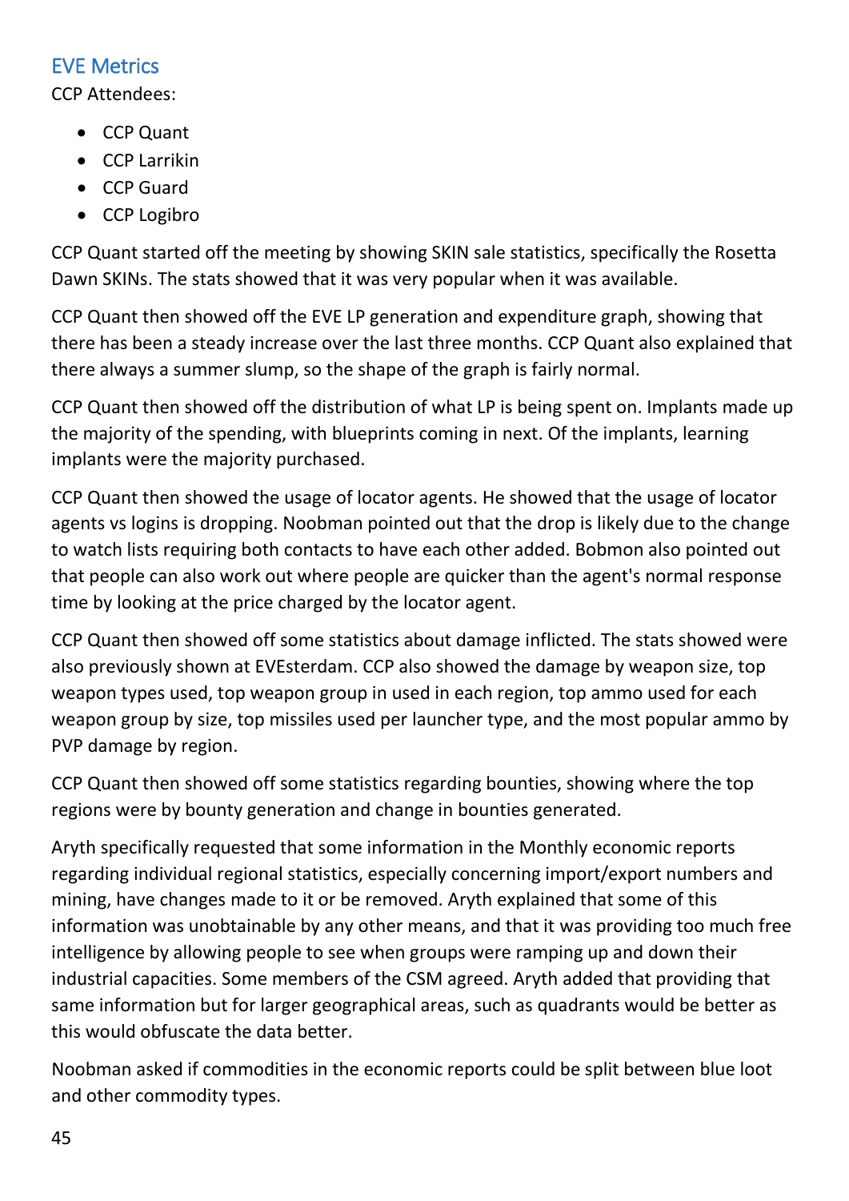## EVE Metrics

CCP Attendees:

- CCP Quant
- CCP Larrikin
- CCP Guard
- CCP Logibro

CCP Quant started off the meeting by showing SKIN sale statistics, specifically the Rosetta Dawn SKINs. The stats showed that it was very popular when it was available.

CCP Quant then showed off the EVE LP generation and expenditure graph, showing that there has been a steady increase over the last three months. CCP Quant also explained that there always a summer slump, so the shape of the graph is fairly normal.

CCP Quant then showed off the distribution of what LP is being spent on. Implants made up the majority of the spending, with blueprints coming in next. Of the implants, learning implants were the majority purchased.

CCP Quant then showed the usage of locator agents. He showed that the usage of locator agents vs logins is dropping. Noobman pointed out that the drop is likely due to the change to watch lists requiring both contacts to have each other added. Bobmon also pointed out that people can also work out where people are quicker than the agent's normal response time by looking at the price charged by the locator agent.

CCP Quant then showed off some statistics about damage inflicted. The stats showed were also previously shown at EVEsterdam. CCP also showed the damage by weapon size, top weapon types used, top weapon group in used in each region, top ammo used for each weapon group by size, top missiles used per launcher type, and the most popular ammo by PVP damage by region.

CCP Quant then showed off some statistics regarding bounties, showing where the top regions were by bounty generation and change in bounties generated.

Aryth specifically requested that some information in the Monthly economic reports regarding individual regional statistics, especially concerning import/export numbers and mining, have changes made to it or be removed. Aryth explained that some of this information was unobtainable by any other means, and that it was providing too much free intelligence by allowing people to see when groups were ramping up and down their industrial capacities. Some members of the CSM agreed. Aryth added that providing that same information but for larger geographical areas, such as quadrants would be better as this would obfuscate the data better.

Noobman asked if commodities in the economic reports could be split between blue loot and other commodity types.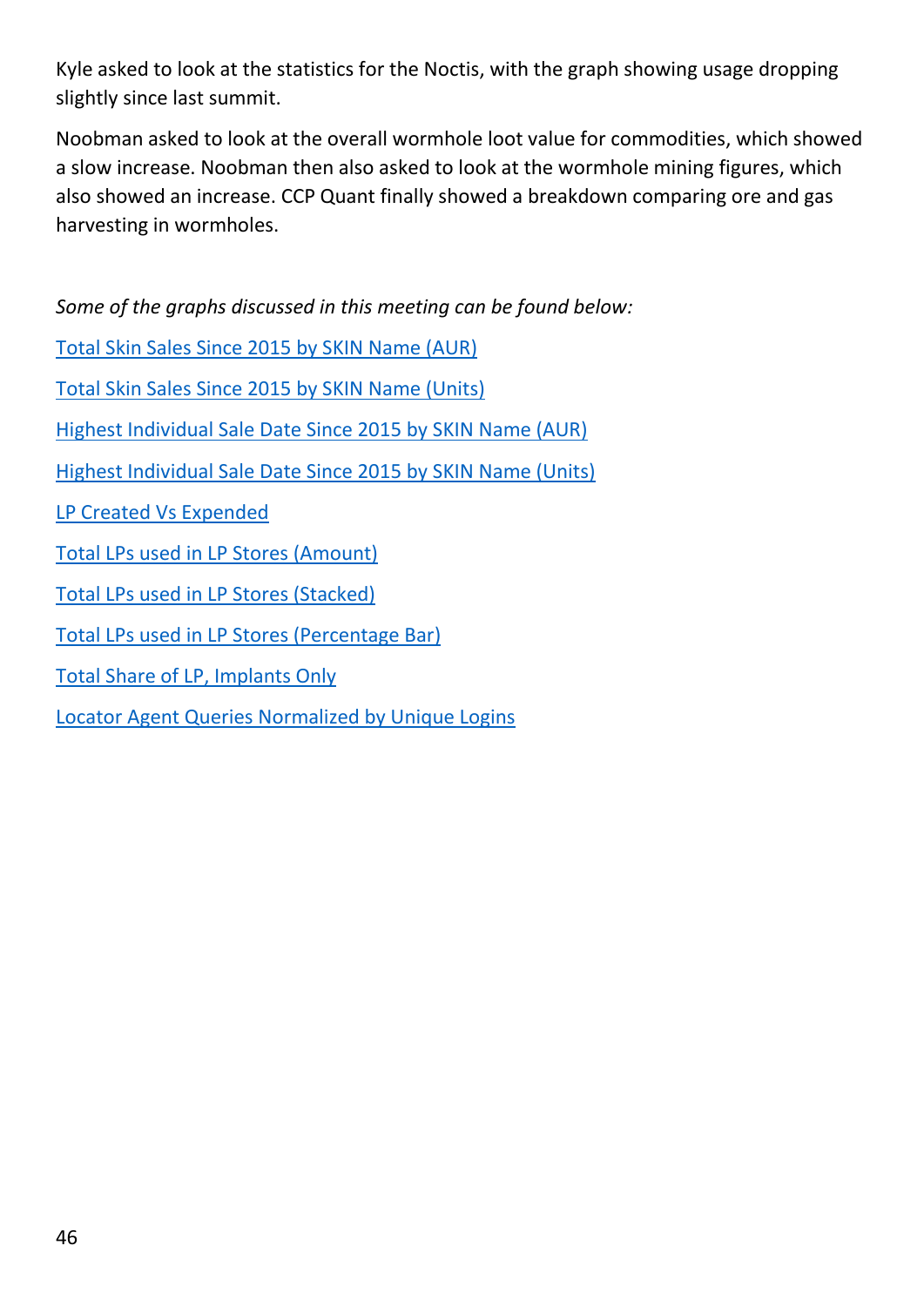Kyle asked to look at the statistics for the Noctis, with the graph showing usage dropping slightly since last summit.

Noobman asked to look at the overall wormhole loot value for commodities, which showed a slow increase. Noobman then also asked to look at the wormhole mining figures, which also showed an increase. CCP Quant finally showed a breakdown comparing ore and gas harvesting in wormholes.

*Some of the graphs discussed in this meeting can be found below:*

Total Skin Sales Since 2015 by SKIN Name (AUR)

Total Skin Sales Since 2015 by SKIN Name (Units)

Highest Individual Sale Date Since 2015 by SKIN Name (AUR)

Highest Individual Sale Date Since 2015 by SKIN Name (Units)

LP Created Vs Expended

Total LPs used in LP Stores (Amount)

Total LPs used in LP Stores (Stacked)

Total LPs used in LP Stores (Percentage Bar)

Total Share of LP, Implants Only

Locator Agent Queries Normalized by Unique Logins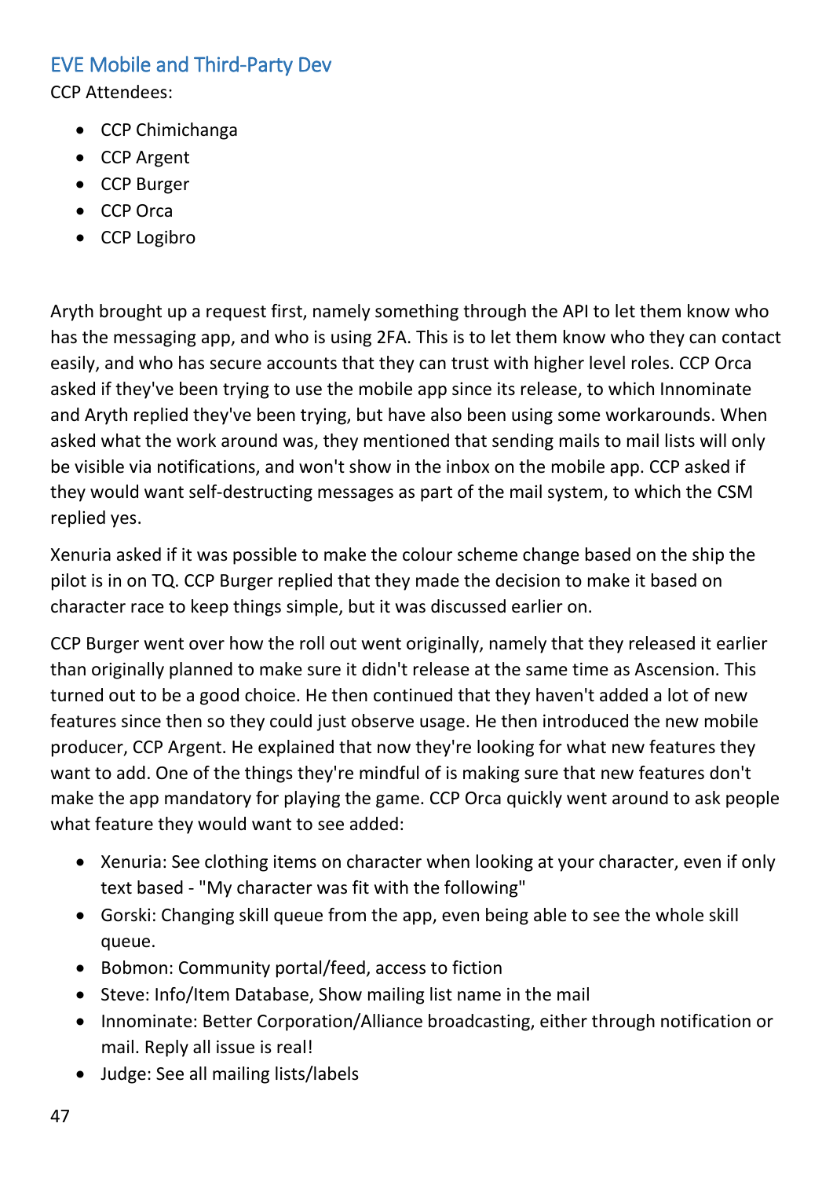## EVE Mobile and Third-Party Dev

CCP Attendees:

- CCP Chimichanga
- CCP Argent
- CCP Burger
- CCP Orca
- CCP Logibro

Aryth brought up a request first, namely something through the API to let them know who has the messaging app, and who is using 2FA. This is to let them know who they can contact easily, and who has secure accounts that they can trust with higher level roles. CCP Orca asked if they've been trying to use the mobile app since its release, to which Innominate and Aryth replied they've been trying, but have also been using some workarounds. When asked what the work around was, they mentioned that sending mails to mail lists will only be visible via notifications, and won't show in the inbox on the mobile app. CCP asked if they would want self-destructing messages as part of the mail system, to which the CSM replied yes.

Xenuria asked if it was possible to make the colour scheme change based on the ship the pilot is in on TQ. CCP Burger replied that they made the decision to make it based on character race to keep things simple, but it was discussed earlier on.

CCP Burger went over how the roll out went originally, namely that they released it earlier than originally planned to make sure it didn't release at the same time as Ascension. This turned out to be a good choice. He then continued that they haven't added a lot of new features since then so they could just observe usage. He then introduced the new mobile producer, CCP Argent. He explained that now they're looking for what new features they want to add. One of the things they're mindful of is making sure that new features don't make the app mandatory for playing the game. CCP Orca quickly went around to ask people what feature they would want to see added:

- Xenuria: See clothing items on character when looking at your character, even if only text based - "My character was fit with the following"
- Gorski: Changing skill queue from the app, even being able to see the whole skill queue.
- Bobmon: Community portal/feed, access to fiction
- Steve: Info/Item Database, Show mailing list name in the mail
- Innominate: Better Corporation/Alliance broadcasting, either through notification or mail. Reply all issue is real!
- Judge: See all mailing lists/labels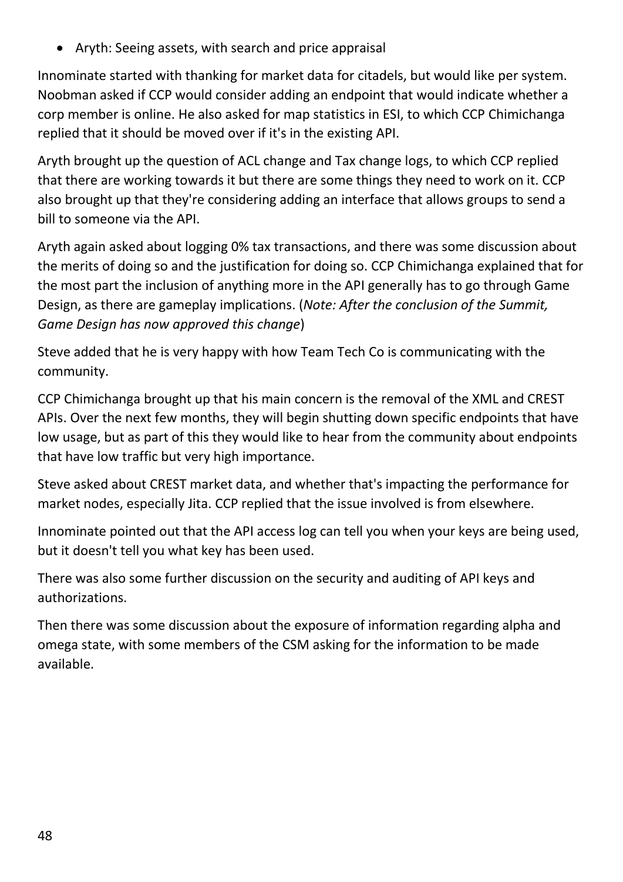- Aryth: Seeing assets, with search and price appraisal

Innominate started with thanking for market data for citadels, but would like per system. Noobman asked if CCP would consider adding an endpoint that would indicate whether a corp member is online. He also asked for map statistics in ESI, to which CCP Chimichanga replied that it should be moved over if it's in the existing API.

Aryth brought up the question of ACL change and Tax change logs, to which CCP replied that there are working towards it but there are some things they need to work on it. CCP also brought up that they're considering adding an interface that allows groups to send a bill to someone via the API.

Aryth again asked about logging 0% tax transactions, and there was some discussion about the merits of doing so and the justification for doing so. CCP Chimichanga explained that for the most part the inclusion of anything more in the API generally has to go through Game Design, as there are gameplay implications. (*Note: After the conclusion of the Summit, Game Design has now approved this change*)

Steve added that he is very happy with how Team Tech Co is communicating with the community.

CCP Chimichanga brought up that his main concern is the removal of the XML and CREST APIs. Over the next few months, they will begin shutting down specific endpoints that have low usage, but as part of this they would like to hear from the community about endpoints that have low traffic but very high importance.

Steve asked about CREST market data, and whether that's impacting the performance for market nodes, especially Jita. CCP replied that the issue involved is from elsewhere.

Innominate pointed out that the API access log can tell you when your keys are being used, but it doesn't tell you what key has been used.

There was also some further discussion on the security and auditing of API keys and authorizations.

Then there was some discussion about the exposure of information regarding alpha and omega state, with some members of the CSM asking for the information to be made available.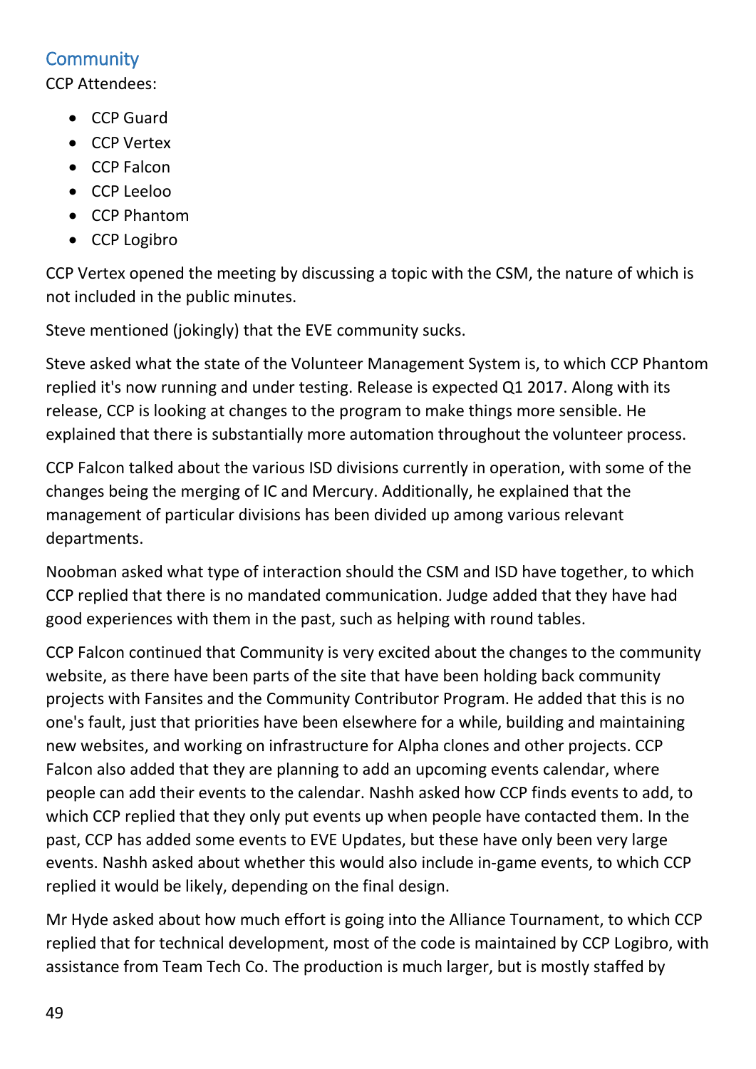## Community

CCP Attendees:

- CCP Guard
- CCP Vertex
- CCP Falcon
- CCP Leeloo
- CCP Phantom
- CCP Logibro

CCP Vertex opened the meeting by discussing a topic with the CSM, the nature of which is not included in the public minutes.

Steve mentioned (jokingly) that the EVE community sucks.

Steve asked what the state of the Volunteer Management System is, to which CCP Phantom replied it's now running and under testing. Release is expected Q1 2017. Along with its release, CCP is looking at changes to the program to make things more sensible. He explained that there is substantially more automation throughout the volunteer process.

CCP Falcon talked about the various ISD divisions currently in operation, with some of the changes being the merging of IC and Mercury. Additionally, he explained that the management of particular divisions has been divided up among various relevant departments.

Noobman asked what type of interaction should the CSM and ISD have together, to which CCP replied that there is no mandated communication. Judge added that they have had good experiences with them in the past, such as helping with round tables.

CCP Falcon continued that Community is very excited about the changes to the community website, as there have been parts of the site that have been holding back community projects with Fansites and the Community Contributor Program. He added that this is no one's fault, just that priorities have been elsewhere for a while, building and maintaining new websites, and working on infrastructure for Alpha clones and other projects. CCP Falcon also added that they are planning to add an upcoming events calendar, where people can add their events to the calendar. Nashh asked how CCP finds events to add, to which CCP replied that they only put events up when people have contacted them. In the past, CCP has added some events to EVE Updates, but these have only been very large events. Nashh asked about whether this would also include in-game events, to which CCP replied it would be likely, depending on the final design.

Mr Hyde asked about how much effort is going into the Alliance Tournament, to which CCP replied that for technical development, most of the code is maintained by CCP Logibro, with assistance from Team Tech Co. The production is much larger, but is mostly staffed by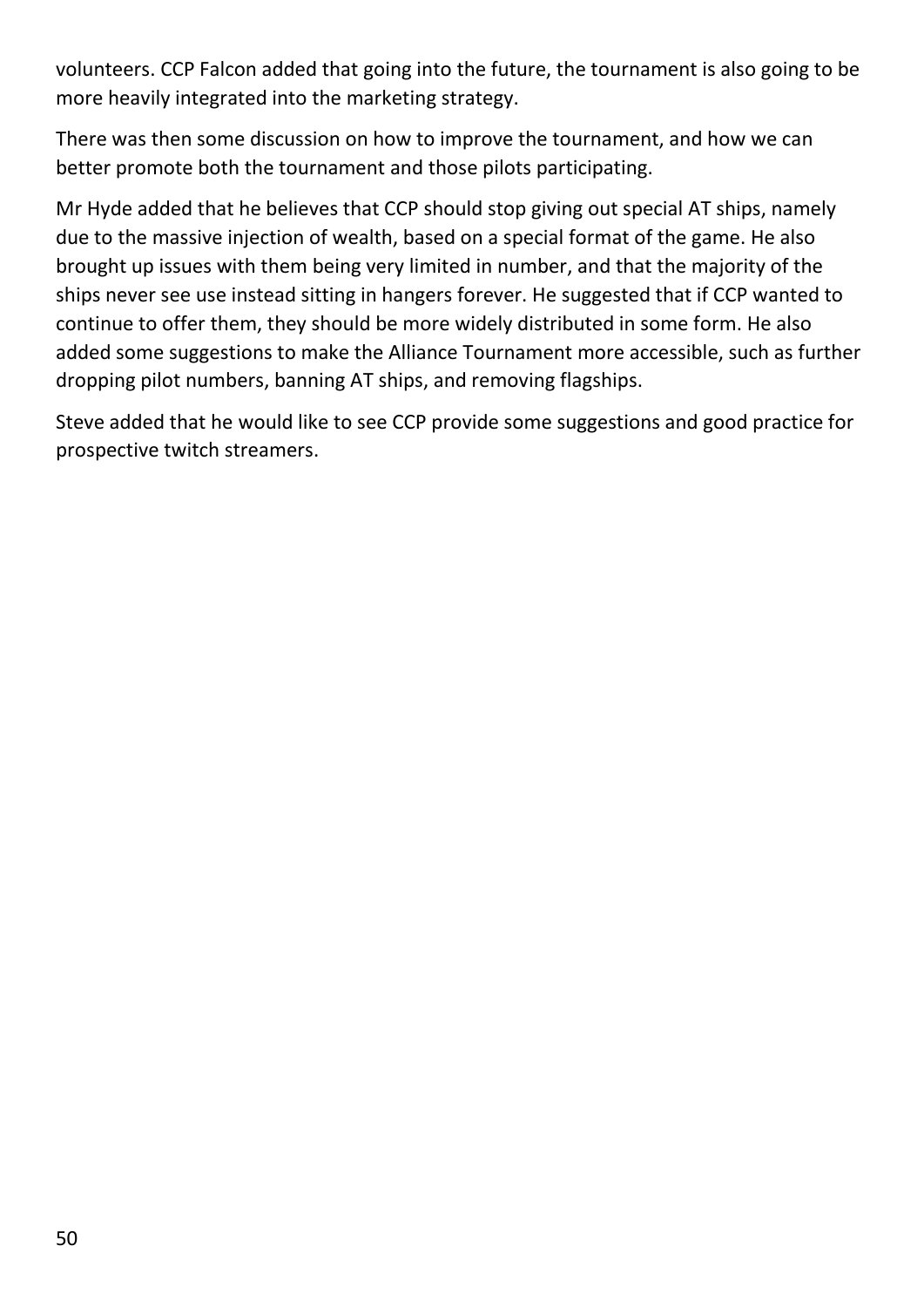volunteers. CCP Falcon added that going into the future, the tournament is also going to be more heavily integrated into the marketing strategy.

There was then some discussion on how to improve the tournament, and how we can better promote both the tournament and those pilots participating.

Mr Hyde added that he believes that CCP should stop giving out special AT ships, namely due to the massive injection of wealth, based on a special format of the game. He also brought up issues with them being very limited in number, and that the majority of the ships never see use instead sitting in hangers forever. He suggested that if CCP wanted to continue to offer them, they should be more widely distributed in some form. He also added some suggestions to make the Alliance Tournament more accessible, such as further dropping pilot numbers, banning AT ships, and removing flagships.

Steve added that he would like to see CCP provide some suggestions and good practice for prospective twitch streamers.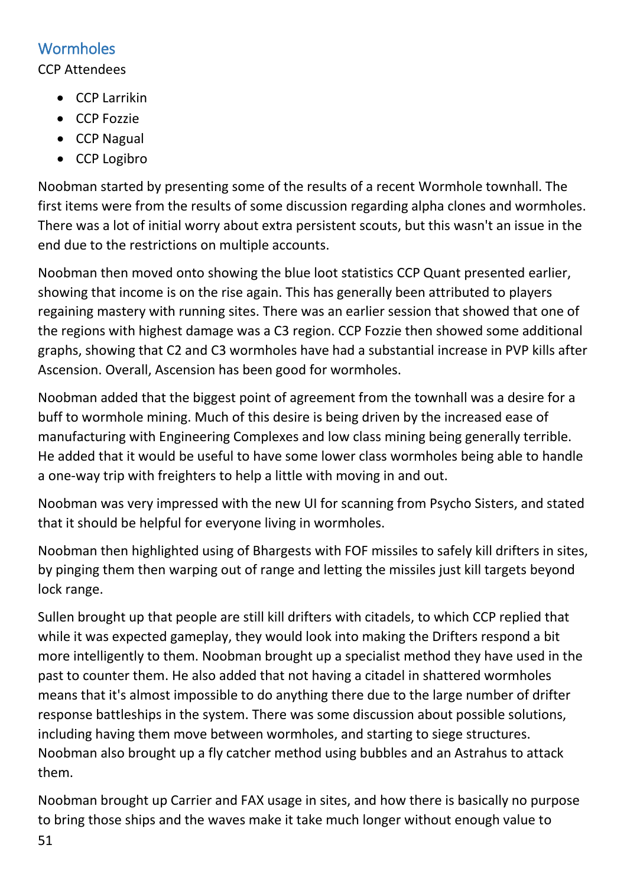## Wormholes

CCP Attendees

- CCP Larrikin
- CCP Fozzie
- CCP Nagual
- CCP Logibro

Noobman started by presenting some of the results of a recent Wormhole townhall. The first items were from the results of some discussion regarding alpha clones and wormholes. There was a lot of initial worry about extra persistent scouts, but this wasn't an issue in the end due to the restrictions on multiple accounts.

Noobman then moved onto showing the blue loot statistics CCP Quant presented earlier, showing that income is on the rise again. This has generally been attributed to players regaining mastery with running sites. There was an earlier session that showed that one of the regions with highest damage was a C3 region. CCP Fozzie then showed some additional graphs, showing that C2 and C3 wormholes have had a substantial increase in PVP kills after Ascension. Overall, Ascension has been good for wormholes.

Noobman added that the biggest point of agreement from the townhall was a desire for a buff to wormhole mining. Much of this desire is being driven by the increased ease of manufacturing with Engineering Complexes and low class mining being generally terrible. He added that it would be useful to have some lower class wormholes being able to handle a one-way trip with freighters to help a little with moving in and out.

Noobman was very impressed with the new UI for scanning from Psycho Sisters, and stated that it should be helpful for everyone living in wormholes.

Noobman then highlighted using of Bhargests with FOF missiles to safely kill drifters in sites, by pinging them then warping out of range and letting the missiles just kill targets beyond lock range.

Sullen brought up that people are still kill drifters with citadels, to which CCP replied that while it was expected gameplay, they would look into making the Drifters respond a bit more intelligently to them. Noobman brought up a specialist method they have used in the past to counter them. He also added that not having a citadel in shattered wormholes means that it's almost impossible to do anything there due to the large number of drifter response battleships in the system. There was some discussion about possible solutions, including having them move between wormholes, and starting to siege structures. Noobman also brought up a fly catcher method using bubbles and an Astrahus to attack them.

Noobman brought up Carrier and FAX usage in sites, and how there is basically no purpose to bring those ships and the waves make it take much longer without enough value to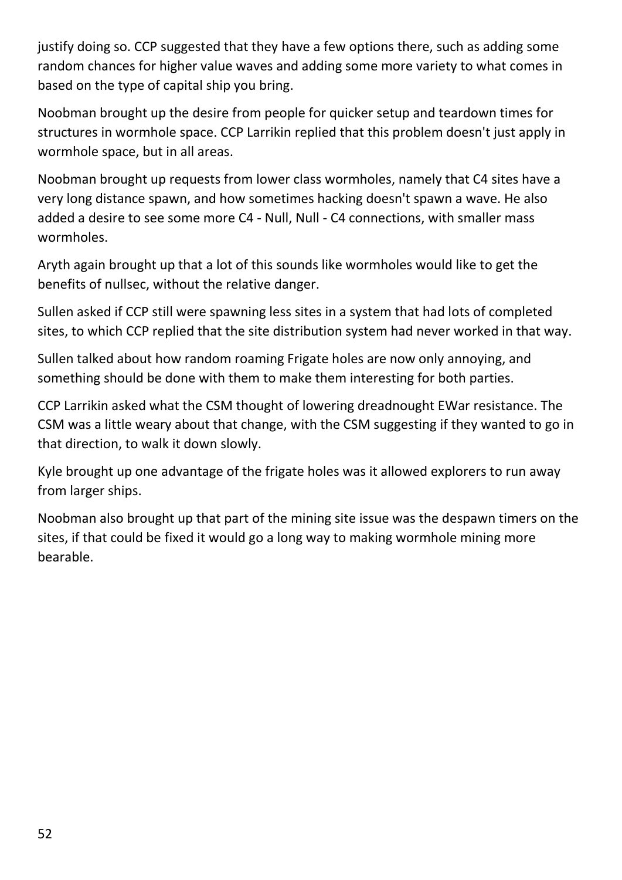justify doing so. CCP suggested that they have a few options there, such as adding some random chances for higher value waves and adding some more variety to what comes in based on the type of capital ship you bring.

Noobman brought up the desire from people for quicker setup and teardown times for structures in wormhole space. CCP Larrikin replied that this problem doesn't just apply in wormhole space, but in all areas.

Noobman brought up requests from lower class wormholes, namely that C4 sites have a very long distance spawn, and how sometimes hacking doesn't spawn a wave. He also added a desire to see some more C4 - Null, Null - C4 connections, with smaller mass wormholes.

Aryth again brought up that a lot of this sounds like wormholes would like to get the benefits of nullsec, without the relative danger.

Sullen asked if CCP still were spawning less sites in a system that had lots of completed sites, to which CCP replied that the site distribution system had never worked in that way.

Sullen talked about how random roaming Frigate holes are now only annoying, and something should be done with them to make them interesting for both parties.

CCP Larrikin asked what the CSM thought of lowering dreadnought EWar resistance. The CSM was a little weary about that change, with the CSM suggesting if they wanted to go in that direction, to walk it down slowly.

Kyle brought up one advantage of the frigate holes was it allowed explorers to run away from larger ships.

Noobman also brought up that part of the mining site issue was the despawn timers on the sites, if that could be fixed it would go a long way to making wormhole mining more bearable.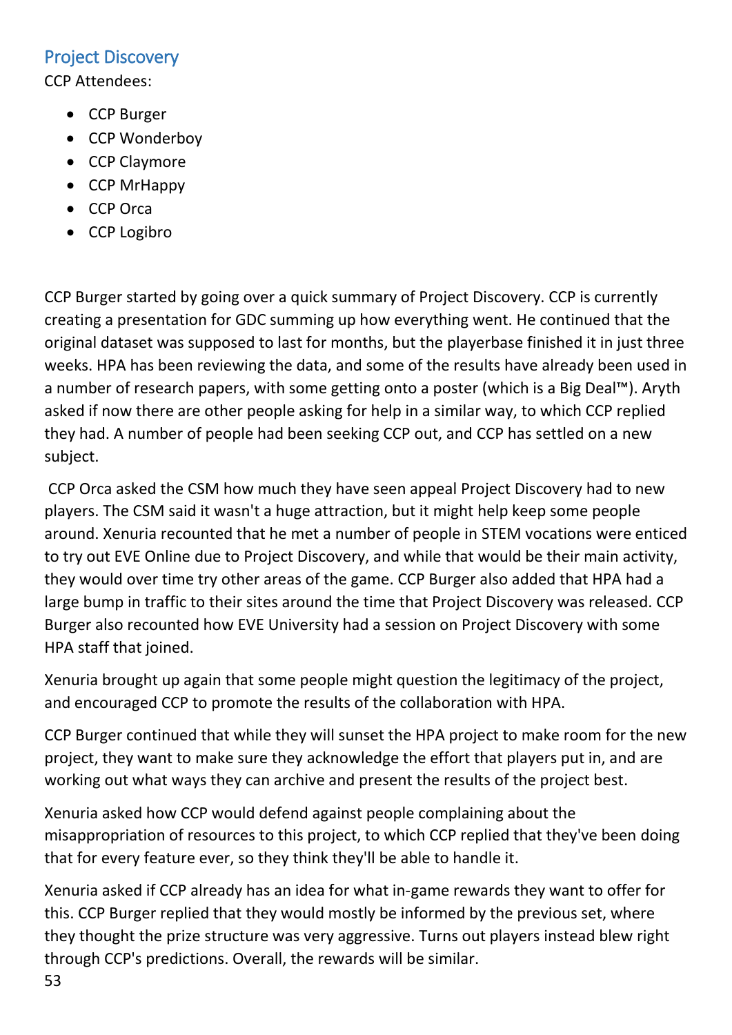## Project Discovery

CCP Attendees:

- CCP Burger
- CCP Wonderboy
- CCP Claymore
- CCP MrHappy
- CCP Orca
- CCP Logibro

CCP Burger started by going over a quick summary of Project Discovery. CCP is currently creating a presentation for GDC summing up how everything went. He continued that the original dataset was supposed to last for months, but the playerbase finished it in just three weeks. HPA has been reviewing the data, and some of the results have already been used in a number of research papers, with some getting onto a poster (which is a Big Deal™). Aryth asked if now there are other people asking for help in a similar way, to which CCP replied they had. A number of people had been seeking CCP out, and CCP has settled on a new subject.

CCP Orca asked the CSM how much they have seen appeal Project Discovery had to new players. The CSM said it wasn't a huge attraction, but it might help keep some people around. Xenuria recounted that he met a number of people in STEM vocations were enticed to try out EVE Online due to Project Discovery, and while that would be their main activity, they would over time try other areas of the game. CCP Burger also added that HPA had a large bump in traffic to their sites around the time that Project Discovery was released. CCP Burger also recounted how EVE University had a session on Project Discovery with some HPA staff that joined.

Xenuria brought up again that some people might question the legitimacy of the project, and encouraged CCP to promote the results of the collaboration with HPA.

CCP Burger continued that while they will sunset the HPA project to make room for the new project, they want to make sure they acknowledge the effort that players put in, and are working out what ways they can archive and present the results of the project best.

Xenuria asked how CCP would defend against people complaining about the misappropriation of resources to this project, to which CCP replied that they've been doing that for every feature ever, so they think they'll be able to handle it.

Xenuria asked if CCP already has an idea for what in-game rewards they want to offer for this. CCP Burger replied that they would mostly be informed by the previous set, where they thought the prize structure was very aggressive. Turns out players instead blew right through CCP's predictions. Overall, the rewards will be similar.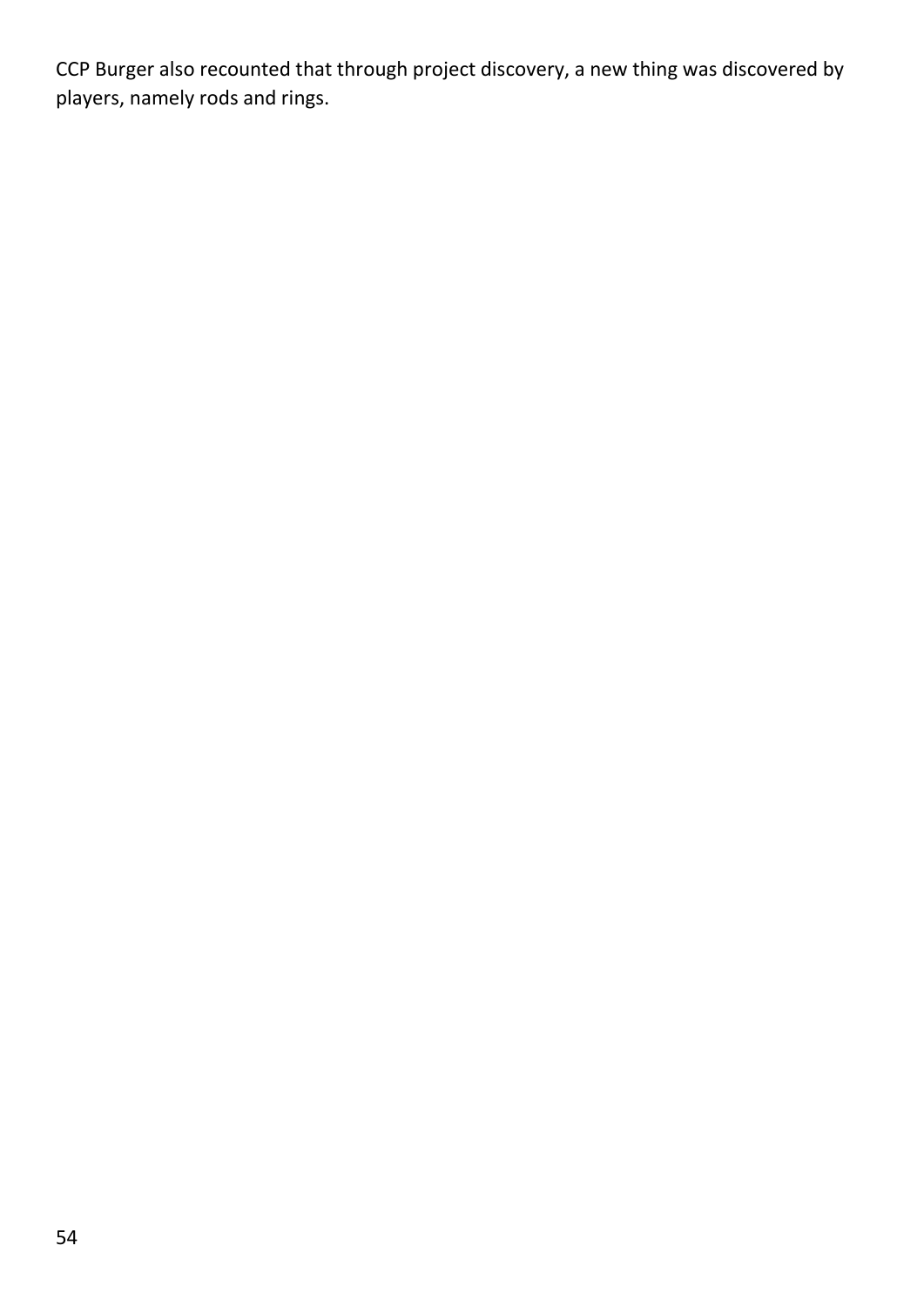CCP Burger also recounted that through project discovery, a new thing was discovered by players, namely rods and rings.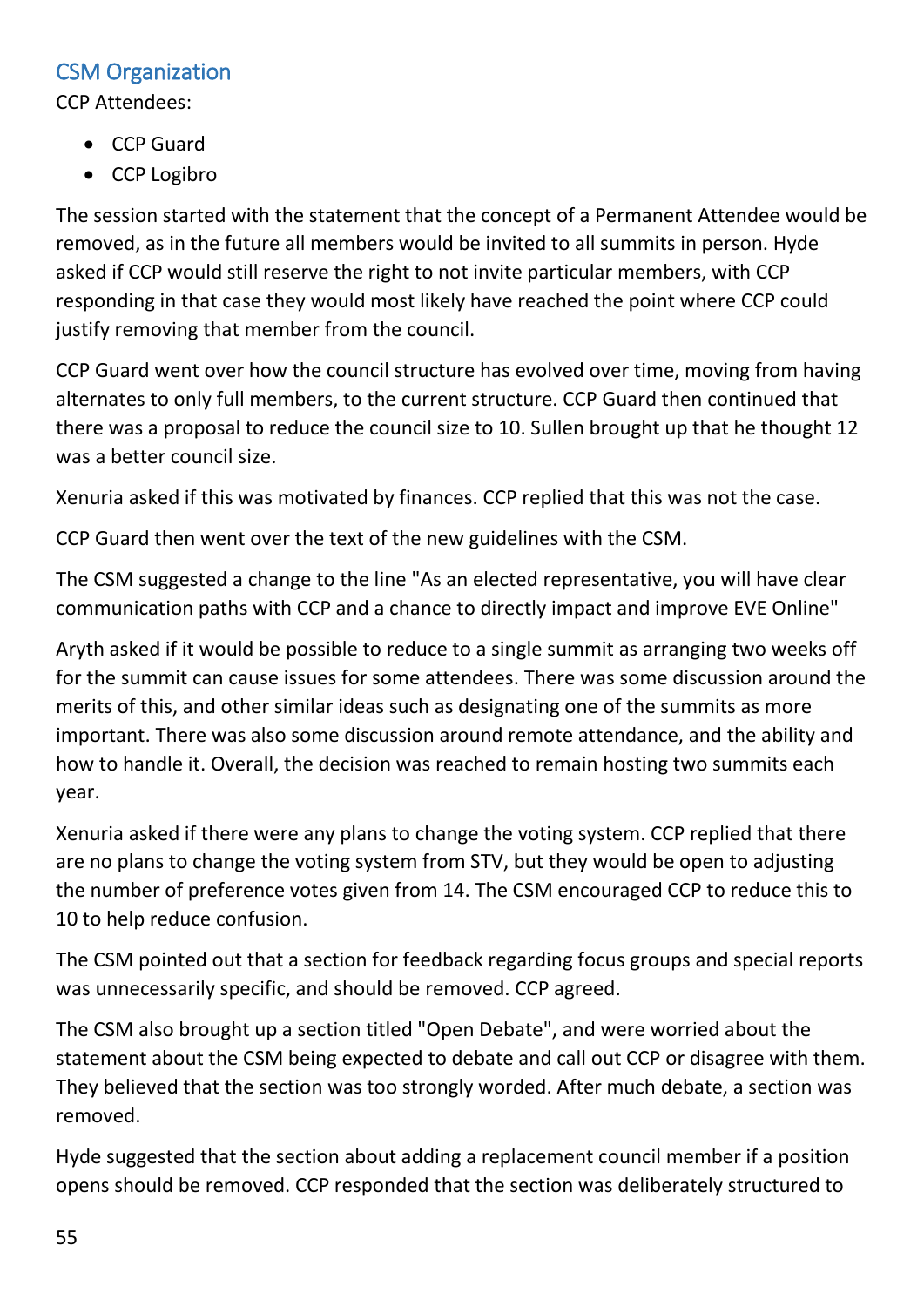## CSM Organization

CCP Attendees:

- CCP Guard
- CCP Logibro

The session started with the statement that the concept of a Permanent Attendee would be removed, as in the future all members would be invited to all summits in person. Hyde asked if CCP would still reserve the right to not invite particular members, with CCP responding in that case they would most likely have reached the point where CCP could justify removing that member from the council.

CCP Guard went over how the council structure has evolved over time, moving from having alternates to only full members, to the current structure. CCP Guard then continued that there was a proposal to reduce the council size to 10. Sullen brought up that he thought 12 was a better council size.

Xenuria asked if this was motivated by finances. CCP replied that this was not the case.

CCP Guard then went over the text of the new guidelines with the CSM.

The CSM suggested a change to the line "As an elected representative, you will have clear communication paths with CCP and a chance to directly impact and improve EVE Online"

Aryth asked if it would be possible to reduce to a single summit as arranging two weeks off for the summit can cause issues for some attendees. There was some discussion around the merits of this, and other similar ideas such as designating one of the summits as more important. There was also some discussion around remote attendance, and the ability and how to handle it. Overall, the decision was reached to remain hosting two summits each year.

Xenuria asked if there were any plans to change the voting system. CCP replied that there are no plans to change the voting system from STV, but they would be open to adjusting the number of preference votes given from 14. The CSM encouraged CCP to reduce this to 10 to help reduce confusion.

The CSM pointed out that a section for feedback regarding focus groups and special reports was unnecessarily specific, and should be removed. CCP agreed.

The CSM also brought up a section titled "Open Debate", and were worried about the statement about the CSM being expected to debate and call out CCP or disagree with them. They believed that the section was too strongly worded. After much debate, a section was removed.

Hyde suggested that the section about adding a replacement council member if a position opens should be removed. CCP responded that the section was deliberately structured to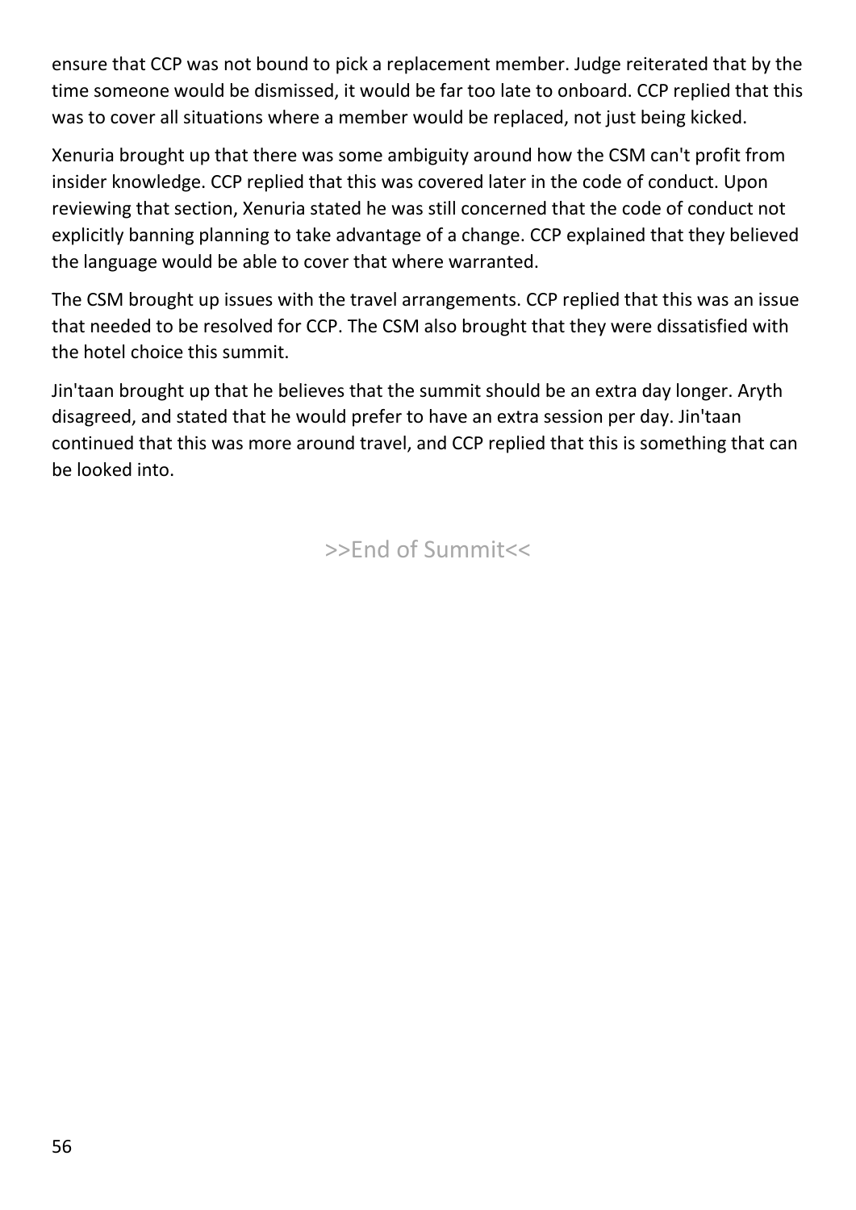ensure that CCP was not bound to pick a replacement member. Judge reiterated that by the time someone would be dismissed, it would be far too late to onboard. CCP replied that this was to cover all situations where a member would be replaced, not just being kicked.

Xenuria brought up that there was some ambiguity around how the CSM can't profit from insider knowledge. CCP replied that this was covered later in the code of conduct. Upon reviewing that section, Xenuria stated he was still concerned that the code of conduct not explicitly banning planning to take advantage of a change. CCP explained that they believed the language would be able to cover that where warranted.

The CSM brought up issues with the travel arrangements. CCP replied that this was an issue that needed to be resolved for CCP. The CSM also brought that they were dissatisfied with the hotel choice this summit.

Jin'taan brought up that he believes that the summit should be an extra day longer. Aryth disagreed, and stated that he would prefer to have an extra session per day. Jin'taan continued that this was more around travel, and CCP replied that this is something that can be looked into.

>>End of Summit<<